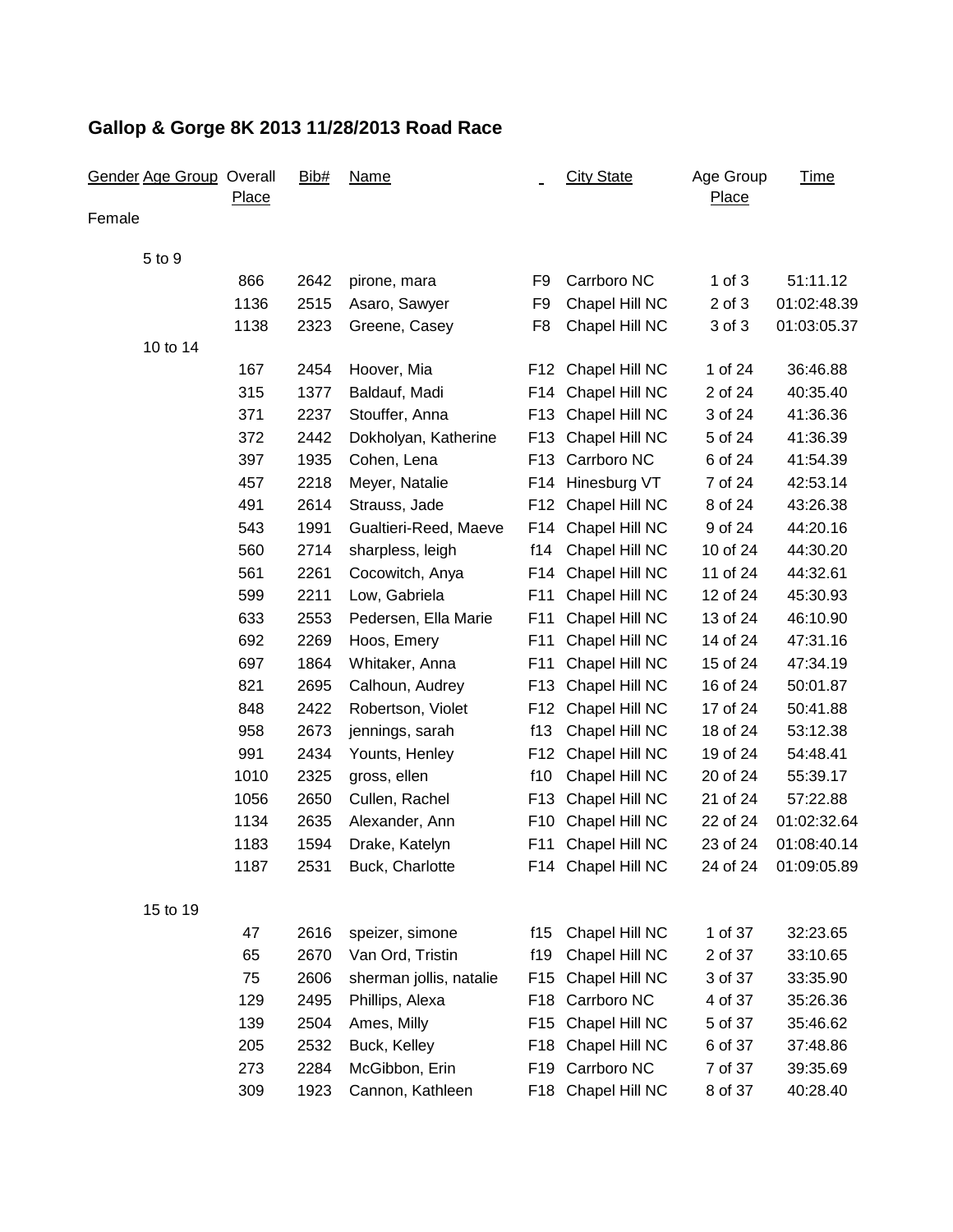# Gallop & Gorge 8K 2013 11/28/2013 Road Race

| Gender | Age Group | Overall Place | Bib# | Name | | City State | Age Group Place | Time |
|---|---|---|---|---|---|---|---|---|
| Female | | | | | | | | |
| | 5 to 9 | | | | | | | |
| | | 866 | 2642 | pirone, mara | F9 | Carrboro NC | 1 of 3 | 51:11.12 |
| | | 1136 | 2515 | Asaro, Sawyer | F9 | Chapel Hill NC | 2 of 3 | 01:02:48.39 |
| | | 1138 | 2323 | Greene, Casey | F8 | Chapel Hill NC | 3 of 3 | 01:03:05.37 |
| | 10 to 14 | | | | | | | |
| | | 167 | 2454 | Hoover, Mia | F12 | Chapel Hill NC | 1 of 24 | 36:46.88 |
| | | 315 | 1377 | Baldauf, Madi | F14 | Chapel Hill NC | 2 of 24 | 40:35.40 |
| | | 371 | 2237 | Stouffer, Anna | F13 | Chapel Hill NC | 3 of 24 | 41:36.36 |
| | | 372 | 2442 | Dokholyan, Katherine | F13 | Chapel Hill NC | 5 of 24 | 41:36.39 |
| | | 397 | 1935 | Cohen, Lena | F13 | Carrboro NC | 6 of 24 | 41:54.39 |
| | | 457 | 2218 | Meyer, Natalie | F14 | Hinesburg VT | 7 of 24 | 42:53.14 |
| | | 491 | 2614 | Strauss, Jade | F12 | Chapel Hill NC | 8 of 24 | 43:26.38 |
| | | 543 | 1991 | Gualtieri-Reed, Maeve | F14 | Chapel Hill NC | 9 of 24 | 44:20.16 |
| | | 560 | 2714 | sharpless, leigh | f14 | Chapel Hill NC | 10 of 24 | 44:30.20 |
| | | 561 | 2261 | Cocowitch, Anya | F14 | Chapel Hill NC | 11 of 24 | 44:32.61 |
| | | 599 | 2211 | Low, Gabriela | F11 | Chapel Hill NC | 12 of 24 | 45:30.93 |
| | | 633 | 2553 | Pedersen, Ella Marie | F11 | Chapel Hill NC | 13 of 24 | 46:10.90 |
| | | 692 | 2269 | Hoos, Emery | F11 | Chapel Hill NC | 14 of 24 | 47:31.16 |
| | | 697 | 1864 | Whitaker, Anna | F11 | Chapel Hill NC | 15 of 24 | 47:34.19 |
| | | 821 | 2695 | Calhoun, Audrey | F13 | Chapel Hill NC | 16 of 24 | 50:01.87 |
| | | 848 | 2422 | Robertson, Violet | F12 | Chapel Hill NC | 17 of 24 | 50:41.88 |
| | | 958 | 2673 | jennings, sarah | f13 | Chapel Hill NC | 18 of 24 | 53:12.38 |
| | | 991 | 2434 | Younts, Henley | F12 | Chapel Hill NC | 19 of 24 | 54:48.41 |
| | | 1010 | 2325 | gross, ellen | f10 | Chapel Hill NC | 20 of 24 | 55:39.17 |
| | | 1056 | 2650 | Cullen, Rachel | F13 | Chapel Hill NC | 21 of 24 | 57:22.88 |
| | | 1134 | 2635 | Alexander, Ann | F10 | Chapel Hill NC | 22 of 24 | 01:02:32.64 |
| | | 1183 | 1594 | Drake, Katelyn | F11 | Chapel Hill NC | 23 of 24 | 01:08:40.14 |
| | | 1187 | 2531 | Buck, Charlotte | F14 | Chapel Hill NC | 24 of 24 | 01:09:05.89 |
| | 15 to 19 | | | | | | | |
| | | 47 | 2616 | speizer, simone | f15 | Chapel Hill NC | 1 of 37 | 32:23.65 |
| | | 65 | 2670 | Van Ord, Tristin | f19 | Chapel Hill NC | 2 of 37 | 33:10.65 |
| | | 75 | 2606 | sherman jollis, natalie | F15 | Chapel Hill NC | 3 of 37 | 33:35.90 |
| | | 129 | 2495 | Phillips, Alexa | F18 | Carrboro NC | 4 of 37 | 35:26.36 |
| | | 139 | 2504 | Ames, Milly | F15 | Chapel Hill NC | 5 of 37 | 35:46.62 |
| | | 205 | 2532 | Buck, Kelley | F18 | Chapel Hill NC | 6 of 37 | 37:48.86 |
| | | 273 | 2284 | McGibbon, Erin | F19 | Carrboro NC | 7 of 37 | 39:35.69 |
| | | 309 | 1923 | Cannon, Kathleen | F18 | Chapel Hill NC | 8 of 37 | 40:28.40 |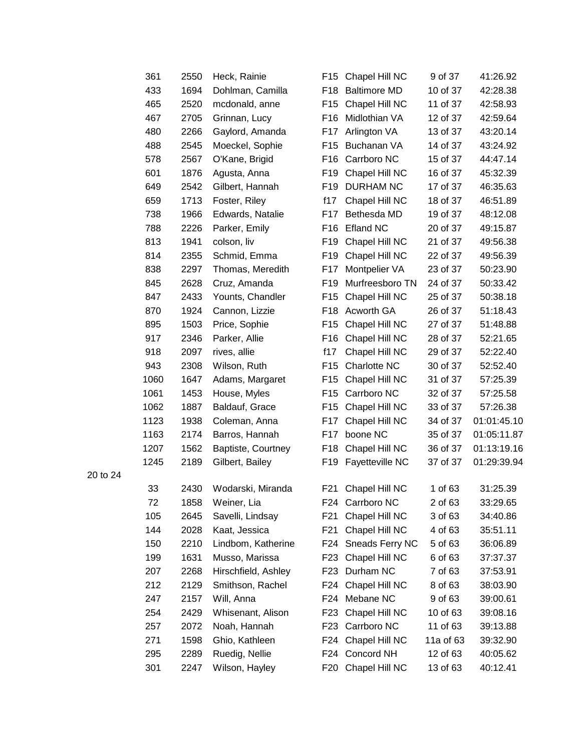| | | | | | | |
|---|---|---|---|---|---|---|
| 361 | 2550 | Heck, Rainie | F15 | Chapel Hill NC | 9 of 37 | 41:26.92 |
| 433 | 1694 | Dohlman, Camilla | F18 | Baltimore MD | 10 of 37 | 42:28.38 |
| 465 | 2520 | mcdonald, anne | F15 | Chapel Hill NC | 11 of 37 | 42:58.93 |
| 467 | 2705 | Grinnan, Lucy | F16 | Midlothian VA | 12 of 37 | 42:59.64 |
| 480 | 2266 | Gaylord, Amanda | F17 | Arlington VA | 13 of 37 | 43:20.14 |
| 488 | 2545 | Moeckel, Sophie | F15 | Buchanan VA | 14 of 37 | 43:24.92 |
| 578 | 2567 | O'Kane, Brigid | F16 | Carrboro NC | 15 of 37 | 44:47.14 |
| 601 | 1876 | Agusta, Anna | F19 | Chapel Hill NC | 16 of 37 | 45:32.39 |
| 649 | 2542 | Gilbert, Hannah | F19 | DURHAM NC | 17 of 37 | 46:35.63 |
| 659 | 1713 | Foster, Riley | f17 | Chapel Hill NC | 18 of 37 | 46:51.89 |
| 738 | 1966 | Edwards, Natalie | F17 | Bethesda MD | 19 of 37 | 48:12.08 |
| 788 | 2226 | Parker, Emily | F16 | Efland NC | 20 of 37 | 49:15.87 |
| 813 | 1941 | colson, liv | F19 | Chapel Hill NC | 21 of 37 | 49:56.38 |
| 814 | 2355 | Schmid, Emma | F19 | Chapel Hill NC | 22 of 37 | 49:56.39 |
| 838 | 2297 | Thomas, Meredith | F17 | Montpelier VA | 23 of 37 | 50:23.90 |
| 845 | 2628 | Cruz, Amanda | F19 | Murfreesboro TN | 24 of 37 | 50:33.42 |
| 847 | 2433 | Younts, Chandler | F15 | Chapel Hill NC | 25 of 37 | 50:38.18 |
| 870 | 1924 | Cannon, Lizzie | F18 | Acworth GA | 26 of 37 | 51:18.43 |
| 895 | 1503 | Price, Sophie | F15 | Chapel Hill NC | 27 of 37 | 51:48.88 |
| 917 | 2346 | Parker, Allie | F16 | Chapel Hill NC | 28 of 37 | 52:21.65 |
| 918 | 2097 | rives, allie | f17 | Chapel Hill NC | 29 of 37 | 52:22.40 |
| 943 | 2308 | Wilson, Ruth | F15 | Charlotte NC | 30 of 37 | 52:52.40 |
| 1060 | 1647 | Adams, Margaret | F15 | Chapel Hill NC | 31 of 37 | 57:25.39 |
| 1061 | 1453 | House, Myles | F15 | Carrboro NC | 32 of 37 | 57:25.58 |
| 1062 | 1887 | Baldauf, Grace | F15 | Chapel Hill NC | 33 of 37 | 57:26.38 |
| 1123 | 1938 | Coleman, Anna | F17 | Chapel Hill NC | 34 of 37 | 01:01:45.10 |
| 1163 | 2174 | Barros, Hannah | F17 | boone NC | 35 of 37 | 01:05:11.87 |
| 1207 | 1562 | Baptiste, Courtney | F18 | Chapel Hill NC | 36 of 37 | 01:13:19.16 |
| 1245 | 2189 | Gilbert, Bailey | F19 | Fayetteville NC | 37 of 37 | 01:29:39.94 |

20 to 24

| | | | | | | |
|---|---|---|---|---|---|---|
| 33 | 2430 | Wodarski, Miranda | F21 | Chapel Hill NC | 1 of 63 | 31:25.39 |
| 72 | 1858 | Weiner, Lia | F24 | Carrboro NC | 2 of 63 | 33:29.65 |
| 105 | 2645 | Savelli, Lindsay | F21 | Chapel Hill NC | 3 of 63 | 34:40.86 |
| 144 | 2028 | Kaat, Jessica | F21 | Chapel Hill NC | 4 of 63 | 35:51.11 |
| 150 | 2210 | Lindbom, Katherine | F24 | Sneads Ferry NC | 5 of 63 | 36:06.89 |
| 199 | 1631 | Musso, Marissa | F23 | Chapel Hill NC | 6 of 63 | 37:37.37 |
| 207 | 2268 | Hirschfield, Ashley | F23 | Durham NC | 7 of 63 | 37:53.91 |
| 212 | 2129 | Smithson, Rachel | F24 | Chapel Hill NC | 8 of 63 | 38:03.90 |
| 247 | 2157 | Will, Anna | F24 | Mebane NC | 9 of 63 | 39:00.61 |
| 254 | 2429 | Whisenant, Alison | F23 | Chapel Hill NC | 10 of 63 | 39:08.16 |
| 257 | 2072 | Noah, Hannah | F23 | Carrboro NC | 11 of 63 | 39:13.88 |
| 271 | 1598 | Ghio, Kathleen | F24 | Chapel Hill NC | 11a of 63 | 39:32.90 |
| 295 | 2289 | Ruedig, Nellie | F24 | Concord NH | 12 of 63 | 40:05.62 |
| 301 | 2247 | Wilson, Hayley | F20 | Chapel Hill NC | 13 of 63 | 40:12.41 |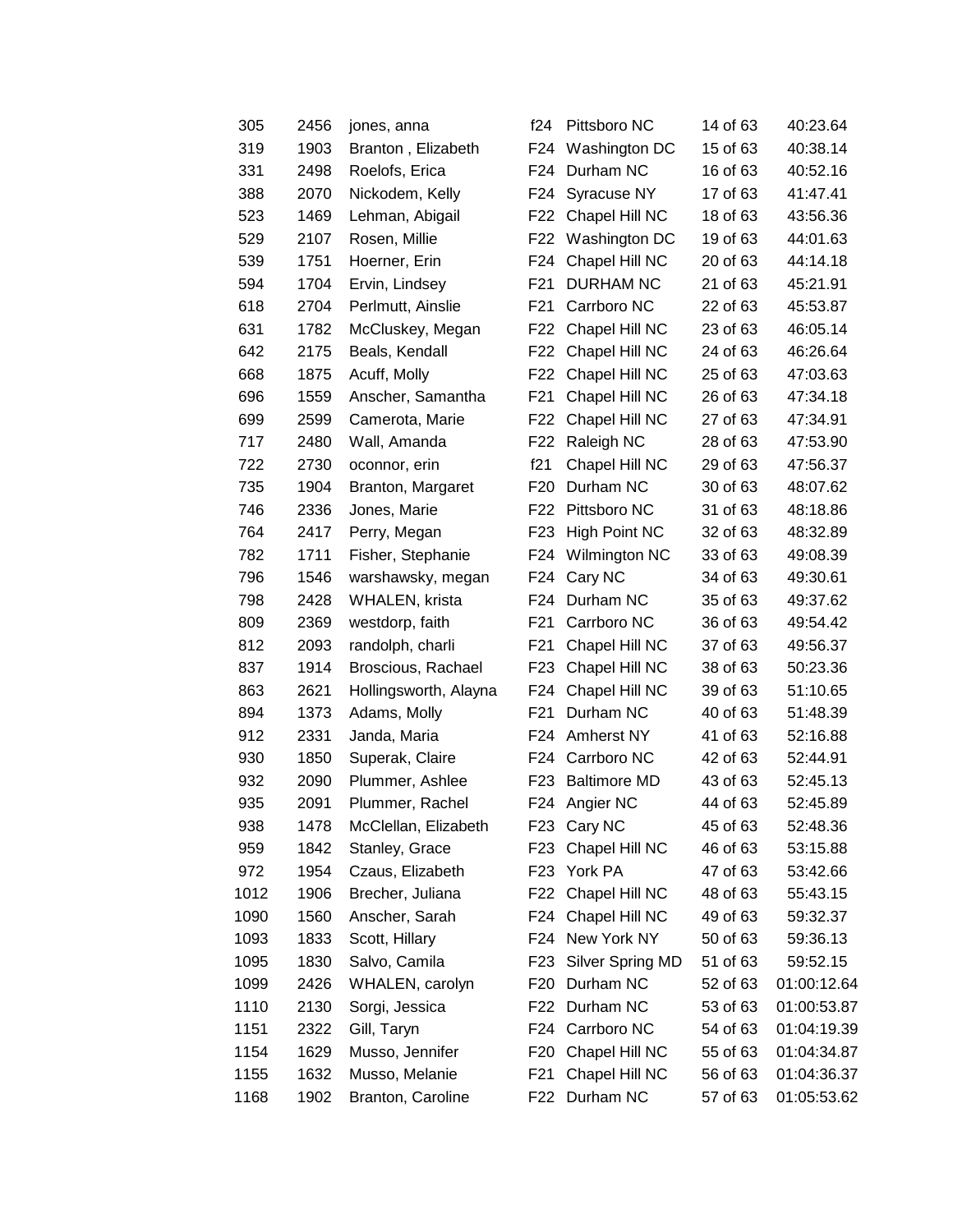| | | | | | | |
|---|---|---|---|---|---|---|
| 305 | 2456 | jones, anna | f24 | Pittsboro NC | 14 of 63 | 40:23.64 |
| 319 | 1903 | Branton , Elizabeth | F24 | Washington DC | 15 of 63 | 40:38.14 |
| 331 | 2498 | Roelofs, Erica | F24 | Durham NC | 16 of 63 | 40:52.16 |
| 388 | 2070 | Nickodem, Kelly | F24 | Syracuse NY | 17 of 63 | 41:47.41 |
| 523 | 1469 | Lehman, Abigail | F22 | Chapel Hill NC | 18 of 63 | 43:56.36 |
| 529 | 2107 | Rosen, Millie | F22 | Washington DC | 19 of 63 | 44:01.63 |
| 539 | 1751 | Hoerner, Erin | F24 | Chapel Hill NC | 20 of 63 | 44:14.18 |
| 594 | 1704 | Ervin, Lindsey | F21 | DURHAM NC | 21 of 63 | 45:21.91 |
| 618 | 2704 | Perlmutt, Ainslie | F21 | Carrboro NC | 22 of 63 | 45:53.87 |
| 631 | 1782 | McCluskey, Megan | F22 | Chapel Hill NC | 23 of 63 | 46:05.14 |
| 642 | 2175 | Beals, Kendall | F22 | Chapel Hill NC | 24 of 63 | 46:26.64 |
| 668 | 1875 | Acuff, Molly | F22 | Chapel Hill NC | 25 of 63 | 47:03.63 |
| 696 | 1559 | Anscher, Samantha | F21 | Chapel Hill NC | 26 of 63 | 47:34.18 |
| 699 | 2599 | Camerota, Marie | F22 | Chapel Hill NC | 27 of 63 | 47:34.91 |
| 717 | 2480 | Wall, Amanda | F22 | Raleigh NC | 28 of 63 | 47:53.90 |
| 722 | 2730 | oconnor, erin | f21 | Chapel Hill NC | 29 of 63 | 47:56.37 |
| 735 | 1904 | Branton, Margaret | F20 | Durham NC | 30 of 63 | 48:07.62 |
| 746 | 2336 | Jones, Marie | F22 | Pittsboro NC | 31 of 63 | 48:18.86 |
| 764 | 2417 | Perry, Megan | F23 | High Point NC | 32 of 63 | 48:32.89 |
| 782 | 1711 | Fisher, Stephanie | F24 | Wilmington NC | 33 of 63 | 49:08.39 |
| 796 | 1546 | warshawsky, megan | F24 | Cary NC | 34 of 63 | 49:30.61 |
| 798 | 2428 | WHALEN, krista | F24 | Durham NC | 35 of 63 | 49:37.62 |
| 809 | 2369 | westdorp, faith | F21 | Carrboro NC | 36 of 63 | 49:54.42 |
| 812 | 2093 | randolph, charli | F21 | Chapel Hill NC | 37 of 63 | 49:56.37 |
| 837 | 1914 | Broscious, Rachael | F23 | Chapel Hill NC | 38 of 63 | 50:23.36 |
| 863 | 2621 | Hollingsworth, Alayna | F24 | Chapel Hill NC | 39 of 63 | 51:10.65 |
| 894 | 1373 | Adams, Molly | F21 | Durham NC | 40 of 63 | 51:48.39 |
| 912 | 2331 | Janda, Maria | F24 | Amherst NY | 41 of 63 | 52:16.88 |
| 930 | 1850 | Superak, Claire | F24 | Carrboro NC | 42 of 63 | 52:44.91 |
| 932 | 2090 | Plummer, Ashlee | F23 | Baltimore MD | 43 of 63 | 52:45.13 |
| 935 | 2091 | Plummer, Rachel | F24 | Angier NC | 44 of 63 | 52:45.89 |
| 938 | 1478 | McClellan, Elizabeth | F23 | Cary NC | 45 of 63 | 52:48.36 |
| 959 | 1842 | Stanley, Grace | F23 | Chapel Hill NC | 46 of 63 | 53:15.88 |
| 972 | 1954 | Czaus, Elizabeth | F23 | York PA | 47 of 63 | 53:42.66 |
| 1012 | 1906 | Brecher, Juliana | F22 | Chapel Hill NC | 48 of 63 | 55:43.15 |
| 1090 | 1560 | Anscher, Sarah | F24 | Chapel Hill NC | 49 of 63 | 59:32.37 |
| 1093 | 1833 | Scott, Hillary | F24 | New York NY | 50 of 63 | 59:36.13 |
| 1095 | 1830 | Salvo, Camila | F23 | Silver Spring MD | 51 of 63 | 59:52.15 |
| 1099 | 2426 | WHALEN, carolyn | F20 | Durham NC | 52 of 63 | 01:00:12.64 |
| 1110 | 2130 | Sorgi, Jessica | F22 | Durham NC | 53 of 63 | 01:00:53.87 |
| 1151 | 2322 | Gill, Taryn | F24 | Carrboro NC | 54 of 63 | 01:04:19.39 |
| 1154 | 1629 | Musso, Jennifer | F20 | Chapel Hill NC | 55 of 63 | 01:04:34.87 |
| 1155 | 1632 | Musso, Melanie | F21 | Chapel Hill NC | 56 of 63 | 01:04:36.37 |
| 1168 | 1902 | Branton, Caroline | F22 | Durham NC | 57 of 63 | 01:05:53.62 |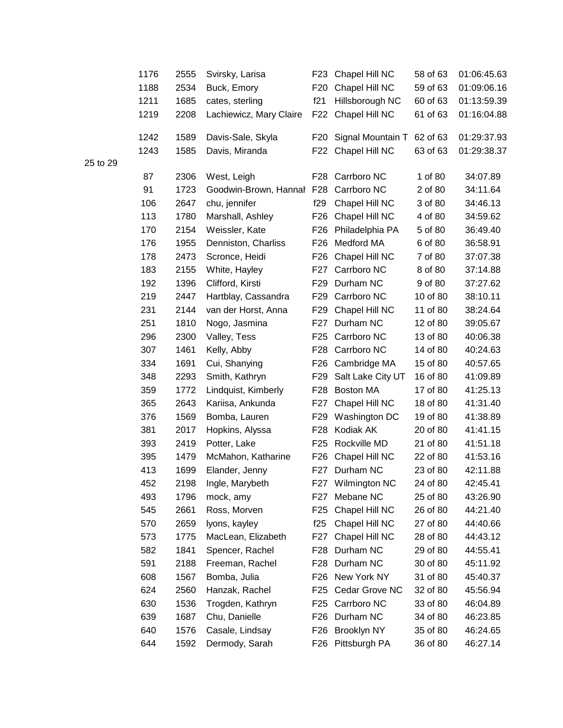| | | | | | | | |
|---|---|---|---|---|---|---|---|
| | 1176 | 2555 | Svirsky, Larisa | F23 | Chapel Hill NC | 58 of 63 | 01:06:45.63 |
| | 1188 | 2534 | Buck, Emory | F20 | Chapel Hill NC | 59 of 63 | 01:09:06.16 |
| | 1211 | 1685 | cates, sterling | f21 | Hillsborough NC | 60 of 63 | 01:13:59.39 |
| | 1219 | 2208 | Lachiewicz, Mary Claire | F22 | Chapel Hill NC | 61 of 63 | 01:16:04.88 |
| | 1242 | 1589 | Davis-Sale, Skyla | F20 | Signal Mountain T | 62 of 63 | 01:29:37.93 |
| | 1243 | 1585 | Davis, Miranda | F22 | Chapel Hill NC | 63 of 63 | 01:29:38.37 |
| 25 to 29 | | | | | | | |
| | 87 | 2306 | West, Leigh | F28 | Carrboro NC | 1 of 80 | 34:07.89 |
| | 91 | 1723 | Goodwin-Brown, Hannah | F28 | Carrboro NC | 2 of 80 | 34:11.64 |
| | 106 | 2647 | chu, jennifer | f29 | Chapel Hill NC | 3 of 80 | 34:46.13 |
| | 113 | 1780 | Marshall, Ashley | F26 | Chapel Hill NC | 4 of 80 | 34:59.62 |
| | 170 | 2154 | Weissler, Kate | F26 | Philadelphia PA | 5 of 80 | 36:49.40 |
| | 176 | 1955 | Denniston, Charliss | F26 | Medford MA | 6 of 80 | 36:58.91 |
| | 178 | 2473 | Scronce, Heidi | F26 | Chapel Hill NC | 7 of 80 | 37:07.38 |
| | 183 | 2155 | White, Hayley | F27 | Carrboro NC | 8 of 80 | 37:14.88 |
| | 192 | 1396 | Clifford, Kirsti | F29 | Durham NC | 9 of 80 | 37:27.62 |
| | 219 | 2447 | Hartblay, Cassandra | F29 | Carrboro NC | 10 of 80 | 38:10.11 |
| | 231 | 2144 | van der Horst, Anna | F29 | Chapel Hill NC | 11 of 80 | 38:24.64 |
| | 251 | 1810 | Nogo, Jasmina | F27 | Durham NC | 12 of 80 | 39:05.67 |
| | 296 | 2300 | Valley, Tess | F25 | Carrboro NC | 13 of 80 | 40:06.38 |
| | 307 | 1461 | Kelly, Abby | F28 | Carrboro NC | 14 of 80 | 40:24.63 |
| | 334 | 1691 | Cui, Shanying | F26 | Cambridge MA | 15 of 80 | 40:57.65 |
| | 348 | 2293 | Smith, Kathryn | F29 | Salt Lake City UT | 16 of 80 | 41:09.89 |
| | 359 | 1772 | Lindquist, Kimberly | F28 | Boston MA | 17 of 80 | 41:25.13 |
| | 365 | 2643 | Kariisa, Ankunda | F27 | Chapel Hill NC | 18 of 80 | 41:31.40 |
| | 376 | 1569 | Bomba, Lauren | F29 | Washington DC | 19 of 80 | 41:38.89 |
| | 381 | 2017 | Hopkins, Alyssa | F28 | Kodiak AK | 20 of 80 | 41:41.15 |
| | 393 | 2419 | Potter, Lake | F25 | Rockville MD | 21 of 80 | 41:51.18 |
| | 395 | 1479 | McMahon, Katharine | F26 | Chapel Hill NC | 22 of 80 | 41:53.16 |
| | 413 | 1699 | Elander, Jenny | F27 | Durham NC | 23 of 80 | 42:11.88 |
| | 452 | 2198 | Ingle, Marybeth | F27 | Wilmington NC | 24 of 80 | 42:45.41 |
| | 493 | 1796 | mock, amy | F27 | Mebane NC | 25 of 80 | 43:26.90 |
| | 545 | 2661 | Ross, Morven | F25 | Chapel Hill NC | 26 of 80 | 44:21.40 |
| | 570 | 2659 | lyons, kayley | f25 | Chapel Hill NC | 27 of 80 | 44:40.66 |
| | 573 | 1775 | MacLean, Elizabeth | F27 | Chapel Hill NC | 28 of 80 | 44:43.12 |
| | 582 | 1841 | Spencer, Rachel | F28 | Durham NC | 29 of 80 | 44:55.41 |
| | 591 | 2188 | Freeman, Rachel | F28 | Durham NC | 30 of 80 | 45:11.92 |
| | 608 | 1567 | Bomba, Julia | F26 | New York NY | 31 of 80 | 45:40.37 |
| | 624 | 2560 | Hanzak, Rachel | F25 | Cedar Grove NC | 32 of 80 | 45:56.94 |
| | 630 | 1536 | Trogden, Kathryn | F25 | Carrboro NC | 33 of 80 | 46:04.89 |
| | 639 | 1687 | Chu, Danielle | F26 | Durham NC | 34 of 80 | 46:23.85 |
| | 640 | 1576 | Casale, Lindsay | F26 | Brooklyn NY | 35 of 80 | 46:24.65 |
| | 644 | 1592 | Dermody, Sarah | F26 | Pittsburgh PA | 36 of 80 | 46:27.14 |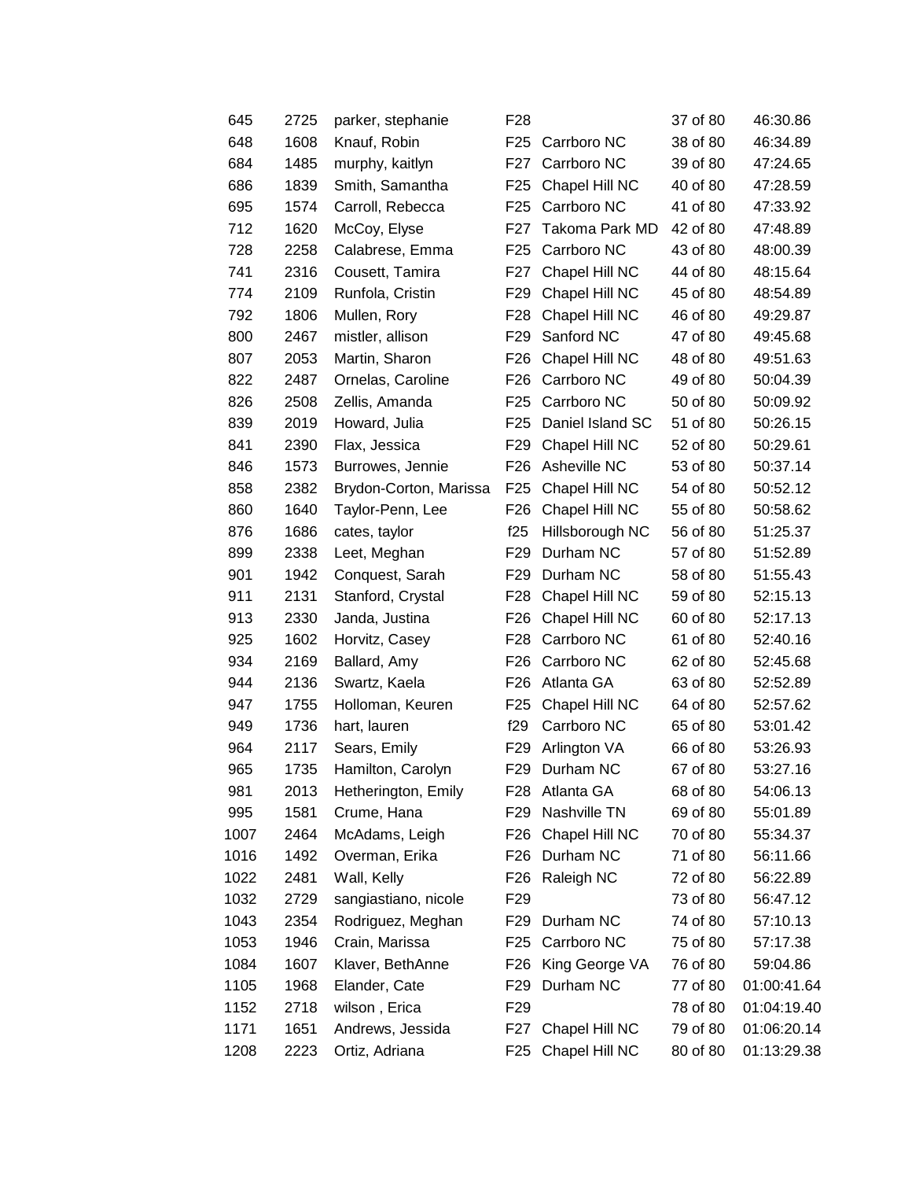| | | | | | | |
|---|---|---|---|---|---|---|
| 645 | 2725 | parker, stephanie | F28 | | 37 of 80 | 46:30.86 |
| 648 | 1608 | Knauf, Robin | F25 | Carrboro NC | 38 of 80 | 46:34.89 |
| 684 | 1485 | murphy, kaitlyn | F27 | Carrboro NC | 39 of 80 | 47:24.65 |
| 686 | 1839 | Smith, Samantha | F25 | Chapel Hill NC | 40 of 80 | 47:28.59 |
| 695 | 1574 | Carroll, Rebecca | F25 | Carrboro NC | 41 of 80 | 47:33.92 |
| 712 | 1620 | McCoy, Elyse | F27 | Takoma Park MD | 42 of 80 | 47:48.89 |
| 728 | 2258 | Calabrese, Emma | F25 | Carrboro NC | 43 of 80 | 48:00.39 |
| 741 | 2316 | Cousett, Tamira | F27 | Chapel Hill NC | 44 of 80 | 48:15.64 |
| 774 | 2109 | Runfola, Cristin | F29 | Chapel Hill NC | 45 of 80 | 48:54.89 |
| 792 | 1806 | Mullen, Rory | F28 | Chapel Hill NC | 46 of 80 | 49:29.87 |
| 800 | 2467 | mistler, allison | F29 | Sanford NC | 47 of 80 | 49:45.68 |
| 807 | 2053 | Martin, Sharon | F26 | Chapel Hill NC | 48 of 80 | 49:51.63 |
| 822 | 2487 | Ornelas, Caroline | F26 | Carrboro NC | 49 of 80 | 50:04.39 |
| 826 | 2508 | Zellis, Amanda | F25 | Carrboro NC | 50 of 80 | 50:09.92 |
| 839 | 2019 | Howard, Julia | F25 | Daniel Island SC | 51 of 80 | 50:26.15 |
| 841 | 2390 | Flax, Jessica | F29 | Chapel Hill NC | 52 of 80 | 50:29.61 |
| 846 | 1573 | Burrowes, Jennie | F26 | Asheville NC | 53 of 80 | 50:37.14 |
| 858 | 2382 | Brydon-Corton, Marissa | F25 | Chapel Hill NC | 54 of 80 | 50:52.12 |
| 860 | 1640 | Taylor-Penn, Lee | F26 | Chapel Hill NC | 55 of 80 | 50:58.62 |
| 876 | 1686 | cates, taylor | f25 | Hillsborough NC | 56 of 80 | 51:25.37 |
| 899 | 2338 | Leet, Meghan | F29 | Durham NC | 57 of 80 | 51:52.89 |
| 901 | 1942 | Conquest, Sarah | F29 | Durham NC | 58 of 80 | 51:55.43 |
| 911 | 2131 | Stanford, Crystal | F28 | Chapel Hill NC | 59 of 80 | 52:15.13 |
| 913 | 2330 | Janda, Justina | F26 | Chapel Hill NC | 60 of 80 | 52:17.13 |
| 925 | 1602 | Horvitz, Casey | F28 | Carrboro NC | 61 of 80 | 52:40.16 |
| 934 | 2169 | Ballard, Amy | F26 | Carrboro NC | 62 of 80 | 52:45.68 |
| 944 | 2136 | Swartz, Kaela | F26 | Atlanta GA | 63 of 80 | 52:52.89 |
| 947 | 1755 | Holloman, Keuren | F25 | Chapel Hill NC | 64 of 80 | 52:57.62 |
| 949 | 1736 | hart, lauren | f29 | Carrboro NC | 65 of 80 | 53:01.42 |
| 964 | 2117 | Sears, Emily | F29 | Arlington VA | 66 of 80 | 53:26.93 |
| 965 | 1735 | Hamilton, Carolyn | F29 | Durham NC | 67 of 80 | 53:27.16 |
| 981 | 2013 | Hetherington, Emily | F28 | Atlanta GA | 68 of 80 | 54:06.13 |
| 995 | 1581 | Crume, Hana | F29 | Nashville TN | 69 of 80 | 55:01.89 |
| 1007 | 2464 | McAdams, Leigh | F26 | Chapel Hill NC | 70 of 80 | 55:34.37 |
| 1016 | 1492 | Overman, Erika | F26 | Durham NC | 71 of 80 | 56:11.66 |
| 1022 | 2481 | Wall, Kelly | F26 | Raleigh NC | 72 of 80 | 56:22.89 |
| 1032 | 2729 | sangiastiano, nicole | F29 | | 73 of 80 | 56:47.12 |
| 1043 | 2354 | Rodriguez, Meghan | F29 | Durham NC | 74 of 80 | 57:10.13 |
| 1053 | 1946 | Crain, Marissa | F25 | Carrboro NC | 75 of 80 | 57:17.38 |
| 1084 | 1607 | Klaver, BethAnne | F26 | King George VA | 76 of 80 | 59:04.86 |
| 1105 | 1968 | Elander, Cate | F29 | Durham NC | 77 of 80 | 01:00:41.64 |
| 1152 | 2718 | wilson , Erica | F29 | | 78 of 80 | 01:04:19.40 |
| 1171 | 1651 | Andrews, Jessida | F27 | Chapel Hill NC | 79 of 80 | 01:06:20.14 |
| 1208 | 2223 | Ortiz, Adriana | F25 | Chapel Hill NC | 80 of 80 | 01:13:29.38 |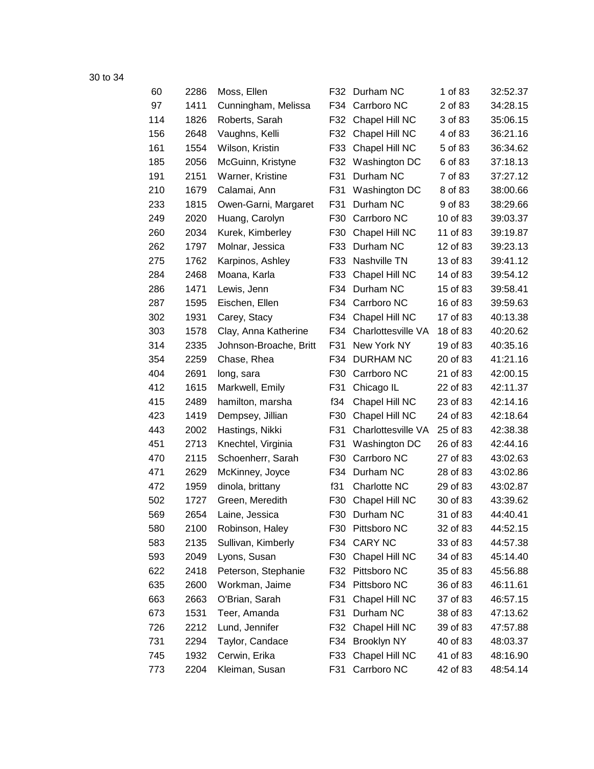30 to 34

| | | | | | | |
|---|---|---|---|---|---|---|
| 60 | 2286 | Moss, Ellen | F32 | Durham NC | 1 of 83 | 32:52.37 |
| 97 | 1411 | Cunningham, Melissa | F34 | Carrboro NC | 2 of 83 | 34:28.15 |
| 114 | 1826 | Roberts, Sarah | F32 | Chapel Hill NC | 3 of 83 | 35:06.15 |
| 156 | 2648 | Vaughns, Kelli | F32 | Chapel Hill NC | 4 of 83 | 36:21.16 |
| 161 | 1554 | Wilson, Kristin | F33 | Chapel Hill NC | 5 of 83 | 36:34.62 |
| 185 | 2056 | McGuinn, Kristyne | F32 | Washington DC | 6 of 83 | 37:18.13 |
| 191 | 2151 | Warner, Kristine | F31 | Durham NC | 7 of 83 | 37:27.12 |
| 210 | 1679 | Calamai, Ann | F31 | Washington DC | 8 of 83 | 38:00.66 |
| 233 | 1815 | Owen-Garni, Margaret | F31 | Durham NC | 9 of 83 | 38:29.66 |
| 249 | 2020 | Huang, Carolyn | F30 | Carrboro NC | 10 of 83 | 39:03.37 |
| 260 | 2034 | Kurek, Kimberley | F30 | Chapel Hill NC | 11 of 83 | 39:19.87 |
| 262 | 1797 | Molnar, Jessica | F33 | Durham NC | 12 of 83 | 39:23.13 |
| 275 | 1762 | Karpinos, Ashley | F33 | Nashville TN | 13 of 83 | 39:41.12 |
| 284 | 2468 | Moana, Karla | F33 | Chapel Hill NC | 14 of 83 | 39:54.12 |
| 286 | 1471 | Lewis, Jenn | F34 | Durham NC | 15 of 83 | 39:58.41 |
| 287 | 1595 | Eischen, Ellen | F34 | Carrboro NC | 16 of 83 | 39:59.63 |
| 302 | 1931 | Carey, Stacy | F34 | Chapel Hill NC | 17 of 83 | 40:13.38 |
| 303 | 1578 | Clay, Anna Katherine | F34 | Charlottesville VA | 18 of 83 | 40:20.62 |
| 314 | 2335 | Johnson-Broache, Britt | F31 | New York NY | 19 of 83 | 40:35.16 |
| 354 | 2259 | Chase, Rhea | F34 | DURHAM NC | 20 of 83 | 41:21.16 |
| 404 | 2691 | long, sara | F30 | Carrboro NC | 21 of 83 | 42:00.15 |
| 412 | 1615 | Markwell, Emily | F31 | Chicago IL | 22 of 83 | 42:11.37 |
| 415 | 2489 | hamilton, marsha | f34 | Chapel Hill NC | 23 of 83 | 42:14.16 |
| 423 | 1419 | Dempsey, Jillian | F30 | Chapel Hill NC | 24 of 83 | 42:18.64 |
| 443 | 2002 | Hastings, Nikki | F31 | Charlottesville VA | 25 of 83 | 42:38.38 |
| 451 | 2713 | Knechtel, Virginia | F31 | Washington DC | 26 of 83 | 42:44.16 |
| 470 | 2115 | Schoenherr, Sarah | F30 | Carrboro NC | 27 of 83 | 43:02.63 |
| 471 | 2629 | McKinney, Joyce | F34 | Durham NC | 28 of 83 | 43:02.86 |
| 472 | 1959 | dinola, brittany | f31 | Charlotte NC | 29 of 83 | 43:02.87 |
| 502 | 1727 | Green, Meredith | F30 | Chapel Hill NC | 30 of 83 | 43:39.62 |
| 569 | 2654 | Laine, Jessica | F30 | Durham NC | 31 of 83 | 44:40.41 |
| 580 | 2100 | Robinson, Haley | F30 | Pittsboro NC | 32 of 83 | 44:52.15 |
| 583 | 2135 | Sullivan, Kimberly | F34 | CARY NC | 33 of 83 | 44:57.38 |
| 593 | 2049 | Lyons, Susan | F30 | Chapel Hill NC | 34 of 83 | 45:14.40 |
| 622 | 2418 | Peterson, Stephanie | F32 | Pittsboro NC | 35 of 83 | 45:56.88 |
| 635 | 2600 | Workman, Jaime | F34 | Pittsboro NC | 36 of 83 | 46:11.61 |
| 663 | 2663 | O'Brian, Sarah | F31 | Chapel Hill NC | 37 of 83 | 46:57.15 |
| 673 | 1531 | Teer, Amanda | F31 | Durham NC | 38 of 83 | 47:13.62 |
| 726 | 2212 | Lund, Jennifer | F32 | Chapel Hill NC | 39 of 83 | 47:57.88 |
| 731 | 2294 | Taylor, Candace | F34 | Brooklyn NY | 40 of 83 | 48:03.37 |
| 745 | 1932 | Cerwin, Erika | F33 | Chapel Hill NC | 41 of 83 | 48:16.90 |
| 773 | 2204 | Kleiman, Susan | F31 | Carrboro NC | 42 of 83 | 48:54.14 |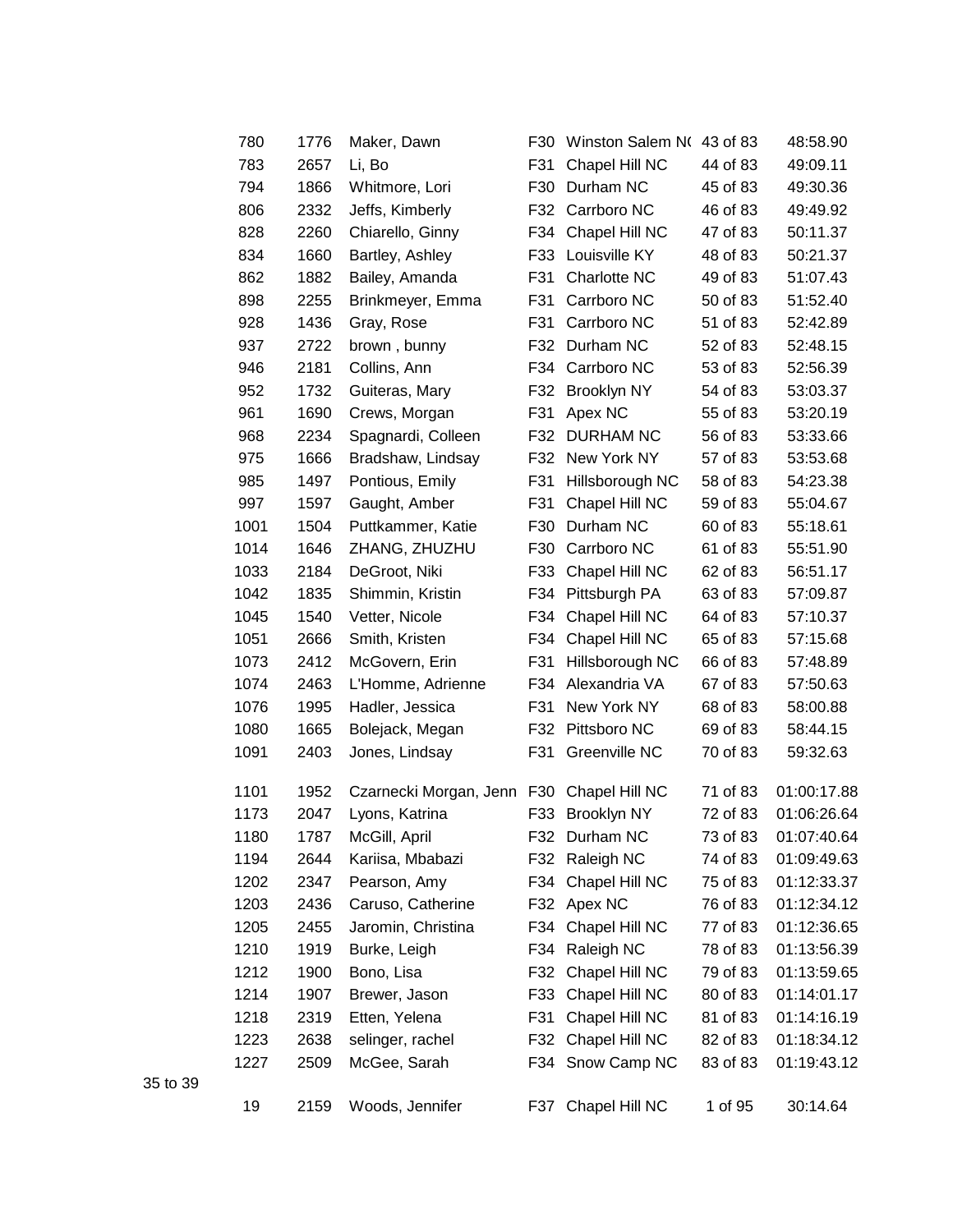| | | | | | | |
|---|---|---|---|---|---|---|
| 780 | 1776 | Maker, Dawn | F30 | Winston Salem N( | 43 of 83 | 48:58.90 |
| 783 | 2657 | Li, Bo | F31 | Chapel Hill NC | 44 of 83 | 49:09.11 |
| 794 | 1866 | Whitmore, Lori | F30 | Durham NC | 45 of 83 | 49:30.36 |
| 806 | 2332 | Jeffs, Kimberly | F32 | Carrboro NC | 46 of 83 | 49:49.92 |
| 828 | 2260 | Chiarello, Ginny | F34 | Chapel Hill NC | 47 of 83 | 50:11.37 |
| 834 | 1660 | Bartley, Ashley | F33 | Louisville KY | 48 of 83 | 50:21.37 |
| 862 | 1882 | Bailey, Amanda | F31 | Charlotte NC | 49 of 83 | 51:07.43 |
| 898 | 2255 | Brinkmeyer, Emma | F31 | Carrboro NC | 50 of 83 | 51:52.40 |
| 928 | 1436 | Gray, Rose | F31 | Carrboro NC | 51 of 83 | 52:42.89 |
| 937 | 2722 | brown , bunny | F32 | Durham NC | 52 of 83 | 52:48.15 |
| 946 | 2181 | Collins, Ann | F34 | Carrboro NC | 53 of 83 | 52:56.39 |
| 952 | 1732 | Guiteras, Mary | F32 | Brooklyn NY | 54 of 83 | 53:03.37 |
| 961 | 1690 | Crews, Morgan | F31 | Apex NC | 55 of 83 | 53:20.19 |
| 968 | 2234 | Spagnardi, Colleen | F32 | DURHAM NC | 56 of 83 | 53:33.66 |
| 975 | 1666 | Bradshaw, Lindsay | F32 | New York NY | 57 of 83 | 53:53.68 |
| 985 | 1497 | Pontious, Emily | F31 | Hillsborough NC | 58 of 83 | 54:23.38 |
| 997 | 1597 | Gaught, Amber | F31 | Chapel Hill NC | 59 of 83 | 55:04.67 |
| 1001 | 1504 | Puttkammer, Katie | F30 | Durham NC | 60 of 83 | 55:18.61 |
| 1014 | 1646 | ZHANG, ZHUZHU | F30 | Carrboro NC | 61 of 83 | 55:51.90 |
| 1033 | 2184 | DeGroot, Niki | F33 | Chapel Hill NC | 62 of 83 | 56:51.17 |
| 1042 | 1835 | Shimmin, Kristin | F34 | Pittsburgh PA | 63 of 83 | 57:09.87 |
| 1045 | 1540 | Vetter, Nicole | F34 | Chapel Hill NC | 64 of 83 | 57:10.37 |
| 1051 | 2666 | Smith, Kristen | F34 | Chapel Hill NC | 65 of 83 | 57:15.68 |
| 1073 | 2412 | McGovern, Erin | F31 | Hillsborough NC | 66 of 83 | 57:48.89 |
| 1074 | 2463 | L'Homme, Adrienne | F34 | Alexandria VA | 67 of 83 | 57:50.63 |
| 1076 | 1995 | Hadler, Jessica | F31 | New York NY | 68 of 83 | 58:00.88 |
| 1080 | 1665 | Bolejack, Megan | F32 | Pittsboro NC | 69 of 83 | 58:44.15 |
| 1091 | 2403 | Jones, Lindsay | F31 | Greenville NC | 70 of 83 | 59:32.63 |
| 1101 | 1952 | Czarnecki Morgan, Jenn | F30 | Chapel Hill NC | 71 of 83 | 01:00:17.88 |
| 1173 | 2047 | Lyons, Katrina | F33 | Brooklyn NY | 72 of 83 | 01:06:26.64 |
| 1180 | 1787 | McGill, April | F32 | Durham NC | 73 of 83 | 01:07:40.64 |
| 1194 | 2644 | Kariisa, Mbabazi | F32 | Raleigh NC | 74 of 83 | 01:09:49.63 |
| 1202 | 2347 | Pearson, Amy | F34 | Chapel Hill NC | 75 of 83 | 01:12:33.37 |
| 1203 | 2436 | Caruso, Catherine | F32 | Apex NC | 76 of 83 | 01:12:34.12 |
| 1205 | 2455 | Jaromin, Christina | F34 | Chapel Hill NC | 77 of 83 | 01:12:36.65 |
| 1210 | 1919 | Burke, Leigh | F34 | Raleigh NC | 78 of 83 | 01:13:56.39 |
| 1212 | 1900 | Bono, Lisa | F32 | Chapel Hill NC | 79 of 83 | 01:13:59.65 |
| 1214 | 1907 | Brewer, Jason | F33 | Chapel Hill NC | 80 of 83 | 01:14:01.17 |
| 1218 | 2319 | Etten, Yelena | F31 | Chapel Hill NC | 81 of 83 | 01:14:16.19 |
| 1223 | 2638 | selinger, rachel | F32 | Chapel Hill NC | 82 of 83 | 01:18:34.12 |
| 1227 | 2509 | McGee, Sarah | F34 | Snow Camp NC | 83 of 83 | 01:19:43.12 |

35 to 39

| | | | | | | |
|---|---|---|---|---|---|---|
| 19 | 2159 | Woods, Jennifer | F37 | Chapel Hill NC | 1 of 95 | 30:14.64 |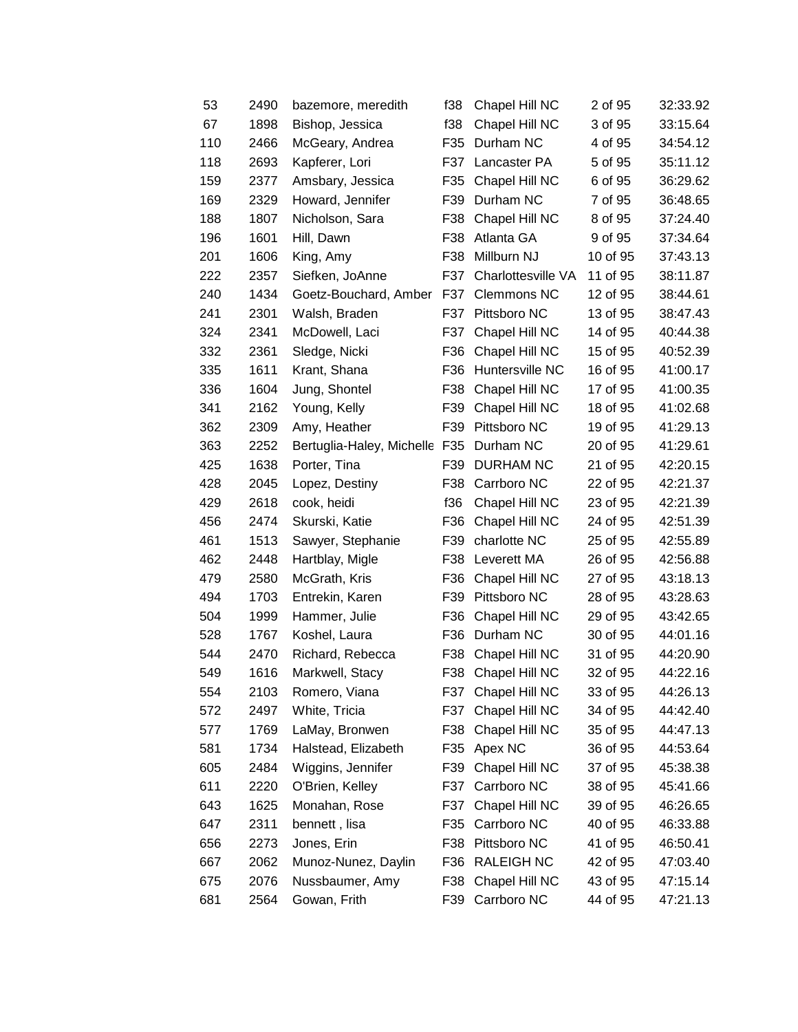| | | | | | | |
|---|---|---|---|---|---|---|
| 53 | 2490 | bazemore, meredith | f38 | Chapel Hill NC | 2 of 95 | 32:33.92 |
| 67 | 1898 | Bishop, Jessica | f38 | Chapel Hill NC | 3 of 95 | 33:15.64 |
| 110 | 2466 | McGeary, Andrea | F35 | Durham NC | 4 of 95 | 34:54.12 |
| 118 | 2693 | Kapferer, Lori | F37 | Lancaster PA | 5 of 95 | 35:11.12 |
| 159 | 2377 | Amsbary, Jessica | F35 | Chapel Hill NC | 6 of 95 | 36:29.62 |
| 169 | 2329 | Howard, Jennifer | F39 | Durham NC | 7 of 95 | 36:48.65 |
| 188 | 1807 | Nicholson, Sara | F38 | Chapel Hill NC | 8 of 95 | 37:24.40 |
| 196 | 1601 | Hill, Dawn | F38 | Atlanta GA | 9 of 95 | 37:34.64 |
| 201 | 1606 | King, Amy | F38 | Millburn NJ | 10 of 95 | 37:43.13 |
| 222 | 2357 | Siefken, JoAnne | F37 | Charlottesville VA | 11 of 95 | 38:11.87 |
| 240 | 1434 | Goetz-Bouchard, Amber | F37 | Clemmons NC | 12 of 95 | 38:44.61 |
| 241 | 2301 | Walsh, Braden | F37 | Pittsboro NC | 13 of 95 | 38:47.43 |
| 324 | 2341 | McDowell, Laci | F37 | Chapel Hill NC | 14 of 95 | 40:44.38 |
| 332 | 2361 | Sledge, Nicki | F36 | Chapel Hill NC | 15 of 95 | 40:52.39 |
| 335 | 1611 | Krant, Shana | F36 | Huntersville NC | 16 of 95 | 41:00.17 |
| 336 | 1604 | Jung, Shontel | F38 | Chapel Hill NC | 17 of 95 | 41:00.35 |
| 341 | 2162 | Young, Kelly | F39 | Chapel Hill NC | 18 of 95 | 41:02.68 |
| 362 | 2309 | Amy, Heather | F39 | Pittsboro NC | 19 of 95 | 41:29.13 |
| 363 | 2252 | Bertuglia-Haley, Michelle | F35 | Durham NC | 20 of 95 | 41:29.61 |
| 425 | 1638 | Porter, Tina | F39 | DURHAM NC | 21 of 95 | 42:20.15 |
| 428 | 2045 | Lopez, Destiny | F38 | Carrboro NC | 22 of 95 | 42:21.37 |
| 429 | 2618 | cook, heidi | f36 | Chapel Hill NC | 23 of 95 | 42:21.39 |
| 456 | 2474 | Skurski, Katie | F36 | Chapel Hill NC | 24 of 95 | 42:51.39 |
| 461 | 1513 | Sawyer, Stephanie | F39 | charlotte NC | 25 of 95 | 42:55.89 |
| 462 | 2448 | Hartblay, Migle | F38 | Leverett MA | 26 of 95 | 42:56.88 |
| 479 | 2580 | McGrath, Kris | F36 | Chapel Hill NC | 27 of 95 | 43:18.13 |
| 494 | 1703 | Entrekin, Karen | F39 | Pittsboro NC | 28 of 95 | 43:28.63 |
| 504 | 1999 | Hammer, Julie | F36 | Chapel Hill NC | 29 of 95 | 43:42.65 |
| 528 | 1767 | Koshel, Laura | F36 | Durham NC | 30 of 95 | 44:01.16 |
| 544 | 2470 | Richard, Rebecca | F38 | Chapel Hill NC | 31 of 95 | 44:20.90 |
| 549 | 1616 | Markwell, Stacy | F38 | Chapel Hill NC | 32 of 95 | 44:22.16 |
| 554 | 2103 | Romero, Viana | F37 | Chapel Hill NC | 33 of 95 | 44:26.13 |
| 572 | 2497 | White, Tricia | F37 | Chapel Hill NC | 34 of 95 | 44:42.40 |
| 577 | 1769 | LaMay, Bronwen | F38 | Chapel Hill NC | 35 of 95 | 44:47.13 |
| 581 | 1734 | Halstead, Elizabeth | F35 | Apex NC | 36 of 95 | 44:53.64 |
| 605 | 2484 | Wiggins, Jennifer | F39 | Chapel Hill NC | 37 of 95 | 45:38.38 |
| 611 | 2220 | O'Brien, Kelley | F37 | Carrboro NC | 38 of 95 | 45:41.66 |
| 643 | 1625 | Monahan, Rose | F37 | Chapel Hill NC | 39 of 95 | 46:26.65 |
| 647 | 2311 | bennett , lisa | F35 | Carrboro NC | 40 of 95 | 46:33.88 |
| 656 | 2273 | Jones, Erin | F38 | Pittsboro NC | 41 of 95 | 46:50.41 |
| 667 | 2062 | Munoz-Nunez, Daylin | F36 | RALEIGH NC | 42 of 95 | 47:03.40 |
| 675 | 2076 | Nussbaumer, Amy | F38 | Chapel Hill NC | 43 of 95 | 47:15.14 |
| 681 | 2564 | Gowan, Frith | F39 | Carrboro NC | 44 of 95 | 47:21.13 |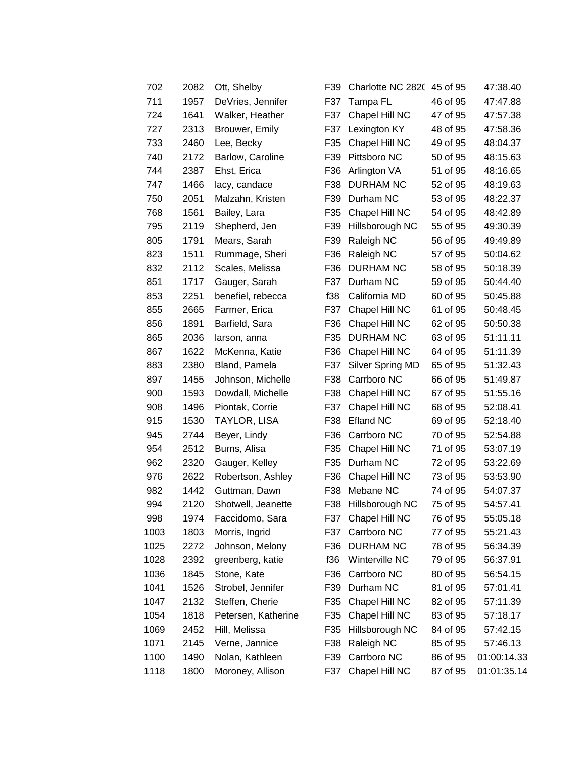| | | | | | | |
|---|---|---|---|---|---|---|
| 702 | 2082 | Ott, Shelby | F39 | Charlotte NC 282( | 45 of 95 | 47:38.40 |
| 711 | 1957 | DeVries, Jennifer | F37 | Tampa FL | 46 of 95 | 47:47.88 |
| 724 | 1641 | Walker, Heather | F37 | Chapel Hill NC | 47 of 95 | 47:57.38 |
| 727 | 2313 | Brouwer, Emily | F37 | Lexington KY | 48 of 95 | 47:58.36 |
| 733 | 2460 | Lee, Becky | F35 | Chapel Hill NC | 49 of 95 | 48:04.37 |
| 740 | 2172 | Barlow, Caroline | F39 | Pittsboro NC | 50 of 95 | 48:15.63 |
| 744 | 2387 | Ehst, Erica | F36 | Arlington VA | 51 of 95 | 48:16.65 |
| 747 | 1466 | lacy, candace | F38 | DURHAM NC | 52 of 95 | 48:19.63 |
| 750 | 2051 | Malzahn, Kristen | F39 | Durham NC | 53 of 95 | 48:22.37 |
| 768 | 1561 | Bailey, Lara | F35 | Chapel Hill NC | 54 of 95 | 48:42.89 |
| 795 | 2119 | Shepherd, Jen | F39 | Hillsborough NC | 55 of 95 | 49:30.39 |
| 805 | 1791 | Mears, Sarah | F39 | Raleigh NC | 56 of 95 | 49:49.89 |
| 823 | 1511 | Rummage, Sheri | F36 | Raleigh NC | 57 of 95 | 50:04.62 |
| 832 | 2112 | Scales, Melissa | F36 | DURHAM NC | 58 of 95 | 50:18.39 |
| 851 | 1717 | Gauger, Sarah | F37 | Durham NC | 59 of 95 | 50:44.40 |
| 853 | 2251 | benefiel, rebecca | f38 | California MD | 60 of 95 | 50:45.88 |
| 855 | 2665 | Farmer, Erica | F37 | Chapel Hill NC | 61 of 95 | 50:48.45 |
| 856 | 1891 | Barfield, Sara | F36 | Chapel Hill NC | 62 of 95 | 50:50.38 |
| 865 | 2036 | larson, anna | F35 | DURHAM NC | 63 of 95 | 51:11.11 |
| 867 | 1622 | McKenna, Katie | F36 | Chapel Hill NC | 64 of 95 | 51:11.39 |
| 883 | 2380 | Bland, Pamela | F37 | Silver Spring MD | 65 of 95 | 51:32.43 |
| 897 | 1455 | Johnson, Michelle | F38 | Carrboro NC | 66 of 95 | 51:49.87 |
| 900 | 1593 | Dowdall, Michelle | F38 | Chapel Hill NC | 67 of 95 | 51:55.16 |
| 908 | 1496 | Piontak, Corrie | F37 | Chapel Hill NC | 68 of 95 | 52:08.41 |
| 915 | 1530 | TAYLOR, LISA | F38 | Efland NC | 69 of 95 | 52:18.40 |
| 945 | 2744 | Beyer, Lindy | F36 | Carrboro NC | 70 of 95 | 52:54.88 |
| 954 | 2512 | Burns, Alisa | F35 | Chapel Hill NC | 71 of 95 | 53:07.19 |
| 962 | 2320 | Gauger, Kelley | F35 | Durham NC | 72 of 95 | 53:22.69 |
| 976 | 2622 | Robertson, Ashley | F36 | Chapel Hill NC | 73 of 95 | 53:53.90 |
| 982 | 1442 | Guttman, Dawn | F38 | Mebane NC | 74 of 95 | 54:07.37 |
| 994 | 2120 | Shotwell, Jeanette | F38 | Hillsborough NC | 75 of 95 | 54:57.41 |
| 998 | 1974 | Faccidomo, Sara | F37 | Chapel Hill NC | 76 of 95 | 55:05.18 |
| 1003 | 1803 | Morris, Ingrid | F37 | Carrboro NC | 77 of 95 | 55:21.43 |
| 1025 | 2272 | Johnson, Melony | F36 | DURHAM NC | 78 of 95 | 56:34.39 |
| 1028 | 2392 | greenberg, katie | f36 | Winterville NC | 79 of 95 | 56:37.91 |
| 1036 | 1845 | Stone, Kate | F36 | Carrboro NC | 80 of 95 | 56:54.15 |
| 1041 | 1526 | Strobel, Jennifer | F39 | Durham NC | 81 of 95 | 57:01.41 |
| 1047 | 2132 | Steffen, Cherie | F35 | Chapel Hill NC | 82 of 95 | 57:11.39 |
| 1054 | 1818 | Petersen, Katherine | F35 | Chapel Hill NC | 83 of 95 | 57:18.17 |
| 1069 | 2452 | Hill, Melissa | F35 | Hillsborough NC | 84 of 95 | 57:42.15 |
| 1071 | 2145 | Verne, Jannice | F38 | Raleigh NC | 85 of 95 | 57:46.13 |
| 1100 | 1490 | Nolan, Kathleen | F39 | Carrboro NC | 86 of 95 | 01:00:14.33 |
| 1118 | 1800 | Moroney, Allison | F37 | Chapel Hill NC | 87 of 95 | 01:01:35.14 |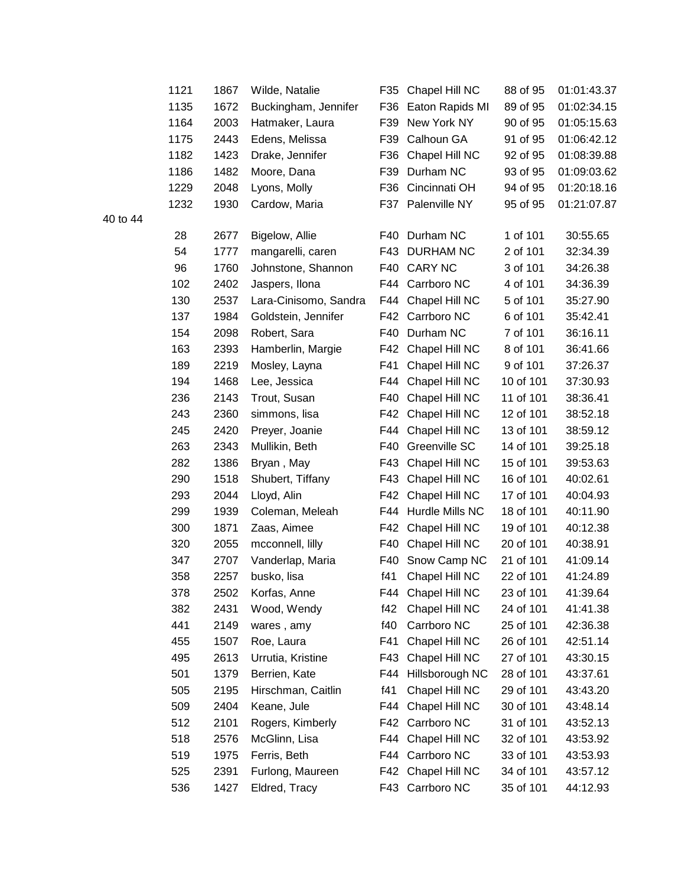| | | | | | | |
|---|---|---|---|---|---|---|
| 1121 | 1867 | Wilde, Natalie | F35 | Chapel Hill NC | 88 of 95 | 01:01:43.37 |
| 1135 | 1672 | Buckingham, Jennifer | F36 | Eaton Rapids MI | 89 of 95 | 01:02:34.15 |
| 1164 | 2003 | Hatmaker, Laura | F39 | New York NY | 90 of 95 | 01:05:15.63 |
| 1175 | 2443 | Edens, Melissa | F39 | Calhoun GA | 91 of 95 | 01:06:42.12 |
| 1182 | 1423 | Drake, Jennifer | F36 | Chapel Hill NC | 92 of 95 | 01:08:39.88 |
| 1186 | 1482 | Moore, Dana | F39 | Durham NC | 93 of 95 | 01:09:03.62 |
| 1229 | 2048 | Lyons, Molly | F36 | Cincinnati OH | 94 of 95 | 01:20:18.16 |
| 1232 | 1930 | Cardow, Maria | F37 | Palenville NY | 95 of 95 | 01:21:07.87 |

40 to 44

| | | | | | | |
|---|---|---|---|---|---|---|
| 28 | 2677 | Bigelow, Allie | F40 | Durham NC | 1 of 101 | 30:55.65 |
| 54 | 1777 | mangarelli, caren | F43 | DURHAM NC | 2 of 101 | 32:34.39 |
| 96 | 1760 | Johnstone, Shannon | F40 | CARY NC | 3 of 101 | 34:26.38 |
| 102 | 2402 | Jaspers, Ilona | F44 | Carrboro NC | 4 of 101 | 34:36.39 |
| 130 | 2537 | Lara-Cinisomo, Sandra | F44 | Chapel Hill NC | 5 of 101 | 35:27.90 |
| 137 | 1984 | Goldstein, Jennifer | F42 | Carrboro NC | 6 of 101 | 35:42.41 |
| 154 | 2098 | Robert, Sara | F40 | Durham NC | 7 of 101 | 36:16.11 |
| 163 | 2393 | Hamberlin, Margie | F42 | Chapel Hill NC | 8 of 101 | 36:41.66 |
| 189 | 2219 | Mosley, Layna | F41 | Chapel Hill NC | 9 of 101 | 37:26.37 |
| 194 | 1468 | Lee, Jessica | F44 | Chapel Hill NC | 10 of 101 | 37:30.93 |
| 236 | 2143 | Trout, Susan | F40 | Chapel Hill NC | 11 of 101 | 38:36.41 |
| 243 | 2360 | simmons, lisa | F42 | Chapel Hill NC | 12 of 101 | 38:52.18 |
| 245 | 2420 | Preyer, Joanie | F44 | Chapel Hill NC | 13 of 101 | 38:59.12 |
| 263 | 2343 | Mullikin, Beth | F40 | Greenville SC | 14 of 101 | 39:25.18 |
| 282 | 1386 | Bryan , May | F43 | Chapel Hill NC | 15 of 101 | 39:53.63 |
| 290 | 1518 | Shubert, Tiffany | F43 | Chapel Hill NC | 16 of 101 | 40:02.61 |
| 293 | 2044 | Lloyd, Alin | F42 | Chapel Hill NC | 17 of 101 | 40:04.93 |
| 299 | 1939 | Coleman, Meleah | F44 | Hurdle Mills NC | 18 of 101 | 40:11.90 |
| 300 | 1871 | Zaas, Aimee | F42 | Chapel Hill NC | 19 of 101 | 40:12.38 |
| 320 | 2055 | mcconnell, lilly | F40 | Chapel Hill NC | 20 of 101 | 40:38.91 |
| 347 | 2707 | Vanderlap, Maria | F40 | Snow Camp NC | 21 of 101 | 41:09.14 |
| 358 | 2257 | busko, lisa | f41 | Chapel Hill NC | 22 of 101 | 41:24.89 |
| 378 | 2502 | Korfas, Anne | F44 | Chapel Hill NC | 23 of 101 | 41:39.64 |
| 382 | 2431 | Wood, Wendy | f42 | Chapel Hill NC | 24 of 101 | 41:41.38 |
| 441 | 2149 | wares , amy | f40 | Carrboro NC | 25 of 101 | 42:36.38 |
| 455 | 1507 | Roe, Laura | F41 | Chapel Hill NC | 26 of 101 | 42:51.14 |
| 495 | 2613 | Urrutia, Kristine | F43 | Chapel Hill NC | 27 of 101 | 43:30.15 |
| 501 | 1379 | Berrien, Kate | F44 | Hillsborough NC | 28 of 101 | 43:37.61 |
| 505 | 2195 | Hirschman, Caitlin | f41 | Chapel Hill NC | 29 of 101 | 43:43.20 |
| 509 | 2404 | Keane, Jule | F44 | Chapel Hill NC | 30 of 101 | 43:48.14 |
| 512 | 2101 | Rogers, Kimberly | F42 | Carrboro NC | 31 of 101 | 43:52.13 |
| 518 | 2576 | McGlinn, Lisa | F44 | Chapel Hill NC | 32 of 101 | 43:53.92 |
| 519 | 1975 | Ferris, Beth | F44 | Carrboro NC | 33 of 101 | 43:53.93 |
| 525 | 2391 | Furlong, Maureen | F42 | Chapel Hill NC | 34 of 101 | 43:57.12 |
| 536 | 1427 | Eldred, Tracy | F43 | Carrboro NC | 35 of 101 | 44:12.93 |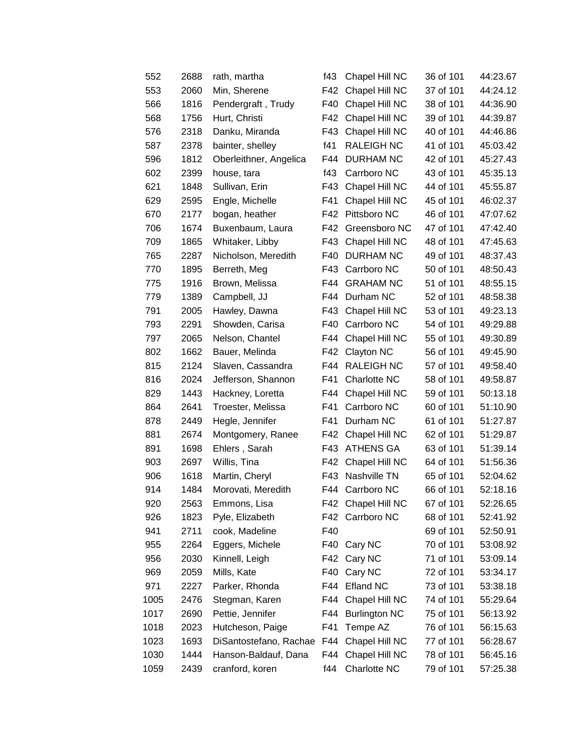| | | | | | | |
|---|---|---|---|---|---|---|
| 552 | 2688 | rath, martha | f43 | Chapel Hill NC | 36 of 101 | 44:23.67 |
| 553 | 2060 | Min, Sherene | F42 | Chapel Hill NC | 37 of 101 | 44:24.12 |
| 566 | 1816 | Pendergraft , Trudy | F40 | Chapel Hill NC | 38 of 101 | 44:36.90 |
| 568 | 1756 | Hurt, Christi | F42 | Chapel Hill NC | 39 of 101 | 44:39.87 |
| 576 | 2318 | Danku, Miranda | F43 | Chapel Hill NC | 40 of 101 | 44:46.86 |
| 587 | 2378 | bainter, shelley | f41 | RALEIGH NC | 41 of 101 | 45:03.42 |
| 596 | 1812 | Oberleithner, Angelica | F44 | DURHAM NC | 42 of 101 | 45:27.43 |
| 602 | 2399 | house, tara | f43 | Carrboro NC | 43 of 101 | 45:35.13 |
| 621 | 1848 | Sullivan, Erin | F43 | Chapel Hill NC | 44 of 101 | 45:55.87 |
| 629 | 2595 | Engle, Michelle | F41 | Chapel Hill NC | 45 of 101 | 46:02.37 |
| 670 | 2177 | bogan, heather | F42 | Pittsboro NC | 46 of 101 | 47:07.62 |
| 706 | 1674 | Buxenbaum, Laura | F42 | Greensboro NC | 47 of 101 | 47:42.40 |
| 709 | 1865 | Whitaker, Libby | F43 | Chapel Hill NC | 48 of 101 | 47:45.63 |
| 765 | 2287 | Nicholson, Meredith | F40 | DURHAM NC | 49 of 101 | 48:37.43 |
| 770 | 1895 | Berreth, Meg | F43 | Carrboro NC | 50 of 101 | 48:50.43 |
| 775 | 1916 | Brown, Melissa | F44 | GRAHAM NC | 51 of 101 | 48:55.15 |
| 779 | 1389 | Campbell, JJ | F44 | Durham NC | 52 of 101 | 48:58.38 |
| 791 | 2005 | Hawley, Dawna | F43 | Chapel Hill NC | 53 of 101 | 49:23.13 |
| 793 | 2291 | Showden, Carisa | F40 | Carrboro NC | 54 of 101 | 49:29.88 |
| 797 | 2065 | Nelson, Chantel | F44 | Chapel Hill NC | 55 of 101 | 49:30.89 |
| 802 | 1662 | Bauer, Melinda | F42 | Clayton NC | 56 of 101 | 49:45.90 |
| 815 | 2124 | Slaven, Cassandra | F44 | RALEIGH NC | 57 of 101 | 49:58.40 |
| 816 | 2024 | Jefferson, Shannon | F41 | Charlotte NC | 58 of 101 | 49:58.87 |
| 829 | 1443 | Hackney, Loretta | F44 | Chapel Hill NC | 59 of 101 | 50:13.18 |
| 864 | 2641 | Troester, Melissa | F41 | Carrboro NC | 60 of 101 | 51:10.90 |
| 878 | 2449 | Hegle, Jennifer | F41 | Durham NC | 61 of 101 | 51:27.87 |
| 881 | 2674 | Montgomery, Ranee | F42 | Chapel Hill NC | 62 of 101 | 51:29.87 |
| 891 | 1698 | Ehlers , Sarah | F43 | ATHENS GA | 63 of 101 | 51:39.14 |
| 903 | 2697 | Willis, Tina | F42 | Chapel Hill NC | 64 of 101 | 51:56.36 |
| 906 | 1618 | Martin, Cheryl | F43 | Nashville TN | 65 of 101 | 52:04.62 |
| 914 | 1484 | Morovati, Meredith | F44 | Carrboro NC | 66 of 101 | 52:18.16 |
| 920 | 2563 | Emmons, Lisa | F42 | Chapel Hill NC | 67 of 101 | 52:26.65 |
| 926 | 1823 | Pyle, Elizabeth | F42 | Carrboro NC | 68 of 101 | 52:41.92 |
| 941 | 2711 | cook, Madeline | F40 | | 69 of 101 | 52:50.91 |
| 955 | 2264 | Eggers, Michele | F40 | Cary NC | 70 of 101 | 53:08.92 |
| 956 | 2030 | Kinnell, Leigh | F42 | Cary NC | 71 of 101 | 53:09.14 |
| 969 | 2059 | Mills, Kate | F40 | Cary NC | 72 of 101 | 53:34.17 |
| 971 | 2227 | Parker, Rhonda | F44 | Efland NC | 73 of 101 | 53:38.18 |
| 1005 | 2476 | Stegman, Karen | F44 | Chapel Hill NC | 74 of 101 | 55:29.64 |
| 1017 | 2690 | Pettie, Jennifer | F44 | Burlington NC | 75 of 101 | 56:13.92 |
| 1018 | 2023 | Hutcheson, Paige | F41 | Tempe AZ | 76 of 101 | 56:15.63 |
| 1023 | 1693 | DiSantostefano, Rachae | F44 | Chapel Hill NC | 77 of 101 | 56:28.67 |
| 1030 | 1444 | Hanson-Baldauf, Dana | F44 | Chapel Hill NC | 78 of 101 | 56:45.16 |
| 1059 | 2439 | cranford, koren | f44 | Charlotte NC | 79 of 101 | 57:25.38 |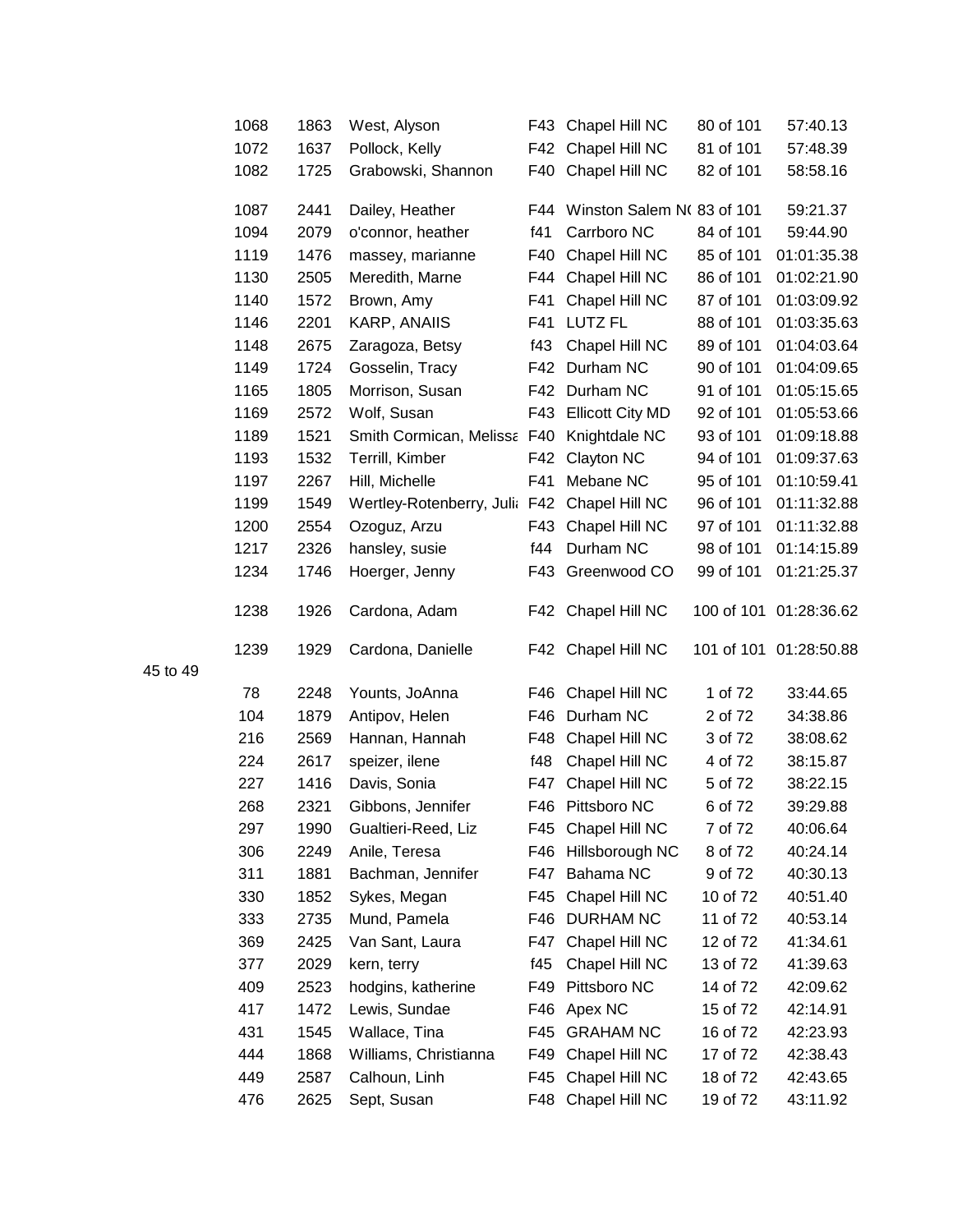| | | | | | | |
|---|---|---|---|---|---|---|
| 1068 | 1863 | West, Alyson | F43 | Chapel Hill NC | 80 of 101 | 57:40.13 |
| 1072 | 1637 | Pollock, Kelly | F42 | Chapel Hill NC | 81 of 101 | 57:48.39 |
| 1082 | 1725 | Grabowski, Shannon | F40 | Chapel Hill NC | 82 of 101 | 58:58.16 |
| 1087 | 2441 | Dailey, Heather | F44 | Winston Salem N( | 83 of 101 | 59:21.37 |
| 1094 | 2079 | o'connor, heather | f41 | Carrboro NC | 84 of 101 | 59:44.90 |
| 1119 | 1476 | massey, marianne | F40 | Chapel Hill NC | 85 of 101 | 01:01:35.38 |
| 1130 | 2505 | Meredith, Marne | F44 | Chapel Hill NC | 86 of 101 | 01:02:21.90 |
| 1140 | 1572 | Brown, Amy | F41 | Chapel Hill NC | 87 of 101 | 01:03:09.92 |
| 1146 | 2201 | KARP, ANAIIS | F41 | LUTZ FL | 88 of 101 | 01:03:35.63 |
| 1148 | 2675 | Zaragoza, Betsy | f43 | Chapel Hill NC | 89 of 101 | 01:04:03.64 |
| 1149 | 1724 | Gosselin, Tracy | F42 | Durham NC | 90 of 101 | 01:04:09.65 |
| 1165 | 1805 | Morrison, Susan | F42 | Durham NC | 91 of 101 | 01:05:15.65 |
| 1169 | 2572 | Wolf, Susan | F43 | Ellicott City MD | 92 of 101 | 01:05:53.66 |
| 1189 | 1521 | Smith Cormican, Melissa | F40 | Knightdale NC | 93 of 101 | 01:09:18.88 |
| 1193 | 1532 | Terrill, Kimber | F42 | Clayton NC | 94 of 101 | 01:09:37.63 |
| 1197 | 2267 | Hill, Michelle | F41 | Mebane NC | 95 of 101 | 01:10:59.41 |
| 1199 | 1549 | Wertley-Rotenberry, Julia | F42 | Chapel Hill NC | 96 of 101 | 01:11:32.88 |
| 1200 | 2554 | Ozoguz, Arzu | F43 | Chapel Hill NC | 97 of 101 | 01:11:32.88 |
| 1217 | 2326 | hansley, susie | f44 | Durham NC | 98 of 101 | 01:14:15.89 |
| 1234 | 1746 | Hoerger, Jenny | F43 | Greenwood CO | 99 of 101 | 01:21:25.37 |
| 1238 | 1926 | Cardona, Adam | F42 | Chapel Hill NC | 100 of 101 | 01:28:36.62 |
| 1239 | 1929 | Cardona, Danielle | F42 | Chapel Hill NC | 101 of 101 | 01:28:50.88 |

45 to 49

| | | | | | | |
|---|---|---|---|---|---|---|
| 78 | 2248 | Younts, JoAnna | F46 | Chapel Hill NC | 1 of 72 | 33:44.65 |
| 104 | 1879 | Antipov, Helen | F46 | Durham NC | 2 of 72 | 34:38.86 |
| 216 | 2569 | Hannan, Hannah | F48 | Chapel Hill NC | 3 of 72 | 38:08.62 |
| 224 | 2617 | speizer, ilene | f48 | Chapel Hill NC | 4 of 72 | 38:15.87 |
| 227 | 1416 | Davis, Sonia | F47 | Chapel Hill NC | 5 of 72 | 38:22.15 |
| 268 | 2321 | Gibbons, Jennifer | F46 | Pittsboro NC | 6 of 72 | 39:29.88 |
| 297 | 1990 | Gualtieri-Reed, Liz | F45 | Chapel Hill NC | 7 of 72 | 40:06.64 |
| 306 | 2249 | Anile, Teresa | F46 | Hillsborough NC | 8 of 72 | 40:24.14 |
| 311 | 1881 | Bachman, Jennifer | F47 | Bahama NC | 9 of 72 | 40:30.13 |
| 330 | 1852 | Sykes, Megan | F45 | Chapel Hill NC | 10 of 72 | 40:51.40 |
| 333 | 2735 | Mund, Pamela | F46 | DURHAM NC | 11 of 72 | 40:53.14 |
| 369 | 2425 | Van Sant, Laura | F47 | Chapel Hill NC | 12 of 72 | 41:34.61 |
| 377 | 2029 | kern, terry | f45 | Chapel Hill NC | 13 of 72 | 41:39.63 |
| 409 | 2523 | hodgins, katherine | F49 | Pittsboro NC | 14 of 72 | 42:09.62 |
| 417 | 1472 | Lewis, Sundae | F46 | Apex NC | 15 of 72 | 42:14.91 |
| 431 | 1545 | Wallace, Tina | F45 | GRAHAM NC | 16 of 72 | 42:23.93 |
| 444 | 1868 | Williams, Christianna | F49 | Chapel Hill NC | 17 of 72 | 42:38.43 |
| 449 | 2587 | Calhoun, Linh | F45 | Chapel Hill NC | 18 of 72 | 42:43.65 |
| 476 | 2625 | Sept, Susan | F48 | Chapel Hill NC | 19 of 72 | 43:11.92 |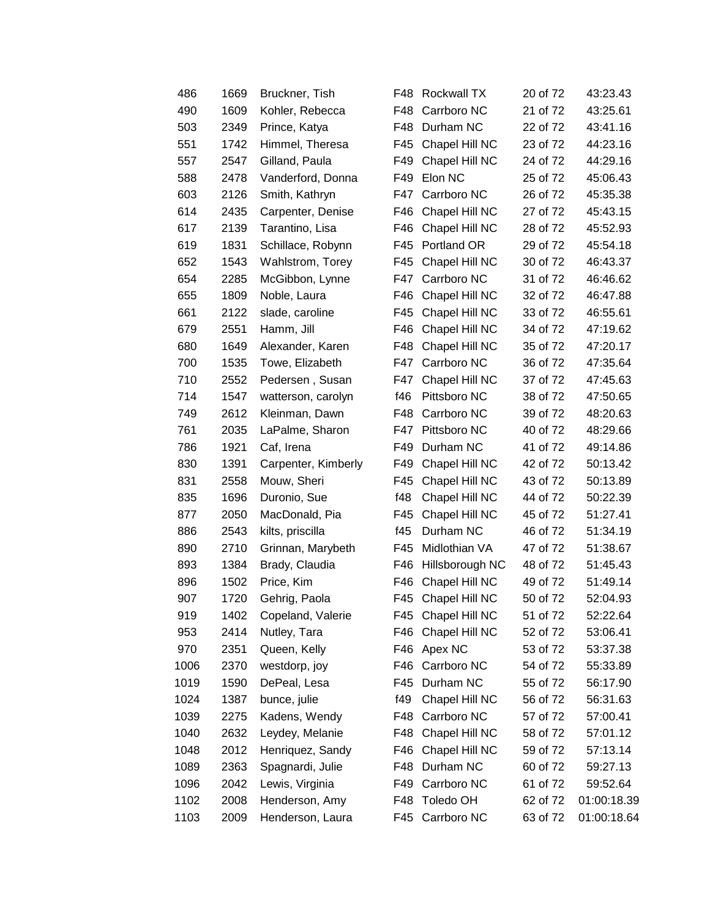| | | | | | | |
|---|---|---|---|---|---|---|
| 486 | 1669 | Bruckner, Tish | F48 | Rockwall TX | 20 of 72 | 43:23.43 |
| 490 | 1609 | Kohler, Rebecca | F48 | Carrboro NC | 21 of 72 | 43:25.61 |
| 503 | 2349 | Prince, Katya | F48 | Durham NC | 22 of 72 | 43:41.16 |
| 551 | 1742 | Himmel, Theresa | F45 | Chapel Hill NC | 23 of 72 | 44:23.16 |
| 557 | 2547 | Gilland, Paula | F49 | Chapel Hill NC | 24 of 72 | 44:29.16 |
| 588 | 2478 | Vanderford, Donna | F49 | Elon NC | 25 of 72 | 45:06.43 |
| 603 | 2126 | Smith, Kathryn | F47 | Carrboro NC | 26 of 72 | 45:35.38 |
| 614 | 2435 | Carpenter, Denise | F46 | Chapel Hill NC | 27 of 72 | 45:43.15 |
| 617 | 2139 | Tarantino, Lisa | F46 | Chapel Hill NC | 28 of 72 | 45:52.93 |
| 619 | 1831 | Schillace, Robynn | F45 | Portland OR | 29 of 72 | 45:54.18 |
| 652 | 1543 | Wahlstrom, Torey | F45 | Chapel Hill NC | 30 of 72 | 46:43.37 |
| 654 | 2285 | McGibbon, Lynne | F47 | Carrboro NC | 31 of 72 | 46:46.62 |
| 655 | 1809 | Noble, Laura | F46 | Chapel Hill NC | 32 of 72 | 46:47.88 |
| 661 | 2122 | slade, caroline | F45 | Chapel Hill NC | 33 of 72 | 46:55.61 |
| 679 | 2551 | Hamm, Jill | F46 | Chapel Hill NC | 34 of 72 | 47:19.62 |
| 680 | 1649 | Alexander, Karen | F48 | Chapel Hill NC | 35 of 72 | 47:20.17 |
| 700 | 1535 | Towe, Elizabeth | F47 | Carrboro NC | 36 of 72 | 47:35.64 |
| 710 | 2552 | Pedersen , Susan | F47 | Chapel Hill NC | 37 of 72 | 47:45.63 |
| 714 | 1547 | watterson, carolyn | f46 | Pittsboro NC | 38 of 72 | 47:50.65 |
| 749 | 2612 | Kleinman, Dawn | F48 | Carrboro NC | 39 of 72 | 48:20.63 |
| 761 | 2035 | LaPalme, Sharon | F47 | Pittsboro NC | 40 of 72 | 48:29.66 |
| 786 | 1921 | Caf, Irena | F49 | Durham NC | 41 of 72 | 49:14.86 |
| 830 | 1391 | Carpenter, Kimberly | F49 | Chapel Hill NC | 42 of 72 | 50:13.42 |
| 831 | 2558 | Mouw, Sheri | F45 | Chapel Hill NC | 43 of 72 | 50:13.89 |
| 835 | 1696 | Duronio, Sue | f48 | Chapel Hill NC | 44 of 72 | 50:22.39 |
| 877 | 2050 | MacDonald, Pia | F45 | Chapel Hill NC | 45 of 72 | 51:27.41 |
| 886 | 2543 | kilts, priscilla | f45 | Durham NC | 46 of 72 | 51:34.19 |
| 890 | 2710 | Grinnan, Marybeth | F45 | Midlothian VA | 47 of 72 | 51:38.67 |
| 893 | 1384 | Brady, Claudia | F46 | Hillsborough NC | 48 of 72 | 51:45.43 |
| 896 | 1502 | Price, Kim | F46 | Chapel Hill NC | 49 of 72 | 51:49.14 |
| 907 | 1720 | Gehrig, Paola | F45 | Chapel Hill NC | 50 of 72 | 52:04.93 |
| 919 | 1402 | Copeland, Valerie | F45 | Chapel Hill NC | 51 of 72 | 52:22.64 |
| 953 | 2414 | Nutley, Tara | F46 | Chapel Hill NC | 52 of 72 | 53:06.41 |
| 970 | 2351 | Queen, Kelly | F46 | Apex NC | 53 of 72 | 53:37.38 |
| 1006 | 2370 | westdorp, joy | F46 | Carrboro NC | 54 of 72 | 55:33.89 |
| 1019 | 1590 | DePeal, Lesa | F45 | Durham NC | 55 of 72 | 56:17.90 |
| 1024 | 1387 | bunce, julie | f49 | Chapel Hill NC | 56 of 72 | 56:31.63 |
| 1039 | 2275 | Kadens, Wendy | F48 | Carrboro NC | 57 of 72 | 57:00.41 |
| 1040 | 2632 | Leydey, Melanie | F48 | Chapel Hill NC | 58 of 72 | 57:01.12 |
| 1048 | 2012 | Henriquez, Sandy | F46 | Chapel Hill NC | 59 of 72 | 57:13.14 |
| 1089 | 2363 | Spagnardi, Julie | F48 | Durham NC | 60 of 72 | 59:27.13 |
| 1096 | 2042 | Lewis, Virginia | F49 | Carrboro NC | 61 of 72 | 59:52.64 |
| 1102 | 2008 | Henderson, Amy | F48 | Toledo OH | 62 of 72 | 01:00:18.39 |
| 1103 | 2009 | Henderson, Laura | F45 | Carrboro NC | 63 of 72 | 01:00:18.64 |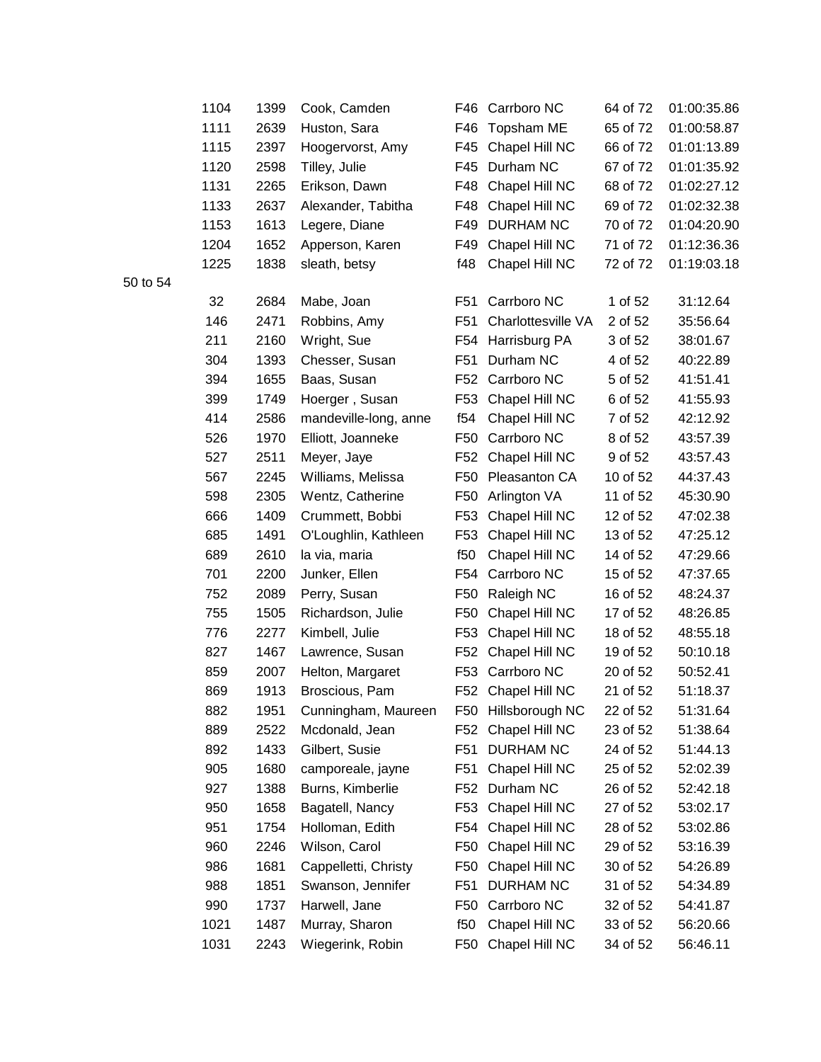| | | | | | | |
|---|---|---|---|---|---|---|
| 1104 | 1399 | Cook, Camden | F46 | Carrboro NC | 64 of 72 | 01:00:35.86 |
| 1111 | 2639 | Huston, Sara | F46 | Topsham ME | 65 of 72 | 01:00:58.87 |
| 1115 | 2397 | Hoogervorst, Amy | F45 | Chapel Hill NC | 66 of 72 | 01:01:13.89 |
| 1120 | 2598 | Tilley, Julie | F45 | Durham NC | 67 of 72 | 01:01:35.92 |
| 1131 | 2265 | Erikson, Dawn | F48 | Chapel Hill NC | 68 of 72 | 01:02:27.12 |
| 1133 | 2637 | Alexander, Tabitha | F48 | Chapel Hill NC | 69 of 72 | 01:02:32.38 |
| 1153 | 1613 | Legere, Diane | F49 | DURHAM NC | 70 of 72 | 01:04:20.90 |
| 1204 | 1652 | Apperson, Karen | F49 | Chapel Hill NC | 71 of 72 | 01:12:36.36 |
| 1225 | 1838 | sleath, betsy | f48 | Chapel Hill NC | 72 of 72 | 01:19:03.18 |

50 to 54

| | | | | | | |
|---|---|---|---|---|---|---|
| 32 | 2684 | Mabe, Joan | F51 | Carrboro NC | 1 of 52 | 31:12.64 |
| 146 | 2471 | Robbins, Amy | F51 | Charlottesville VA | 2 of 52 | 35:56.64 |
| 211 | 2160 | Wright, Sue | F54 | Harrisburg PA | 3 of 52 | 38:01.67 |
| 304 | 1393 | Chesser, Susan | F51 | Durham NC | 4 of 52 | 40:22.89 |
| 394 | 1655 | Baas, Susan | F52 | Carrboro NC | 5 of 52 | 41:51.41 |
| 399 | 1749 | Hoerger , Susan | F53 | Chapel Hill NC | 6 of 52 | 41:55.93 |
| 414 | 2586 | mandeville-long, anne | f54 | Chapel Hill NC | 7 of 52 | 42:12.92 |
| 526 | 1970 | Elliott, Joanneke | F50 | Carrboro NC | 8 of 52 | 43:57.39 |
| 527 | 2511 | Meyer, Jaye | F52 | Chapel Hill NC | 9 of 52 | 43:57.43 |
| 567 | 2245 | Williams, Melissa | F50 | Pleasanton CA | 10 of 52 | 44:37.43 |
| 598 | 2305 | Wentz, Catherine | F50 | Arlington VA | 11 of 52 | 45:30.90 |
| 666 | 1409 | Crummett, Bobbi | F53 | Chapel Hill NC | 12 of 52 | 47:02.38 |
| 685 | 1491 | O'Loughlin, Kathleen | F53 | Chapel Hill NC | 13 of 52 | 47:25.12 |
| 689 | 2610 | la via, maria | f50 | Chapel Hill NC | 14 of 52 | 47:29.66 |
| 701 | 2200 | Junker, Ellen | F54 | Carrboro NC | 15 of 52 | 47:37.65 |
| 752 | 2089 | Perry, Susan | F50 | Raleigh NC | 16 of 52 | 48:24.37 |
| 755 | 1505 | Richardson, Julie | F50 | Chapel Hill NC | 17 of 52 | 48:26.85 |
| 776 | 2277 | Kimbell, Julie | F53 | Chapel Hill NC | 18 of 52 | 48:55.18 |
| 827 | 1467 | Lawrence, Susan | F52 | Chapel Hill NC | 19 of 52 | 50:10.18 |
| 859 | 2007 | Helton, Margaret | F53 | Carrboro NC | 20 of 52 | 50:52.41 |
| 869 | 1913 | Broscious, Pam | F52 | Chapel Hill NC | 21 of 52 | 51:18.37 |
| 882 | 1951 | Cunningham, Maureen | F50 | Hillsborough NC | 22 of 52 | 51:31.64 |
| 889 | 2522 | Mcdonald, Jean | F52 | Chapel Hill NC | 23 of 52 | 51:38.64 |
| 892 | 1433 | Gilbert, Susie | F51 | DURHAM NC | 24 of 52 | 51:44.13 |
| 905 | 1680 | camporeale, jayne | F51 | Chapel Hill NC | 25 of 52 | 52:02.39 |
| 927 | 1388 | Burns, Kimberlie | F52 | Durham NC | 26 of 52 | 52:42.18 |
| 950 | 1658 | Bagatell, Nancy | F53 | Chapel Hill NC | 27 of 52 | 53:02.17 |
| 951 | 1754 | Holloman, Edith | F54 | Chapel Hill NC | 28 of 52 | 53:02.86 |
| 960 | 2246 | Wilson, Carol | F50 | Chapel Hill NC | 29 of 52 | 53:16.39 |
| 986 | 1681 | Cappelletti, Christy | F50 | Chapel Hill NC | 30 of 52 | 54:26.89 |
| 988 | 1851 | Swanson, Jennifer | F51 | DURHAM NC | 31 of 52 | 54:34.89 |
| 990 | 1737 | Harwell, Jane | F50 | Carrboro NC | 32 of 52 | 54:41.87 |
| 1021 | 1487 | Murray, Sharon | f50 | Chapel Hill NC | 33 of 52 | 56:20.66 |
| 1031 | 2243 | Wiegerink, Robin | F50 | Chapel Hill NC | 34 of 52 | 56:46.11 |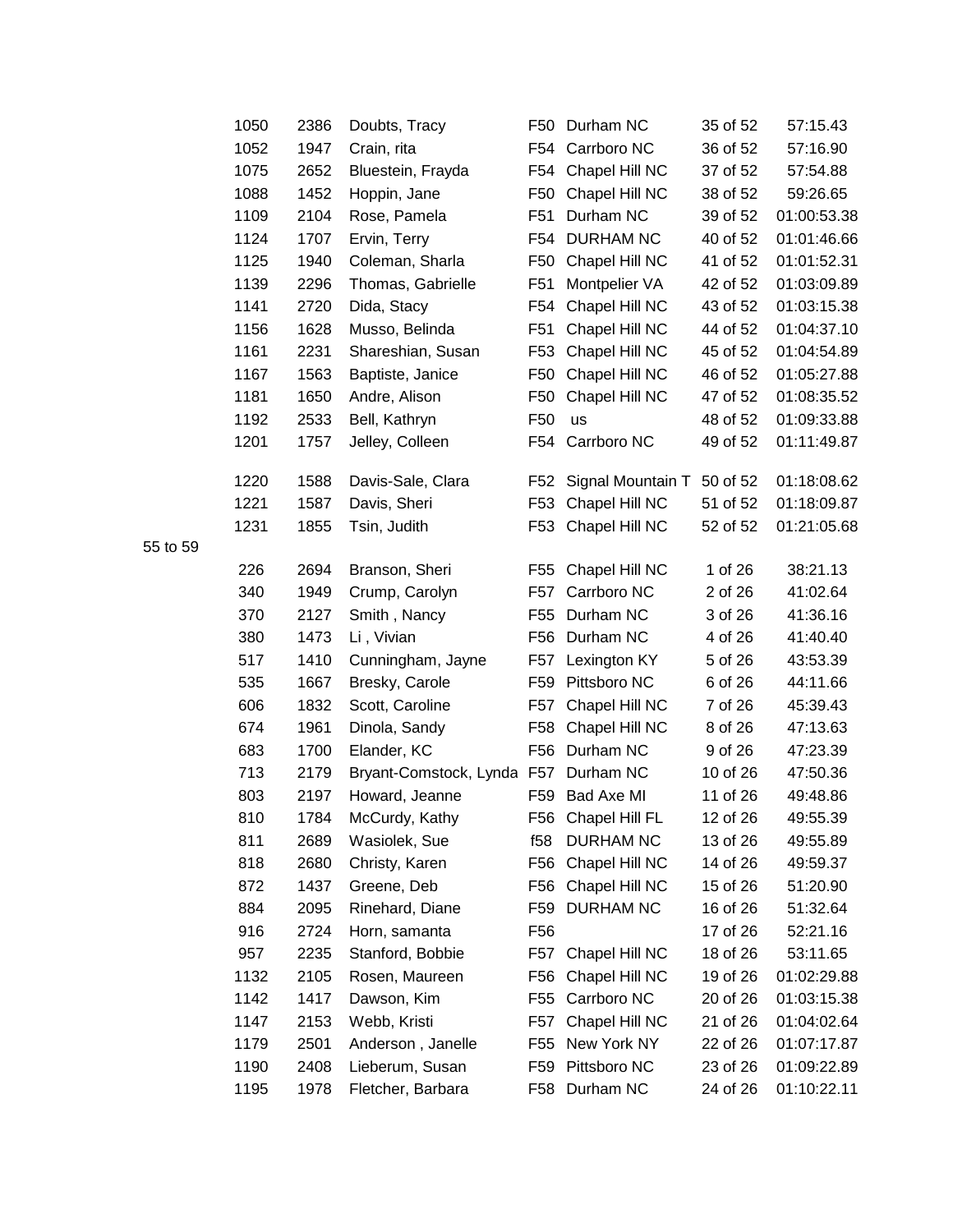| | | | | | | |
|---|---|---|---|---|---|---|
| 1050 | 2386 | Doubts, Tracy | F50 | Durham NC | 35 of 52 | 57:15.43 |
| 1052 | 1947 | Crain, rita | F54 | Carrboro NC | 36 of 52 | 57:16.90 |
| 1075 | 2652 | Bluestein, Frayda | F54 | Chapel Hill NC | 37 of 52 | 57:54.88 |
| 1088 | 1452 | Hoppin, Jane | F50 | Chapel Hill NC | 38 of 52 | 59:26.65 |
| 1109 | 2104 | Rose, Pamela | F51 | Durham NC | 39 of 52 | 01:00:53.38 |
| 1124 | 1707 | Ervin, Terry | F54 | DURHAM NC | 40 of 52 | 01:01:46.66 |
| 1125 | 1940 | Coleman, Sharla | F50 | Chapel Hill NC | 41 of 52 | 01:01:52.31 |
| 1139 | 2296 | Thomas, Gabrielle | F51 | Montpelier VA | 42 of 52 | 01:03:09.89 |
| 1141 | 2720 | Dida, Stacy | F54 | Chapel Hill NC | 43 of 52 | 01:03:15.38 |
| 1156 | 1628 | Musso, Belinda | F51 | Chapel Hill NC | 44 of 52 | 01:04:37.10 |
| 1161 | 2231 | Shareshian, Susan | F53 | Chapel Hill NC | 45 of 52 | 01:04:54.89 |
| 1167 | 1563 | Baptiste, Janice | F50 | Chapel Hill NC | 46 of 52 | 01:05:27.88 |
| 1181 | 1650 | Andre, Alison | F50 | Chapel Hill NC | 47 of 52 | 01:08:35.52 |
| 1192 | 2533 | Bell, Kathryn | F50 | us | 48 of 52 | 01:09:33.88 |
| 1201 | 1757 | Jelley, Colleen | F54 | Carrboro NC | 49 of 52 | 01:11:49.87 |
| 1220 | 1588 | Davis-Sale, Clara | F52 | Signal Mountain T | 50 of 52 | 01:18:08.62 |
| 1221 | 1587 | Davis, Sheri | F53 | Chapel Hill NC | 51 of 52 | 01:18:09.87 |
| 1231 | 1855 | Tsin, Judith | F53 | Chapel Hill NC | 52 of 52 | 01:21:05.68 |

55 to 59

| | | | | | | |
|---|---|---|---|---|---|---|
| 226 | 2694 | Branson, Sheri | F55 | Chapel Hill NC | 1 of 26 | 38:21.13 |
| 340 | 1949 | Crump, Carolyn | F57 | Carrboro NC | 2 of 26 | 41:02.64 |
| 370 | 2127 | Smith , Nancy | F55 | Durham NC | 3 of 26 | 41:36.16 |
| 380 | 1473 | Li , Vivian | F56 | Durham NC | 4 of 26 | 41:40.40 |
| 517 | 1410 | Cunningham, Jayne | F57 | Lexington KY | 5 of 26 | 43:53.39 |
| 535 | 1667 | Bresky, Carole | F59 | Pittsboro NC | 6 of 26 | 44:11.66 |
| 606 | 1832 | Scott, Caroline | F57 | Chapel Hill NC | 7 of 26 | 45:39.43 |
| 674 | 1961 | Dinola, Sandy | F58 | Chapel Hill NC | 8 of 26 | 47:13.63 |
| 683 | 1700 | Elander, KC | F56 | Durham NC | 9 of 26 | 47:23.39 |
| 713 | 2179 | Bryant-Comstock, Lynda | F57 | Durham NC | 10 of 26 | 47:50.36 |
| 803 | 2197 | Howard, Jeanne | F59 | Bad Axe MI | 11 of 26 | 49:48.86 |
| 810 | 1784 | McCurdy, Kathy | F56 | Chapel Hill FL | 12 of 26 | 49:55.39 |
| 811 | 2689 | Wasiolek, Sue | f58 | DURHAM NC | 13 of 26 | 49:55.89 |
| 818 | 2680 | Christy, Karen | F56 | Chapel Hill NC | 14 of 26 | 49:59.37 |
| 872 | 1437 | Greene, Deb | F56 | Chapel Hill NC | 15 of 26 | 51:20.90 |
| 884 | 2095 | Rinehard, Diane | F59 | DURHAM NC | 16 of 26 | 51:32.64 |
| 916 | 2724 | Horn, samanta | F56 | | 17 of 26 | 52:21.16 |
| 957 | 2235 | Stanford, Bobbie | F57 | Chapel Hill NC | 18 of 26 | 53:11.65 |
| 1132 | 2105 | Rosen, Maureen | F56 | Chapel Hill NC | 19 of 26 | 01:02:29.88 |
| 1142 | 1417 | Dawson, Kim | F55 | Carrboro NC | 20 of 26 | 01:03:15.38 |
| 1147 | 2153 | Webb, Kristi | F57 | Chapel Hill NC | 21 of 26 | 01:04:02.64 |
| 1179 | 2501 | Anderson , Janelle | F55 | New York NY | 22 of 26 | 01:07:17.87 |
| 1190 | 2408 | Lieberum, Susan | F59 | Pittsboro NC | 23 of 26 | 01:09:22.89 |
| 1195 | 1978 | Fletcher, Barbara | F58 | Durham NC | 24 of 26 | 01:10:22.11 |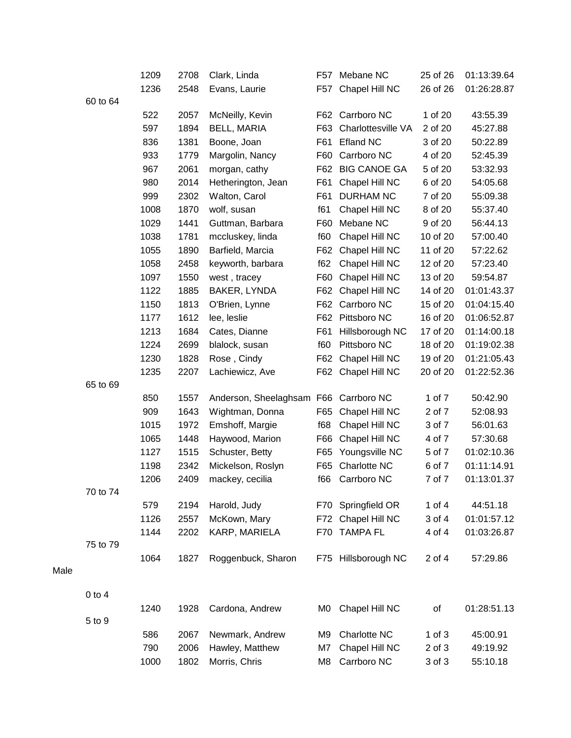| | | Place | Bib | Name | Age | City | Div Place | Time |
|---|---|---|---|---|---|---|---|---|
| | | 1209 | 2708 | Clark, Linda | F57 | Mebane NC | 25 of 26 | 01:13:39.64 |
| | | 1236 | 2548 | Evans, Laurie | F57 | Chapel Hill NC | 26 of 26 | 01:26:28.87 |
| | 60 to 64 | | | | | | | |
| | | 522 | 2057 | McNeilly, Kevin | F62 | Carrboro NC | 1 of 20 | 43:55.39 |
| | | 597 | 1894 | BELL, MARIA | F63 | Charlottesville VA | 2 of 20 | 45:27.88 |
| | | 836 | 1381 | Boone, Joan | F61 | Efland NC | 3 of 20 | 50:22.89 |
| | | 933 | 1779 | Margolin, Nancy | F60 | Carrboro NC | 4 of 20 | 52:45.39 |
| | | 967 | 2061 | morgan, cathy | F62 | BIG CANOE GA | 5 of 20 | 53:32.93 |
| | | 980 | 2014 | Hetherington, Jean | F61 | Chapel Hill NC | 6 of 20 | 54:05.68 |
| | | 999 | 2302 | Walton, Carol | F61 | DURHAM NC | 7 of 20 | 55:09.38 |
| | | 1008 | 1870 | wolf, susan | f61 | Chapel Hill NC | 8 of 20 | 55:37.40 |
| | | 1029 | 1441 | Guttman, Barbara | F60 | Mebane NC | 9 of 20 | 56:44.13 |
| | | 1038 | 1781 | mccluskey, linda | f60 | Chapel Hill NC | 10 of 20 | 57:00.40 |
| | | 1055 | 1890 | Barfield, Marcia | F62 | Chapel Hill NC | 11 of 20 | 57:22.62 |
| | | 1058 | 2458 | keyworth, barbara | f62 | Chapel Hill NC | 12 of 20 | 57:23.40 |
| | | 1097 | 1550 | west , tracey | F60 | Chapel Hill NC | 13 of 20 | 59:54.87 |
| | | 1122 | 1885 | BAKER, LYNDA | F62 | Chapel Hill NC | 14 of 20 | 01:01:43.37 |
| | | 1150 | 1813 | O'Brien, Lynne | F62 | Carrboro NC | 15 of 20 | 01:04:15.40 |
| | | 1177 | 1612 | lee, leslie | F62 | Pittsboro NC | 16 of 20 | 01:06:52.87 |
| | | 1213 | 1684 | Cates, Dianne | F61 | Hillsborough NC | 17 of 20 | 01:14:00.18 |
| | | 1224 | 2699 | blalock, susan | f60 | Pittsboro NC | 18 of 20 | 01:19:02.38 |
| | | 1230 | 1828 | Rose , Cindy | F62 | Chapel Hill NC | 19 of 20 | 01:21:05.43 |
| | | 1235 | 2207 | Lachiewicz, Ave | F62 | Chapel Hill NC | 20 of 20 | 01:22:52.36 |
| | 65 to 69 | | | | | | | |
| | | 850 | 1557 | Anderson, Sheelaghsam | F66 | Carrboro NC | 1 of 7 | 50:42.90 |
| | | 909 | 1643 | Wightman, Donna | F65 | Chapel Hill NC | 2 of 7 | 52:08.93 |
| | | 1015 | 1972 | Emshoff, Margie | f68 | Chapel Hill NC | 3 of 7 | 56:01.63 |
| | | 1065 | 1448 | Haywood, Marion | F66 | Chapel Hill NC | 4 of 7 | 57:30.68 |
| | | 1127 | 1515 | Schuster, Betty | F65 | Youngsville NC | 5 of 7 | 01:02:10.36 |
| | | 1198 | 2342 | Mickelson, Roslyn | F65 | Charlotte NC | 6 of 7 | 01:11:14.91 |
| | | 1206 | 2409 | mackey, cecilia | f66 | Carrboro NC | 7 of 7 | 01:13:01.37 |
| | 70 to 74 | | | | | | | |
| | | 579 | 2194 | Harold, Judy | F70 | Springfield OR | 1 of 4 | 44:51.18 |
| | | 1126 | 2557 | McKown, Mary | F72 | Chapel Hill NC | 3 of 4 | 01:01:57.12 |
| | | 1144 | 2202 | KARP, MARIELA | F70 | TAMPA FL | 4 of 4 | 01:03:26.87 |
| | 75 to 79 | | | | | | | |
| | | 1064 | 1827 | Roggenbuck, Sharon | F75 | Hillsborough NC | 2 of 4 | 57:29.86 |
| Male | | | | | | | | |
| | 0 to 4 | | | | | | | |
| | | 1240 | 1928 | Cardona, Andrew | M0 | Chapel Hill NC | of | 01:28:51.13 |
| | 5 to 9 | | | | | | | |
| | | 586 | 2067 | Newmark, Andrew | M9 | Charlotte NC | 1 of 3 | 45:00.91 |
| | | 790 | 2006 | Hawley, Matthew | M7 | Chapel Hill NC | 2 of 3 | 49:19.92 |
| | | 1000 | 1802 | Morris, Chris | M8 | Carrboro NC | 3 of 3 | 55:10.18 |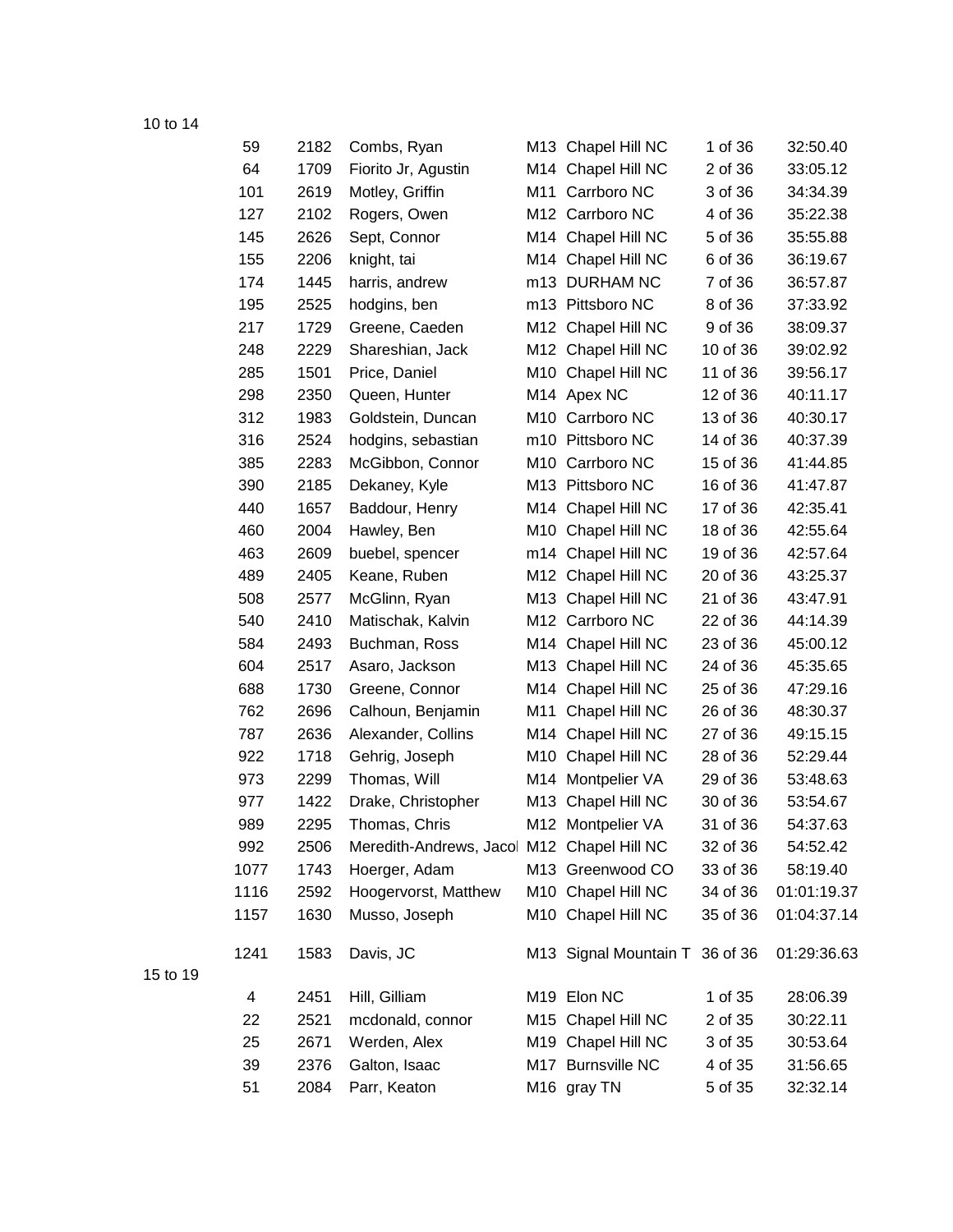10 to 14

| | | | | | | |
|---|---|---|---|---|---|---|
| 59 | 2182 | Combs, Ryan | M13 | Chapel Hill NC | 1 of 36 | 32:50.40 |
| 64 | 1709 | Fiorito Jr, Agustin | M14 | Chapel Hill NC | 2 of 36 | 33:05.12 |
| 101 | 2619 | Motley, Griffin | M11 | Carrboro NC | 3 of 36 | 34:34.39 |
| 127 | 2102 | Rogers, Owen | M12 | Carrboro NC | 4 of 36 | 35:22.38 |
| 145 | 2626 | Sept, Connor | M14 | Chapel Hill NC | 5 of 36 | 35:55.88 |
| 155 | 2206 | knight, tai | M14 | Chapel Hill NC | 6 of 36 | 36:19.67 |
| 174 | 1445 | harris, andrew | m13 | DURHAM NC | 7 of 36 | 36:57.87 |
| 195 | 2525 | hodgins, ben | m13 | Pittsboro NC | 8 of 36 | 37:33.92 |
| 217 | 1729 | Greene, Caeden | M12 | Chapel Hill NC | 9 of 36 | 38:09.37 |
| 248 | 2229 | Shareshian, Jack | M12 | Chapel Hill NC | 10 of 36 | 39:02.92 |
| 285 | 1501 | Price, Daniel | M10 | Chapel Hill NC | 11 of 36 | 39:56.17 |
| 298 | 2350 | Queen, Hunter | M14 | Apex NC | 12 of 36 | 40:11.17 |
| 312 | 1983 | Goldstein, Duncan | M10 | Carrboro NC | 13 of 36 | 40:30.17 |
| 316 | 2524 | hodgins, sebastian | m10 | Pittsboro NC | 14 of 36 | 40:37.39 |
| 385 | 2283 | McGibbon, Connor | M10 | Carrboro NC | 15 of 36 | 41:44.85 |
| 390 | 2185 | Dekaney, Kyle | M13 | Pittsboro NC | 16 of 36 | 41:47.87 |
| 440 | 1657 | Baddour, Henry | M14 | Chapel Hill NC | 17 of 36 | 42:35.41 |
| 460 | 2004 | Hawley, Ben | M10 | Chapel Hill NC | 18 of 36 | 42:55.64 |
| 463 | 2609 | buebel, spencer | m14 | Chapel Hill NC | 19 of 36 | 42:57.64 |
| 489 | 2405 | Keane, Ruben | M12 | Chapel Hill NC | 20 of 36 | 43:25.37 |
| 508 | 2577 | McGlinn, Ryan | M13 | Chapel Hill NC | 21 of 36 | 43:47.91 |
| 540 | 2410 | Matischak, Kalvin | M12 | Carrboro NC | 22 of 36 | 44:14.39 |
| 584 | 2493 | Buchman, Ross | M14 | Chapel Hill NC | 23 of 36 | 45:00.12 |
| 604 | 2517 | Asaro, Jackson | M13 | Chapel Hill NC | 24 of 36 | 45:35.65 |
| 688 | 1730 | Greene, Connor | M14 | Chapel Hill NC | 25 of 36 | 47:29.16 |
| 762 | 2696 | Calhoun, Benjamin | M11 | Chapel Hill NC | 26 of 36 | 48:30.37 |
| 787 | 2636 | Alexander, Collins | M14 | Chapel Hill NC | 27 of 36 | 49:15.15 |
| 922 | 1718 | Gehrig, Joseph | M10 | Chapel Hill NC | 28 of 36 | 52:29.44 |
| 973 | 2299 | Thomas, Will | M14 | Montpelier VA | 29 of 36 | 53:48.63 |
| 977 | 1422 | Drake, Christopher | M13 | Chapel Hill NC | 30 of 36 | 53:54.67 |
| 989 | 2295 | Thomas, Chris | M12 | Montpelier VA | 31 of 36 | 54:37.63 |
| 992 | 2506 | Meredith-Andrews, Jacol | M12 | Chapel Hill NC | 32 of 36 | 54:52.42 |
| 1077 | 1743 | Hoerger, Adam | M13 | Greenwood CO | 33 of 36 | 58:19.40 |
| 1116 | 2592 | Hoogervorst, Matthew | M10 | Chapel Hill NC | 34 of 36 | 01:01:19.37 |
| 1157 | 1630 | Musso, Joseph | M10 | Chapel Hill NC | 35 of 36 | 01:04:37.14 |
| 1241 | 1583 | Davis, JC | M13 | Signal Mountain T | 36 of 36 | 01:29:36.63 |

15 to 19

| | | | | | | |
|---|---|---|---|---|---|---|
| 4 | 2451 | Hill, Gilliam | M19 | Elon NC | 1 of 35 | 28:06.39 |
| 22 | 2521 | mcdonald, connor | M15 | Chapel Hill NC | 2 of 35 | 30:22.11 |
| 25 | 2671 | Werden, Alex | M19 | Chapel Hill NC | 3 of 35 | 30:53.64 |
| 39 | 2376 | Galton, Isaac | M17 | Burnsville NC | 4 of 35 | 31:56.65 |
| 51 | 2084 | Parr, Keaton | M16 | gray TN | 5 of 35 | 32:32.14 |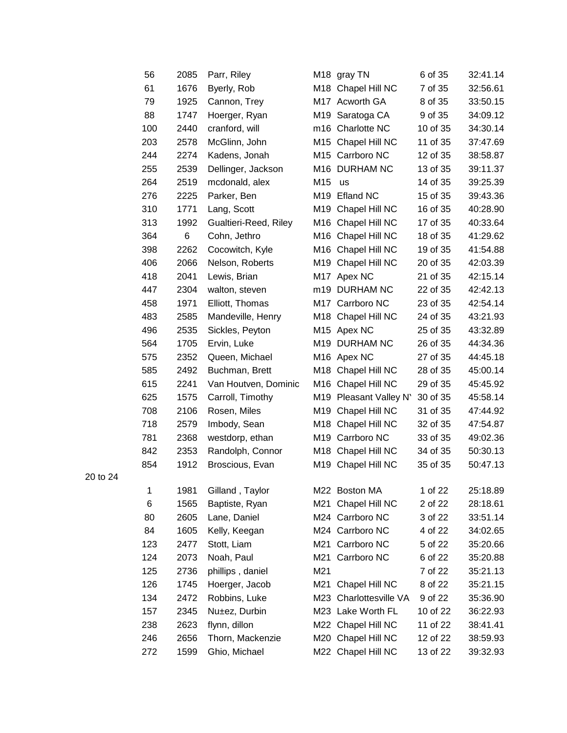| | | | | | | |
|---|---|---|---|---|---|---|
| 56 | 2085 | Parr, Riley | M18 | gray TN | 6 of 35 | 32:41.14 |
| 61 | 1676 | Byerly, Rob | M18 | Chapel Hill NC | 7 of 35 | 32:56.61 |
| 79 | 1925 | Cannon, Trey | M17 | Acworth GA | 8 of 35 | 33:50.15 |
| 88 | 1747 | Hoerger, Ryan | M19 | Saratoga CA | 9 of 35 | 34:09.12 |
| 100 | 2440 | cranford, will | m16 | Charlotte NC | 10 of 35 | 34:30.14 |
| 203 | 2578 | McGlinn, John | M15 | Chapel Hill NC | 11 of 35 | 37:47.69 |
| 244 | 2274 | Kadens, Jonah | M15 | Carrboro NC | 12 of 35 | 38:58.87 |
| 255 | 2539 | Dellinger, Jackson | M16 | DURHAM NC | 13 of 35 | 39:11.37 |
| 264 | 2519 | mcdonald, alex | M15 | us | 14 of 35 | 39:25.39 |
| 276 | 2225 | Parker, Ben | M19 | Efland NC | 15 of 35 | 39:43.36 |
| 310 | 1771 | Lang, Scott | M19 | Chapel Hill NC | 16 of 35 | 40:28.90 |
| 313 | 1992 | Gualtieri-Reed, Riley | M16 | Chapel Hill NC | 17 of 35 | 40:33.64 |
| 364 | 6 | Cohn, Jethro | M16 | Chapel Hill NC | 18 of 35 | 41:29.62 |
| 398 | 2262 | Cocowitch, Kyle | M16 | Chapel Hill NC | 19 of 35 | 41:54.88 |
| 406 | 2066 | Nelson, Roberts | M19 | Chapel Hill NC | 20 of 35 | 42:03.39 |
| 418 | 2041 | Lewis, Brian | M17 | Apex NC | 21 of 35 | 42:15.14 |
| 447 | 2304 | walton, steven | m19 | DURHAM NC | 22 of 35 | 42:42.13 |
| 458 | 1971 | Elliott, Thomas | M17 | Carrboro NC | 23 of 35 | 42:54.14 |
| 483 | 2585 | Mandeville, Henry | M18 | Chapel Hill NC | 24 of 35 | 43:21.93 |
| 496 | 2535 | Sickles, Peyton | M15 | Apex NC | 25 of 35 | 43:32.89 |
| 564 | 1705 | Ervin, Luke | M19 | DURHAM NC | 26 of 35 | 44:34.36 |
| 575 | 2352 | Queen, Michael | M16 | Apex NC | 27 of 35 | 44:45.18 |
| 585 | 2492 | Buchman, Brett | M18 | Chapel Hill NC | 28 of 35 | 45:00.14 |
| 615 | 2241 | Van Houtven, Dominic | M16 | Chapel Hill NC | 29 of 35 | 45:45.92 |
| 625 | 1575 | Carroll, Timothy | M19 | Pleasant Valley N | 30 of 35 | 45:58.14 |
| 708 | 2106 | Rosen, Miles | M19 | Chapel Hill NC | 31 of 35 | 47:44.92 |
| 718 | 2579 | Imbody, Sean | M18 | Chapel Hill NC | 32 of 35 | 47:54.87 |
| 781 | 2368 | westdorp, ethan | M19 | Carrboro NC | 33 of 35 | 49:02.36 |
| 842 | 2353 | Randolph, Connor | M18 | Chapel Hill NC | 34 of 35 | 50:30.13 |
| 854 | 1912 | Broscious, Evan | M19 | Chapel Hill NC | 35 of 35 | 50:47.13 |

20 to 24

| | | | | | | |
|---|---|---|---|---|---|---|
| 1 | 1981 | Gilland , Taylor | M22 | Boston MA | 1 of 22 | 25:18.89 |
| 6 | 1565 | Baptiste, Ryan | M21 | Chapel Hill NC | 2 of 22 | 28:18.61 |
| 80 | 2605 | Lane, Daniel | M24 | Carrboro NC | 3 of 22 | 33:51.14 |
| 84 | 1605 | Kelly, Keegan | M24 | Carrboro NC | 4 of 22 | 34:02.65 |
| 123 | 2477 | Stott, Liam | M21 | Carrboro NC | 5 of 22 | 35:20.66 |
| 124 | 2073 | Noah, Paul | M21 | Carrboro NC | 6 of 22 | 35:20.88 |
| 125 | 2736 | phillips , daniel | M21 | | 7 of 22 | 35:21.13 |
| 126 | 1745 | Hoerger, Jacob | M21 | Chapel Hill NC | 8 of 22 | 35:21.15 |
| 134 | 2472 | Robbins, Luke | M23 | Charlottesville VA | 9 of 22 | 35:36.90 |
| 157 | 2345 | Nu±ez, Durbin | M23 | Lake Worth FL | 10 of 22 | 36:22.93 |
| 238 | 2623 | flynn, dillon | M22 | Chapel Hill NC | 11 of 22 | 38:41.41 |
| 246 | 2656 | Thorn, Mackenzie | M20 | Chapel Hill NC | 12 of 22 | 38:59.93 |
| 272 | 1599 | Ghio, Michael | M22 | Chapel Hill NC | 13 of 22 | 39:32.93 |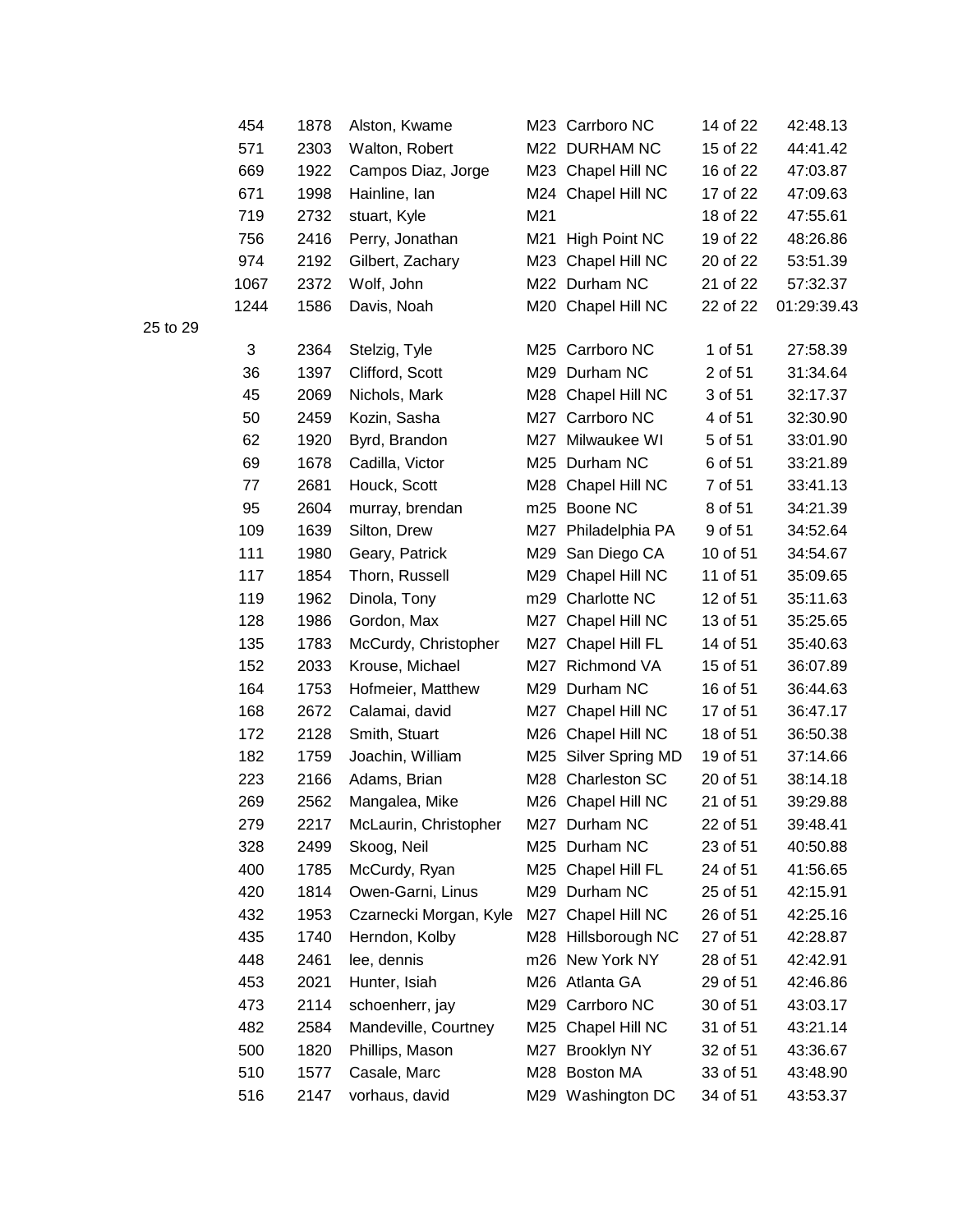| | | | | | | |
|---|---|---|---|---|---|---|
| 454 | 1878 | Alston, Kwame | M23 | Carrboro NC | 14 of 22 | 42:48.13 |
| 571 | 2303 | Walton, Robert | M22 | DURHAM NC | 15 of 22 | 44:41.42 |
| 669 | 1922 | Campos Diaz, Jorge | M23 | Chapel Hill NC | 16 of 22 | 47:03.87 |
| 671 | 1998 | Hainline, Ian | M24 | Chapel Hill NC | 17 of 22 | 47:09.63 |
| 719 | 2732 | stuart, Kyle | M21 | | 18 of 22 | 47:55.61 |
| 756 | 2416 | Perry, Jonathan | M21 | High Point NC | 19 of 22 | 48:26.86 |
| 974 | 2192 | Gilbert, Zachary | M23 | Chapel Hill NC | 20 of 22 | 53:51.39 |
| 1067 | 2372 | Wolf, John | M22 | Durham NC | 21 of 22 | 57:32.37 |
| 1244 | 1586 | Davis, Noah | M20 | Chapel Hill NC | 22 of 22 | 01:29:39.43 |

25 to 29

| | | | | | | |
|---|---|---|---|---|---|---|
| 3 | 2364 | Stelzig, Tyle | M25 | Carrboro NC | 1 of 51 | 27:58.39 |
| 36 | 1397 | Clifford, Scott | M29 | Durham NC | 2 of 51 | 31:34.64 |
| 45 | 2069 | Nichols, Mark | M28 | Chapel Hill NC | 3 of 51 | 32:17.37 |
| 50 | 2459 | Kozin, Sasha | M27 | Carrboro NC | 4 of 51 | 32:30.90 |
| 62 | 1920 | Byrd, Brandon | M27 | Milwaukee WI | 5 of 51 | 33:01.90 |
| 69 | 1678 | Cadilla, Victor | M25 | Durham NC | 6 of 51 | 33:21.89 |
| 77 | 2681 | Houck, Scott | M28 | Chapel Hill NC | 7 of 51 | 33:41.13 |
| 95 | 2604 | murray, brendan | m25 | Boone NC | 8 of 51 | 34:21.39 |
| 109 | 1639 | Silton, Drew | M27 | Philadelphia PA | 9 of 51 | 34:52.64 |
| 111 | 1980 | Geary, Patrick | M29 | San Diego CA | 10 of 51 | 34:54.67 |
| 117 | 1854 | Thorn, Russell | M29 | Chapel Hill NC | 11 of 51 | 35:09.65 |
| 119 | 1962 | Dinola, Tony | m29 | Charlotte NC | 12 of 51 | 35:11.63 |
| 128 | 1986 | Gordon, Max | M27 | Chapel Hill NC | 13 of 51 | 35:25.65 |
| 135 | 1783 | McCurdy, Christopher | M27 | Chapel Hill FL | 14 of 51 | 35:40.63 |
| 152 | 2033 | Krouse, Michael | M27 | Richmond VA | 15 of 51 | 36:07.89 |
| 164 | 1753 | Hofmeier, Matthew | M29 | Durham NC | 16 of 51 | 36:44.63 |
| 168 | 2672 | Calamai, david | M27 | Chapel Hill NC | 17 of 51 | 36:47.17 |
| 172 | 2128 | Smith, Stuart | M26 | Chapel Hill NC | 18 of 51 | 36:50.38 |
| 182 | 1759 | Joachin, William | M25 | Silver Spring MD | 19 of 51 | 37:14.66 |
| 223 | 2166 | Adams, Brian | M28 | Charleston SC | 20 of 51 | 38:14.18 |
| 269 | 2562 | Mangalea, Mike | M26 | Chapel Hill NC | 21 of 51 | 39:29.88 |
| 279 | 2217 | McLaurin, Christopher | M27 | Durham NC | 22 of 51 | 39:48.41 |
| 328 | 2499 | Skoog, Neil | M25 | Durham NC | 23 of 51 | 40:50.88 |
| 400 | 1785 | McCurdy, Ryan | M25 | Chapel Hill FL | 24 of 51 | 41:56.65 |
| 420 | 1814 | Owen-Garni, Linus | M29 | Durham NC | 25 of 51 | 42:15.91 |
| 432 | 1953 | Czarnecki Morgan, Kyle | M27 | Chapel Hill NC | 26 of 51 | 42:25.16 |
| 435 | 1740 | Herndon, Kolby | M28 | Hillsborough NC | 27 of 51 | 42:28.87 |
| 448 | 2461 | lee, dennis | m26 | New York NY | 28 of 51 | 42:42.91 |
| 453 | 2021 | Hunter, Isiah | M26 | Atlanta GA | 29 of 51 | 42:46.86 |
| 473 | 2114 | schoenherr, jay | M29 | Carrboro NC | 30 of 51 | 43:03.17 |
| 482 | 2584 | Mandeville, Courtney | M25 | Chapel Hill NC | 31 of 51 | 43:21.14 |
| 500 | 1820 | Phillips, Mason | M27 | Brooklyn NY | 32 of 51 | 43:36.67 |
| 510 | 1577 | Casale, Marc | M28 | Boston MA | 33 of 51 | 43:48.90 |
| 516 | 2147 | vorhaus, david | M29 | Washington DC | 34 of 51 | 43:53.37 |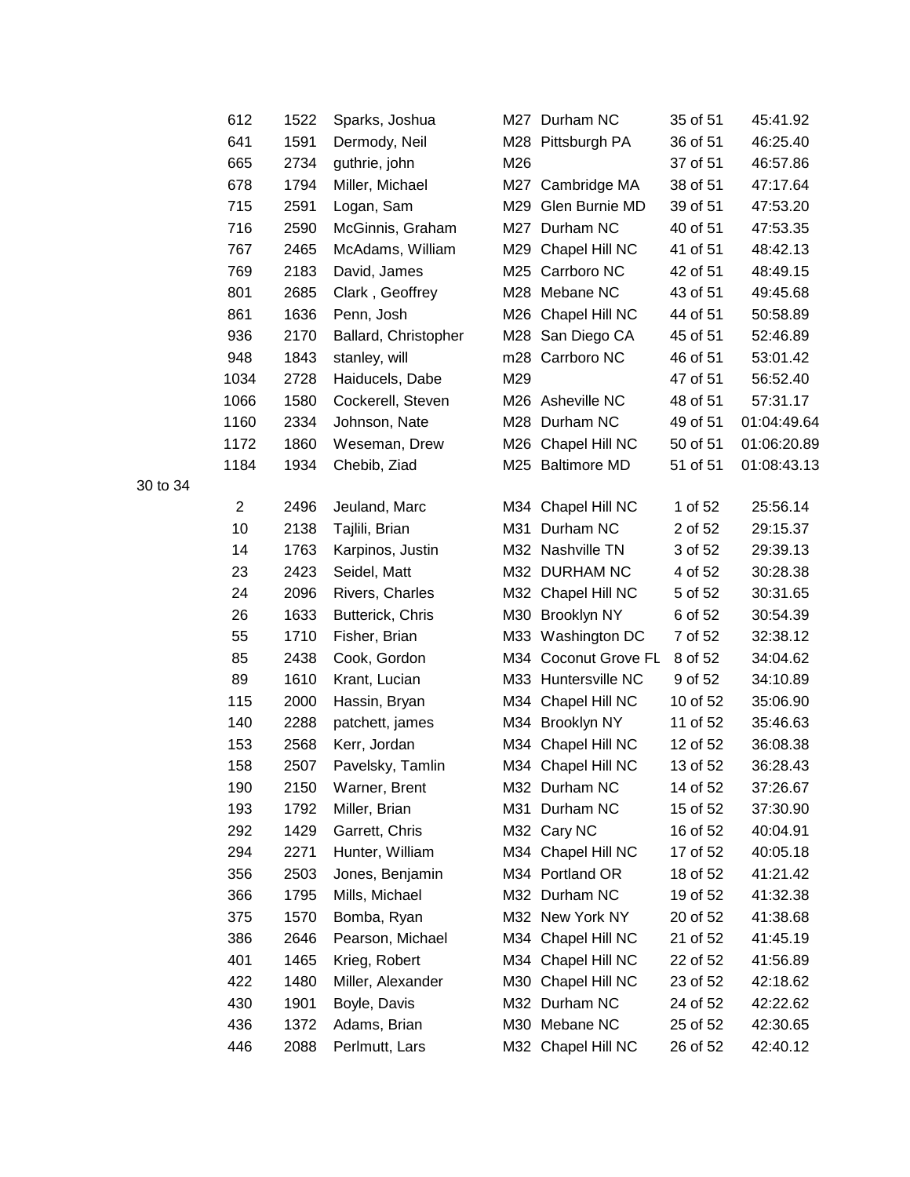| | | | | | | |
|---|---|---|---|---|---|---|
| 612 | 1522 | Sparks, Joshua | M27 | Durham NC | 35 of 51 | 45:41.92 |
| 641 | 1591 | Dermody, Neil | M28 | Pittsburgh PA | 36 of 51 | 46:25.40 |
| 665 | 2734 | guthrie, john | M26 | | 37 of 51 | 46:57.86 |
| 678 | 1794 | Miller, Michael | M27 | Cambridge MA | 38 of 51 | 47:17.64 |
| 715 | 2591 | Logan, Sam | M29 | Glen Burnie MD | 39 of 51 | 47:53.20 |
| 716 | 2590 | McGinnis, Graham | M27 | Durham NC | 40 of 51 | 47:53.35 |
| 767 | 2465 | McAdams, William | M29 | Chapel Hill NC | 41 of 51 | 48:42.13 |
| 769 | 2183 | David, James | M25 | Carrboro NC | 42 of 51 | 48:49.15 |
| 801 | 2685 | Clark , Geoffrey | M28 | Mebane NC | 43 of 51 | 49:45.68 |
| 861 | 1636 | Penn, Josh | M26 | Chapel Hill NC | 44 of 51 | 50:58.89 |
| 936 | 2170 | Ballard, Christopher | M28 | San Diego CA | 45 of 51 | 52:46.89 |
| 948 | 1843 | stanley, will | m28 | Carrboro NC | 46 of 51 | 53:01.42 |
| 1034 | 2728 | Haiducels, Dabe | M29 | | 47 of 51 | 56:52.40 |
| 1066 | 1580 | Cockerell, Steven | M26 | Asheville NC | 48 of 51 | 57:31.17 |
| 1160 | 2334 | Johnson, Nate | M28 | Durham NC | 49 of 51 | 01:04:49.64 |
| 1172 | 1860 | Weseman, Drew | M26 | Chapel Hill NC | 50 of 51 | 01:06:20.89 |
| 1184 | 1934 | Chebib, Ziad | M25 | Baltimore MD | 51 of 51 | 01:08:43.13 |

30 to 34

| | | | | | | |
|---|---|---|---|---|---|---|
| 2 | 2496 | Jeuland, Marc | M34 | Chapel Hill NC | 1 of 52 | 25:56.14 |
| 10 | 2138 | Tajlili, Brian | M31 | Durham NC | 2 of 52 | 29:15.37 |
| 14 | 1763 | Karpinos, Justin | M32 | Nashville TN | 3 of 52 | 29:39.13 |
| 23 | 2423 | Seidel, Matt | M32 | DURHAM NC | 4 of 52 | 30:28.38 |
| 24 | 2096 | Rivers, Charles | M32 | Chapel Hill NC | 5 of 52 | 30:31.65 |
| 26 | 1633 | Butterick, Chris | M30 | Brooklyn NY | 6 of 52 | 30:54.39 |
| 55 | 1710 | Fisher, Brian | M33 | Washington DC | 7 of 52 | 32:38.12 |
| 85 | 2438 | Cook, Gordon | M34 | Coconut Grove FL | 8 of 52 | 34:04.62 |
| 89 | 1610 | Krant, Lucian | M33 | Huntersville NC | 9 of 52 | 34:10.89 |
| 115 | 2000 | Hassin, Bryan | M34 | Chapel Hill NC | 10 of 52 | 35:06.90 |
| 140 | 2288 | patchett, james | M34 | Brooklyn NY | 11 of 52 | 35:46.63 |
| 153 | 2568 | Kerr, Jordan | M34 | Chapel Hill NC | 12 of 52 | 36:08.38 |
| 158 | 2507 | Pavelsky, Tamlin | M34 | Chapel Hill NC | 13 of 52 | 36:28.43 |
| 190 | 2150 | Warner, Brent | M32 | Durham NC | 14 of 52 | 37:26.67 |
| 193 | 1792 | Miller, Brian | M31 | Durham NC | 15 of 52 | 37:30.90 |
| 292 | 1429 | Garrett, Chris | M32 | Cary NC | 16 of 52 | 40:04.91 |
| 294 | 2271 | Hunter, William | M34 | Chapel Hill NC | 17 of 52 | 40:05.18 |
| 356 | 2503 | Jones, Benjamin | M34 | Portland OR | 18 of 52 | 41:21.42 |
| 366 | 1795 | Mills, Michael | M32 | Durham NC | 19 of 52 | 41:32.38 |
| 375 | 1570 | Bomba, Ryan | M32 | New York NY | 20 of 52 | 41:38.68 |
| 386 | 2646 | Pearson, Michael | M34 | Chapel Hill NC | 21 of 52 | 41:45.19 |
| 401 | 1465 | Krieg, Robert | M34 | Chapel Hill NC | 22 of 52 | 41:56.89 |
| 422 | 1480 | Miller, Alexander | M30 | Chapel Hill NC | 23 of 52 | 42:18.62 |
| 430 | 1901 | Boyle, Davis | M32 | Durham NC | 24 of 52 | 42:22.62 |
| 436 | 1372 | Adams, Brian | M30 | Mebane NC | 25 of 52 | 42:30.65 |
| 446 | 2088 | Perlmutt, Lars | M32 | Chapel Hill NC | 26 of 52 | 42:40.12 |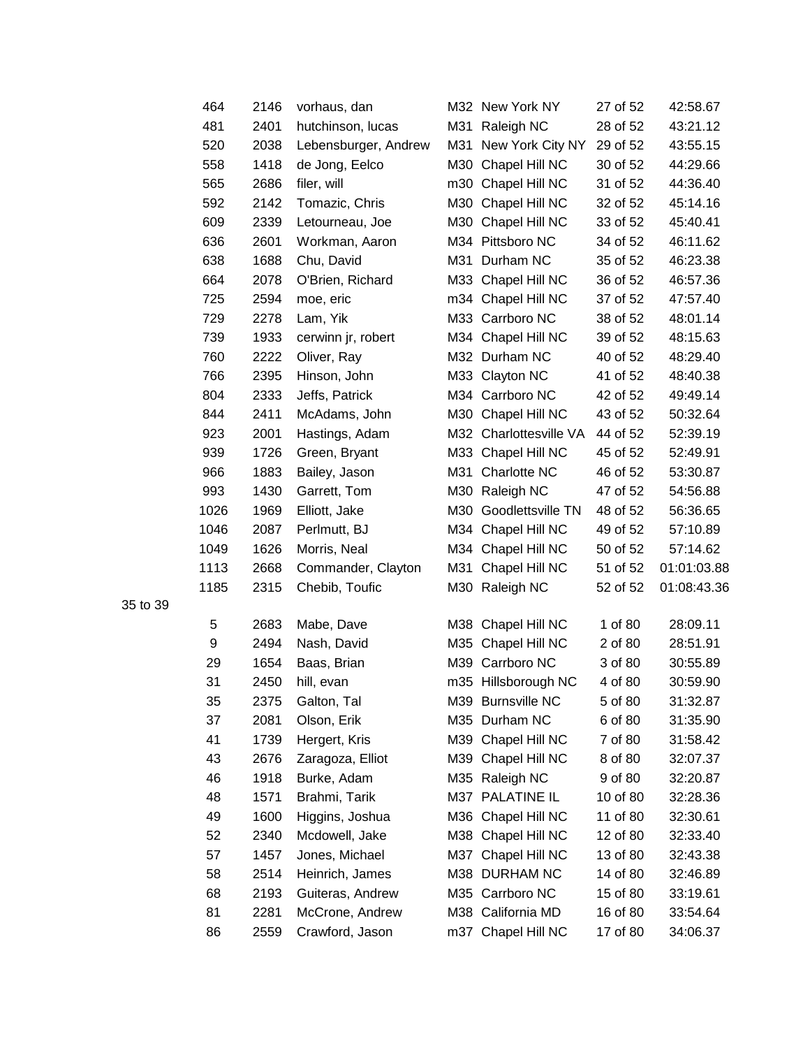| | | | | | | |
|---|---|---|---|---|---|---|
| 464 | 2146 | vorhaus, dan | M32 | New York NY | 27 of 52 | 42:58.67 |
| 481 | 2401 | hutchinson, lucas | M31 | Raleigh NC | 28 of 52 | 43:21.12 |
| 520 | 2038 | Lebensburger, Andrew | M31 | New York City NY | 29 of 52 | 43:55.15 |
| 558 | 1418 | de Jong, Eelco | M30 | Chapel Hill NC | 30 of 52 | 44:29.66 |
| 565 | 2686 | filer, will | m30 | Chapel Hill NC | 31 of 52 | 44:36.40 |
| 592 | 2142 | Tomazic, Chris | M30 | Chapel Hill NC | 32 of 52 | 45:14.16 |
| 609 | 2339 | Letourneau, Joe | M30 | Chapel Hill NC | 33 of 52 | 45:40.41 |
| 636 | 2601 | Workman, Aaron | M34 | Pittsboro NC | 34 of 52 | 46:11.62 |
| 638 | 1688 | Chu, David | M31 | Durham NC | 35 of 52 | 46:23.38 |
| 664 | 2078 | O'Brien, Richard | M33 | Chapel Hill NC | 36 of 52 | 46:57.36 |
| 725 | 2594 | moe, eric | m34 | Chapel Hill NC | 37 of 52 | 47:57.40 |
| 729 | 2278 | Lam, Yik | M33 | Carrboro NC | 38 of 52 | 48:01.14 |
| 739 | 1933 | cerwinn jr, robert | M34 | Chapel Hill NC | 39 of 52 | 48:15.63 |
| 760 | 2222 | Oliver, Ray | M32 | Durham NC | 40 of 52 | 48:29.40 |
| 766 | 2395 | Hinson, John | M33 | Clayton NC | 41 of 52 | 48:40.38 |
| 804 | 2333 | Jeffs, Patrick | M34 | Carrboro NC | 42 of 52 | 49:49.14 |
| 844 | 2411 | McAdams, John | M30 | Chapel Hill NC | 43 of 52 | 50:32.64 |
| 923 | 2001 | Hastings, Adam | M32 | Charlottesville VA | 44 of 52 | 52:39.19 |
| 939 | 1726 | Green, Bryant | M33 | Chapel Hill NC | 45 of 52 | 52:49.91 |
| 966 | 1883 | Bailey, Jason | M31 | Charlotte NC | 46 of 52 | 53:30.87 |
| 993 | 1430 | Garrett, Tom | M30 | Raleigh NC | 47 of 52 | 54:56.88 |
| 1026 | 1969 | Elliott, Jake | M30 | Goodlettsville TN | 48 of 52 | 56:36.65 |
| 1046 | 2087 | Perlmutt, BJ | M34 | Chapel Hill NC | 49 of 52 | 57:10.89 |
| 1049 | 1626 | Morris, Neal | M34 | Chapel Hill NC | 50 of 52 | 57:14.62 |
| 1113 | 2668 | Commander, Clayton | M31 | Chapel Hill NC | 51 of 52 | 01:01:03.88 |
| 1185 | 2315 | Chebib, Toufic | M30 | Raleigh NC | 52 of 52 | 01:08:43.36 |

35 to 39

| | | | | | | |
|---|---|---|---|---|---|---|
| 5 | 2683 | Mabe, Dave | M38 | Chapel Hill NC | 1 of 80 | 28:09.11 |
| 9 | 2494 | Nash, David | M35 | Chapel Hill NC | 2 of 80 | 28:51.91 |
| 29 | 1654 | Baas, Brian | M39 | Carrboro NC | 3 of 80 | 30:55.89 |
| 31 | 2450 | hill, evan | m35 | Hillsborough NC | 4 of 80 | 30:59.90 |
| 35 | 2375 | Galton, Tal | M39 | Burnsville NC | 5 of 80 | 31:32.87 |
| 37 | 2081 | Olson, Erik | M35 | Durham NC | 6 of 80 | 31:35.90 |
| 41 | 1739 | Hergert, Kris | M39 | Chapel Hill NC | 7 of 80 | 31:58.42 |
| 43 | 2676 | Zaragoza, Elliot | M39 | Chapel Hill NC | 8 of 80 | 32:07.37 |
| 46 | 1918 | Burke, Adam | M35 | Raleigh NC | 9 of 80 | 32:20.87 |
| 48 | 1571 | Brahmi, Tarik | M37 | PALATINE IL | 10 of 80 | 32:28.36 |
| 49 | 1600 | Higgins, Joshua | M36 | Chapel Hill NC | 11 of 80 | 32:30.61 |
| 52 | 2340 | Mcdowell, Jake | M38 | Chapel Hill NC | 12 of 80 | 32:33.40 |
| 57 | 1457 | Jones, Michael | M37 | Chapel Hill NC | 13 of 80 | 32:43.38 |
| 58 | 2514 | Heinrich, James | M38 | DURHAM NC | 14 of 80 | 32:46.89 |
| 68 | 2193 | Guiteras, Andrew | M35 | Carrboro NC | 15 of 80 | 33:19.61 |
| 81 | 2281 | McCrone, Andrew | M38 | California MD | 16 of 80 | 33:54.64 |
| 86 | 2559 | Crawford, Jason | m37 | Chapel Hill NC | 17 of 80 | 34:06.37 |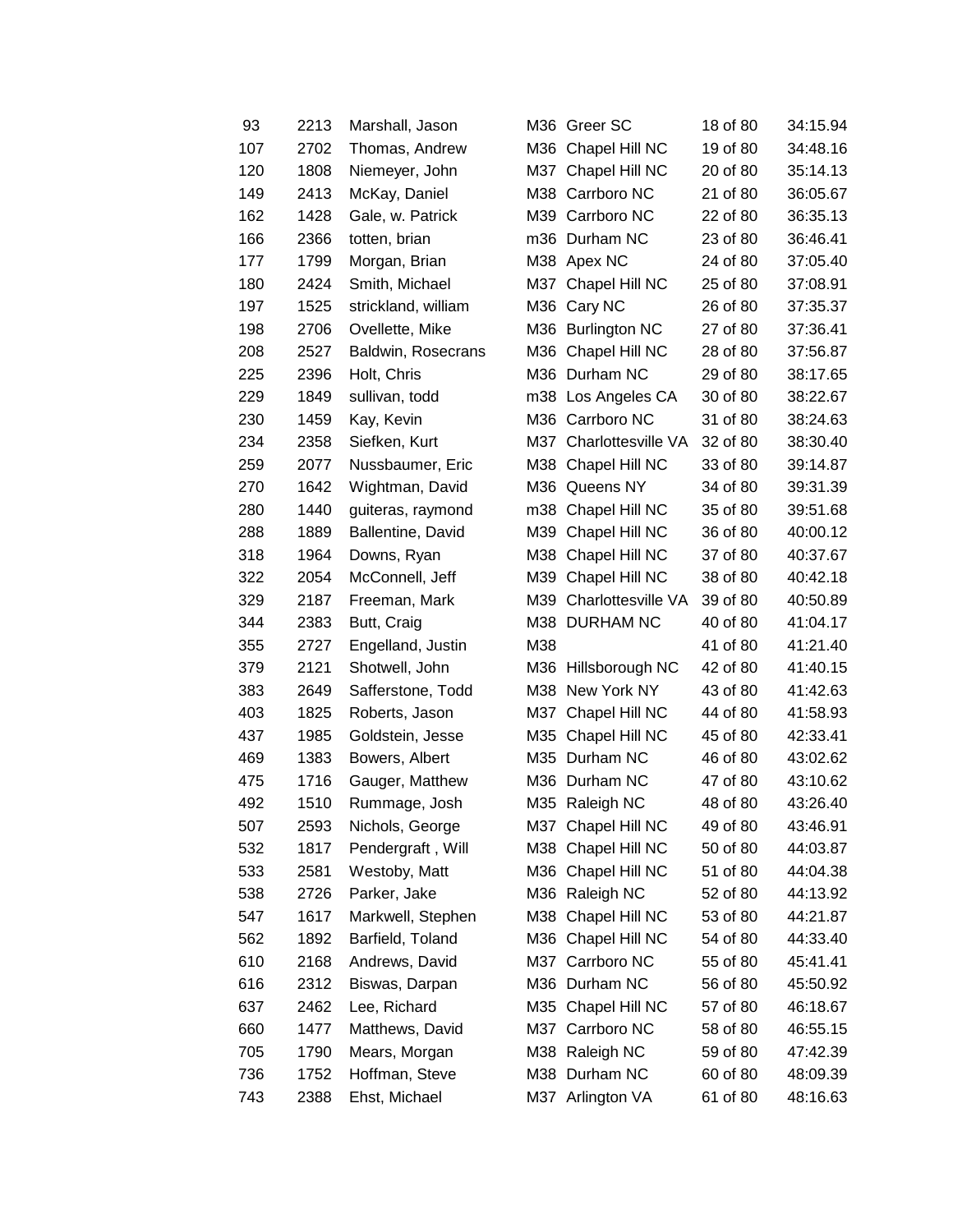| | | | | | | |
|---|---|---|---|---|---|---|
| 93 | 2213 | Marshall, Jason | M36 | Greer SC | 18 of 80 | 34:15.94 |
| 107 | 2702 | Thomas, Andrew | M36 | Chapel Hill NC | 19 of 80 | 34:48.16 |
| 120 | 1808 | Niemeyer, John | M37 | Chapel Hill NC | 20 of 80 | 35:14.13 |
| 149 | 2413 | McKay, Daniel | M38 | Carrboro NC | 21 of 80 | 36:05.67 |
| 162 | 1428 | Gale, w. Patrick | M39 | Carrboro NC | 22 of 80 | 36:35.13 |
| 166 | 2366 | totten, brian | m36 | Durham NC | 23 of 80 | 36:46.41 |
| 177 | 1799 | Morgan, Brian | M38 | Apex NC | 24 of 80 | 37:05.40 |
| 180 | 2424 | Smith, Michael | M37 | Chapel Hill NC | 25 of 80 | 37:08.91 |
| 197 | 1525 | strickland, william | M36 | Cary NC | 26 of 80 | 37:35.37 |
| 198 | 2706 | Ovellette, Mike | M36 | Burlington NC | 27 of 80 | 37:36.41 |
| 208 | 2527 | Baldwin, Rosecrans | M36 | Chapel Hill NC | 28 of 80 | 37:56.87 |
| 225 | 2396 | Holt, Chris | M36 | Durham NC | 29 of 80 | 38:17.65 |
| 229 | 1849 | sullivan, todd | m38 | Los Angeles CA | 30 of 80 | 38:22.67 |
| 230 | 1459 | Kay, Kevin | M36 | Carrboro NC | 31 of 80 | 38:24.63 |
| 234 | 2358 | Siefken, Kurt | M37 | Charlottesville VA | 32 of 80 | 38:30.40 |
| 259 | 2077 | Nussbaumer, Eric | M38 | Chapel Hill NC | 33 of 80 | 39:14.87 |
| 270 | 1642 | Wightman, David | M36 | Queens NY | 34 of 80 | 39:31.39 |
| 280 | 1440 | guiteras, raymond | m38 | Chapel Hill NC | 35 of 80 | 39:51.68 |
| 288 | 1889 | Ballentine, David | M39 | Chapel Hill NC | 36 of 80 | 40:00.12 |
| 318 | 1964 | Downs, Ryan | M38 | Chapel Hill NC | 37 of 80 | 40:37.67 |
| 322 | 2054 | McConnell, Jeff | M39 | Chapel Hill NC | 38 of 80 | 40:42.18 |
| 329 | 2187 | Freeman, Mark | M39 | Charlottesville VA | 39 of 80 | 40:50.89 |
| 344 | 2383 | Butt, Craig | M38 | DURHAM NC | 40 of 80 | 41:04.17 |
| 355 | 2727 | Engelland, Justin | M38 | | 41 of 80 | 41:21.40 |
| 379 | 2121 | Shotwell, John | M36 | Hillsborough NC | 42 of 80 | 41:40.15 |
| 383 | 2649 | Safferstone, Todd | M38 | New York NY | 43 of 80 | 41:42.63 |
| 403 | 1825 | Roberts, Jason | M37 | Chapel Hill NC | 44 of 80 | 41:58.93 |
| 437 | 1985 | Goldstein, Jesse | M35 | Chapel Hill NC | 45 of 80 | 42:33.41 |
| 469 | 1383 | Bowers, Albert | M35 | Durham NC | 46 of 80 | 43:02.62 |
| 475 | 1716 | Gauger, Matthew | M36 | Durham NC | 47 of 80 | 43:10.62 |
| 492 | 1510 | Rummage, Josh | M35 | Raleigh NC | 48 of 80 | 43:26.40 |
| 507 | 2593 | Nichols, George | M37 | Chapel Hill NC | 49 of 80 | 43:46.91 |
| 532 | 1817 | Pendergraft , Will | M38 | Chapel Hill NC | 50 of 80 | 44:03.87 |
| 533 | 2581 | Westoby, Matt | M36 | Chapel Hill NC | 51 of 80 | 44:04.38 |
| 538 | 2726 | Parker, Jake | M36 | Raleigh NC | 52 of 80 | 44:13.92 |
| 547 | 1617 | Markwell, Stephen | M38 | Chapel Hill NC | 53 of 80 | 44:21.87 |
| 562 | 1892 | Barfield, Toland | M36 | Chapel Hill NC | 54 of 80 | 44:33.40 |
| 610 | 2168 | Andrews, David | M37 | Carrboro NC | 55 of 80 | 45:41.41 |
| 616 | 2312 | Biswas, Darpan | M36 | Durham NC | 56 of 80 | 45:50.92 |
| 637 | 2462 | Lee, Richard | M35 | Chapel Hill NC | 57 of 80 | 46:18.67 |
| 660 | 1477 | Matthews, David | M37 | Carrboro NC | 58 of 80 | 46:55.15 |
| 705 | 1790 | Mears, Morgan | M38 | Raleigh NC | 59 of 80 | 47:42.39 |
| 736 | 1752 | Hoffman, Steve | M38 | Durham NC | 60 of 80 | 48:09.39 |
| 743 | 2388 | Ehst, Michael | M37 | Arlington VA | 61 of 80 | 48:16.63 |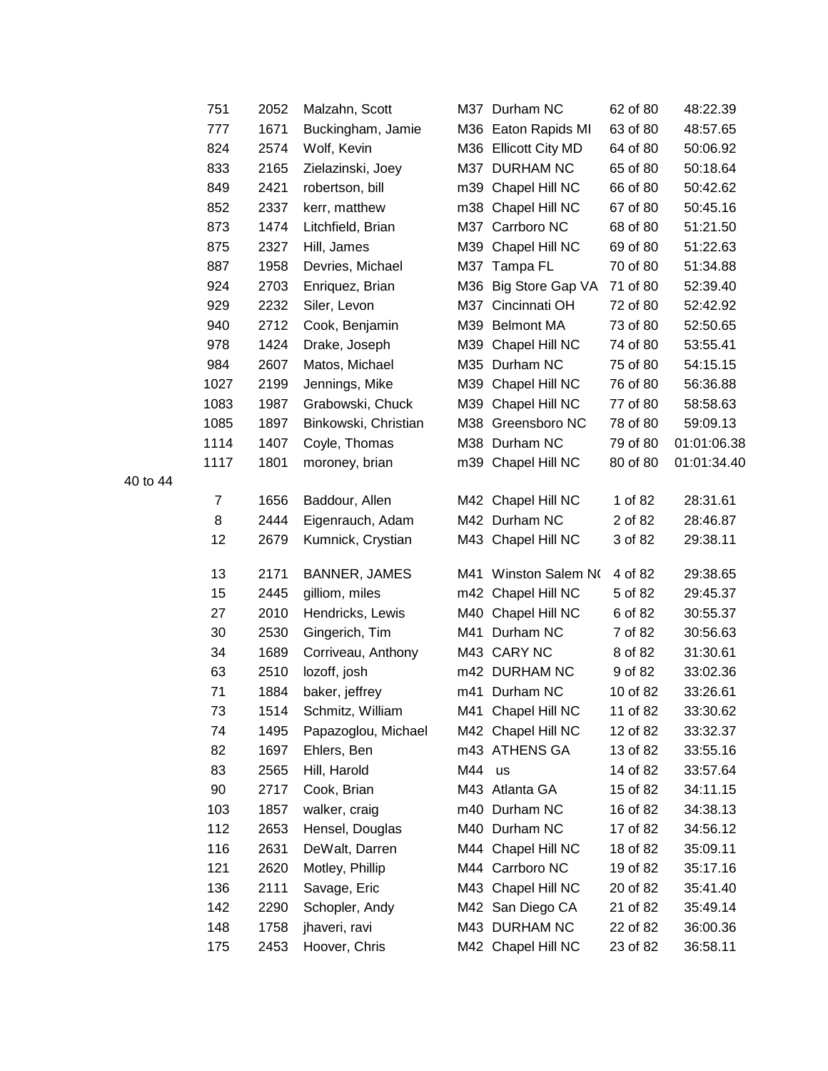| | | | | | | |
|---|---|---|---|---|---|---|
| 751 | 2052 | Malzahn, Scott | M37 | Durham NC | 62 of 80 | 48:22.39 |
| 777 | 1671 | Buckingham, Jamie | M36 | Eaton Rapids MI | 63 of 80 | 48:57.65 |
| 824 | 2574 | Wolf, Kevin | M36 | Ellicott City MD | 64 of 80 | 50:06.92 |
| 833 | 2165 | Zielazinski, Joey | M37 | DURHAM NC | 65 of 80 | 50:18.64 |
| 849 | 2421 | robertson, bill | m39 | Chapel Hill NC | 66 of 80 | 50:42.62 |
| 852 | 2337 | kerr, matthew | m38 | Chapel Hill NC | 67 of 80 | 50:45.16 |
| 873 | 1474 | Litchfield, Brian | M37 | Carrboro NC | 68 of 80 | 51:21.50 |
| 875 | 2327 | Hill, James | M39 | Chapel Hill NC | 69 of 80 | 51:22.63 |
| 887 | 1958 | Devries, Michael | M37 | Tampa FL | 70 of 80 | 51:34.88 |
| 924 | 2703 | Enriquez, Brian | M36 | Big Store Gap VA | 71 of 80 | 52:39.40 |
| 929 | 2232 | Siler, Levon | M37 | Cincinnati OH | 72 of 80 | 52:42.92 |
| 940 | 2712 | Cook, Benjamin | M39 | Belmont MA | 73 of 80 | 52:50.65 |
| 978 | 1424 | Drake, Joseph | M39 | Chapel Hill NC | 74 of 80 | 53:55.41 |
| 984 | 2607 | Matos, Michael | M35 | Durham NC | 75 of 80 | 54:15.15 |
| 1027 | 2199 | Jennings, Mike | M39 | Chapel Hill NC | 76 of 80 | 56:36.88 |
| 1083 | 1987 | Grabowski, Chuck | M39 | Chapel Hill NC | 77 of 80 | 58:58.63 |
| 1085 | 1897 | Binkowski, Christian | M38 | Greensboro NC | 78 of 80 | 59:09.13 |
| 1114 | 1407 | Coyle, Thomas | M38 | Durham NC | 79 of 80 | 01:01:06.38 |
| 1117 | 1801 | moroney, brian | m39 | Chapel Hill NC | 80 of 80 | 01:01:34.40 |

40 to 44

| | | | | | | |
|---|---|---|---|---|---|---|
| 7 | 1656 | Baddour, Allen | M42 | Chapel Hill NC | 1 of 82 | 28:31.61 |
| 8 | 2444 | Eigenrauch, Adam | M42 | Durham NC | 2 of 82 | 28:46.87 |
| 12 | 2679 | Kumnick, Crystian | M43 | Chapel Hill NC | 3 of 82 | 29:38.11 |
| 13 | 2171 | BANNER, JAMES | M41 | Winston Salem N( | 4 of 82 | 29:38.65 |
| 15 | 2445 | gilliom, miles | m42 | Chapel Hill NC | 5 of 82 | 29:45.37 |
| 27 | 2010 | Hendricks, Lewis | M40 | Chapel Hill NC | 6 of 82 | 30:55.37 |
| 30 | 2530 | Gingerich, Tim | M41 | Durham NC | 7 of 82 | 30:56.63 |
| 34 | 1689 | Corriveau, Anthony | M43 | CARY NC | 8 of 82 | 31:30.61 |
| 63 | 2510 | lozoff, josh | m42 | DURHAM NC | 9 of 82 | 33:02.36 |
| 71 | 1884 | baker, jeffrey | m41 | Durham NC | 10 of 82 | 33:26.61 |
| 73 | 1514 | Schmitz, William | M41 | Chapel Hill NC | 11 of 82 | 33:30.62 |
| 74 | 1495 | Papazoglou, Michael | M42 | Chapel Hill NC | 12 of 82 | 33:32.37 |
| 82 | 1697 | Ehlers, Ben | m43 | ATHENS GA | 13 of 82 | 33:55.16 |
| 83 | 2565 | Hill, Harold | M44 | us | 14 of 82 | 33:57.64 |
| 90 | 2717 | Cook, Brian | M43 | Atlanta GA | 15 of 82 | 34:11.15 |
| 103 | 1857 | walker, craig | m40 | Durham NC | 16 of 82 | 34:38.13 |
| 112 | 2653 | Hensel, Douglas | M40 | Durham NC | 17 of 82 | 34:56.12 |
| 116 | 2631 | DeWalt, Darren | M44 | Chapel Hill NC | 18 of 82 | 35:09.11 |
| 121 | 2620 | Motley, Phillip | M44 | Carrboro NC | 19 of 82 | 35:17.16 |
| 136 | 2111 | Savage, Eric | M43 | Chapel Hill NC | 20 of 82 | 35:41.40 |
| 142 | 2290 | Schopler, Andy | M42 | San Diego CA | 21 of 82 | 35:49.14 |
| 148 | 1758 | jhaveri, ravi | M43 | DURHAM NC | 22 of 82 | 36:00.36 |
| 175 | 2453 | Hoover, Chris | M42 | Chapel Hill NC | 23 of 82 | 36:58.11 |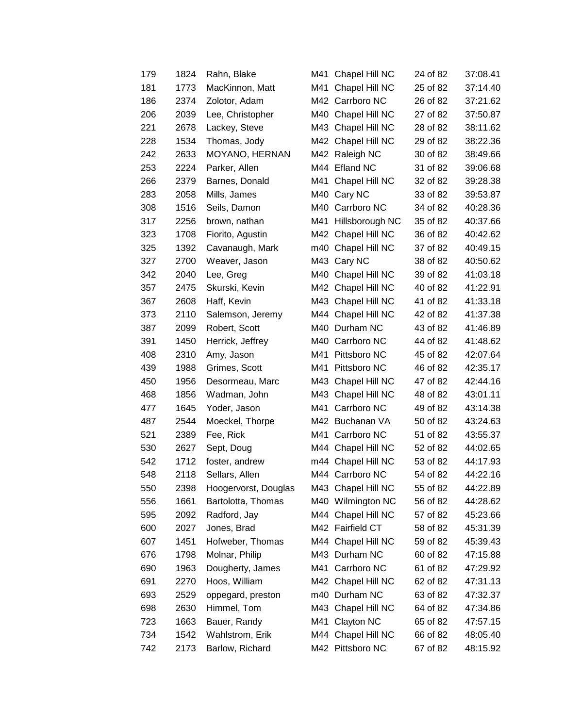| | | | | | | |
|---|---|---|---|---|---|---|
| 179 | 1824 | Rahn, Blake | M41 | Chapel Hill NC | 24 of 82 | 37:08.41 |
| 181 | 1773 | MacKinnon, Matt | M41 | Chapel Hill NC | 25 of 82 | 37:14.40 |
| 186 | 2374 | Zolotor, Adam | M42 | Carrboro NC | 26 of 82 | 37:21.62 |
| 206 | 2039 | Lee, Christopher | M40 | Chapel Hill NC | 27 of 82 | 37:50.87 |
| 221 | 2678 | Lackey, Steve | M43 | Chapel Hill NC | 28 of 82 | 38:11.62 |
| 228 | 1534 | Thomas, Jody | M42 | Chapel Hill NC | 29 of 82 | 38:22.36 |
| 242 | 2633 | MOYANO, HERNAN | M42 | Raleigh NC | 30 of 82 | 38:49.66 |
| 253 | 2224 | Parker, Allen | M44 | Efland NC | 31 of 82 | 39:06.68 |
| 266 | 2379 | Barnes, Donald | M41 | Chapel Hill NC | 32 of 82 | 39:28.38 |
| 283 | 2058 | Mills, James | M40 | Cary NC | 33 of 82 | 39:53.87 |
| 308 | 1516 | Seils, Damon | M40 | Carrboro NC | 34 of 82 | 40:28.36 |
| 317 | 2256 | brown, nathan | M41 | Hillsborough NC | 35 of 82 | 40:37.66 |
| 323 | 1708 | Fiorito, Agustin | M42 | Chapel Hill NC | 36 of 82 | 40:42.62 |
| 325 | 1392 | Cavanaugh, Mark | m40 | Chapel Hill NC | 37 of 82 | 40:49.15 |
| 327 | 2700 | Weaver, Jason | M43 | Cary NC | 38 of 82 | 40:50.62 |
| 342 | 2040 | Lee, Greg | M40 | Chapel Hill NC | 39 of 82 | 41:03.18 |
| 357 | 2475 | Skurski, Kevin | M42 | Chapel Hill NC | 40 of 82 | 41:22.91 |
| 367 | 2608 | Haff, Kevin | M43 | Chapel Hill NC | 41 of 82 | 41:33.18 |
| 373 | 2110 | Salemson, Jeremy | M44 | Chapel Hill NC | 42 of 82 | 41:37.38 |
| 387 | 2099 | Robert, Scott | M40 | Durham NC | 43 of 82 | 41:46.89 |
| 391 | 1450 | Herrick, Jeffrey | M40 | Carrboro NC | 44 of 82 | 41:48.62 |
| 408 | 2310 | Amy, Jason | M41 | Pittsboro NC | 45 of 82 | 42:07.64 |
| 439 | 1988 | Grimes, Scott | M41 | Pittsboro NC | 46 of 82 | 42:35.17 |
| 450 | 1956 | Desormeau, Marc | M43 | Chapel Hill NC | 47 of 82 | 42:44.16 |
| 468 | 1856 | Wadman, John | M43 | Chapel Hill NC | 48 of 82 | 43:01.11 |
| 477 | 1645 | Yoder, Jason | M41 | Carrboro NC | 49 of 82 | 43:14.38 |
| 487 | 2544 | Moeckel, Thorpe | M42 | Buchanan VA | 50 of 82 | 43:24.63 |
| 521 | 2389 | Fee, Rick | M41 | Carrboro NC | 51 of 82 | 43:55.37 |
| 530 | 2627 | Sept, Doug | M44 | Chapel Hill NC | 52 of 82 | 44:02.65 |
| 542 | 1712 | foster, andrew | m44 | Chapel Hill NC | 53 of 82 | 44:17.93 |
| 548 | 2118 | Sellars, Allen | M44 | Carrboro NC | 54 of 82 | 44:22.16 |
| 550 | 2398 | Hoogervorst, Douglas | M43 | Chapel Hill NC | 55 of 82 | 44:22.89 |
| 556 | 1661 | Bartolotta, Thomas | M40 | Wilmington NC | 56 of 82 | 44:28.62 |
| 595 | 2092 | Radford, Jay | M44 | Chapel Hill NC | 57 of 82 | 45:23.66 |
| 600 | 2027 | Jones, Brad | M42 | Fairfield CT | 58 of 82 | 45:31.39 |
| 607 | 1451 | Hofweber, Thomas | M44 | Chapel Hill NC | 59 of 82 | 45:39.43 |
| 676 | 1798 | Molnar, Philip | M43 | Durham NC | 60 of 82 | 47:15.88 |
| 690 | 1963 | Dougherty, James | M41 | Carrboro NC | 61 of 82 | 47:29.92 |
| 691 | 2270 | Hoos, William | M42 | Chapel Hill NC | 62 of 82 | 47:31.13 |
| 693 | 2529 | oppegard, preston | m40 | Durham NC | 63 of 82 | 47:32.37 |
| 698 | 2630 | Himmel, Tom | M43 | Chapel Hill NC | 64 of 82 | 47:34.86 |
| 723 | 1663 | Bauer, Randy | M41 | Clayton NC | 65 of 82 | 47:57.15 |
| 734 | 1542 | Wahlstrom, Erik | M44 | Chapel Hill NC | 66 of 82 | 48:05.40 |
| 742 | 2173 | Barlow, Richard | M42 | Pittsboro NC | 67 of 82 | 48:15.92 |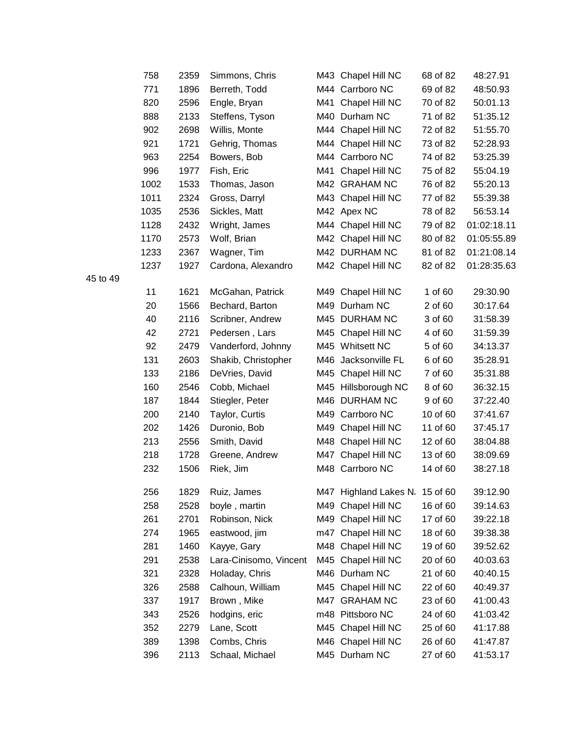| | | | | | | |
|---|---|---|---|---|---|---|
| 758 | 2359 | Simmons, Chris | M43 | Chapel Hill NC | 68 of 82 | 48:27.91 |
| 771 | 1896 | Berreth, Todd | M44 | Carrboro NC | 69 of 82 | 48:50.93 |
| 820 | 2596 | Engle, Bryan | M41 | Chapel Hill NC | 70 of 82 | 50:01.13 |
| 888 | 2133 | Steffens, Tyson | M40 | Durham NC | 71 of 82 | 51:35.12 |
| 902 | 2698 | Willis, Monte | M44 | Chapel Hill NC | 72 of 82 | 51:55.70 |
| 921 | 1721 | Gehrig, Thomas | M44 | Chapel Hill NC | 73 of 82 | 52:28.93 |
| 963 | 2254 | Bowers, Bob | M44 | Carrboro NC | 74 of 82 | 53:25.39 |
| 996 | 1977 | Fish, Eric | M41 | Chapel Hill NC | 75 of 82 | 55:04.19 |
| 1002 | 1533 | Thomas, Jason | M42 | GRAHAM NC | 76 of 82 | 55:20.13 |
| 1011 | 2324 | Gross, Darryl | M43 | Chapel Hill NC | 77 of 82 | 55:39.38 |
| 1035 | 2536 | Sickles, Matt | M42 | Apex NC | 78 of 82 | 56:53.14 |
| 1128 | 2432 | Wright, James | M44 | Chapel Hill NC | 79 of 82 | 01:02:18.11 |
| 1170 | 2573 | Wolf, Brian | M42 | Chapel Hill NC | 80 of 82 | 01:05:55.89 |
| 1233 | 2367 | Wagner, Tim | M42 | DURHAM NC | 81 of 82 | 01:21:08.14 |
| 1237 | 1927 | Cardona, Alexandro | M42 | Chapel Hill NC | 82 of 82 | 01:28:35.63 |

45 to 49

| | | | | | | |
|---|---|---|---|---|---|---|
| 11 | 1621 | McGahan, Patrick | M49 | Chapel Hill NC | 1 of 60 | 29:30.90 |
| 20 | 1566 | Bechard, Barton | M49 | Durham NC | 2 of 60 | 30:17.64 |
| 40 | 2116 | Scribner, Andrew | M45 | DURHAM NC | 3 of 60 | 31:58.39 |
| 42 | 2721 | Pedersen , Lars | M45 | Chapel Hill NC | 4 of 60 | 31:59.39 |
| 92 | 2479 | Vanderford, Johnny | M45 | Whitsett NC | 5 of 60 | 34:13.37 |
| 131 | 2603 | Shakib, Christopher | M46 | Jacksonville FL | 6 of 60 | 35:28.91 |
| 133 | 2186 | DeVries, David | M45 | Chapel Hill NC | 7 of 60 | 35:31.88 |
| 160 | 2546 | Cobb, Michael | M45 | Hillsborough NC | 8 of 60 | 36:32.15 |
| 187 | 1844 | Stiegler, Peter | M46 | DURHAM NC | 9 of 60 | 37:22.40 |
| 200 | 2140 | Taylor, Curtis | M49 | Carrboro NC | 10 of 60 | 37:41.67 |
| 202 | 1426 | Duronio, Bob | M49 | Chapel Hill NC | 11 of 60 | 37:45.17 |
| 213 | 2556 | Smith, David | M48 | Chapel Hill NC | 12 of 60 | 38:04.88 |
| 218 | 1728 | Greene, Andrew | M47 | Chapel Hill NC | 13 of 60 | 38:09.69 |
| 232 | 1506 | Riek, Jim | M48 | Carrboro NC | 14 of 60 | 38:27.18 |
| 256 | 1829 | Ruiz, James | M47 | Highland Lakes N. | 15 of 60 | 39:12.90 |
| 258 | 2528 | boyle , martin | M49 | Chapel Hill NC | 16 of 60 | 39:14.63 |
| 261 | 2701 | Robinson, Nick | M49 | Chapel Hill NC | 17 of 60 | 39:22.18 |
| 274 | 1965 | eastwood, jim | m47 | Chapel Hill NC | 18 of 60 | 39:38.38 |
| 281 | 1460 | Kayye, Gary | M48 | Chapel Hill NC | 19 of 60 | 39:52.62 |
| 291 | 2538 | Lara-Cinisomo, Vincent | M45 | Chapel Hill NC | 20 of 60 | 40:03.63 |
| 321 | 2328 | Holaday, Chris | M46 | Durham NC | 21 of 60 | 40:40.15 |
| 326 | 2588 | Calhoun, William | M45 | Chapel Hill NC | 22 of 60 | 40:49.37 |
| 337 | 1917 | Brown , Mike | M47 | GRAHAM NC | 23 of 60 | 41:00.43 |
| 343 | 2526 | hodgins, eric | m48 | Pittsboro NC | 24 of 60 | 41:03.42 |
| 352 | 2279 | Lane, Scott | M45 | Chapel Hill NC | 25 of 60 | 41:17.88 |
| 389 | 1398 | Combs, Chris | M46 | Chapel Hill NC | 26 of 60 | 41:47.87 |
| 396 | 2113 | Schaal, Michael | M45 | Durham NC | 27 of 60 | 41:53.17 |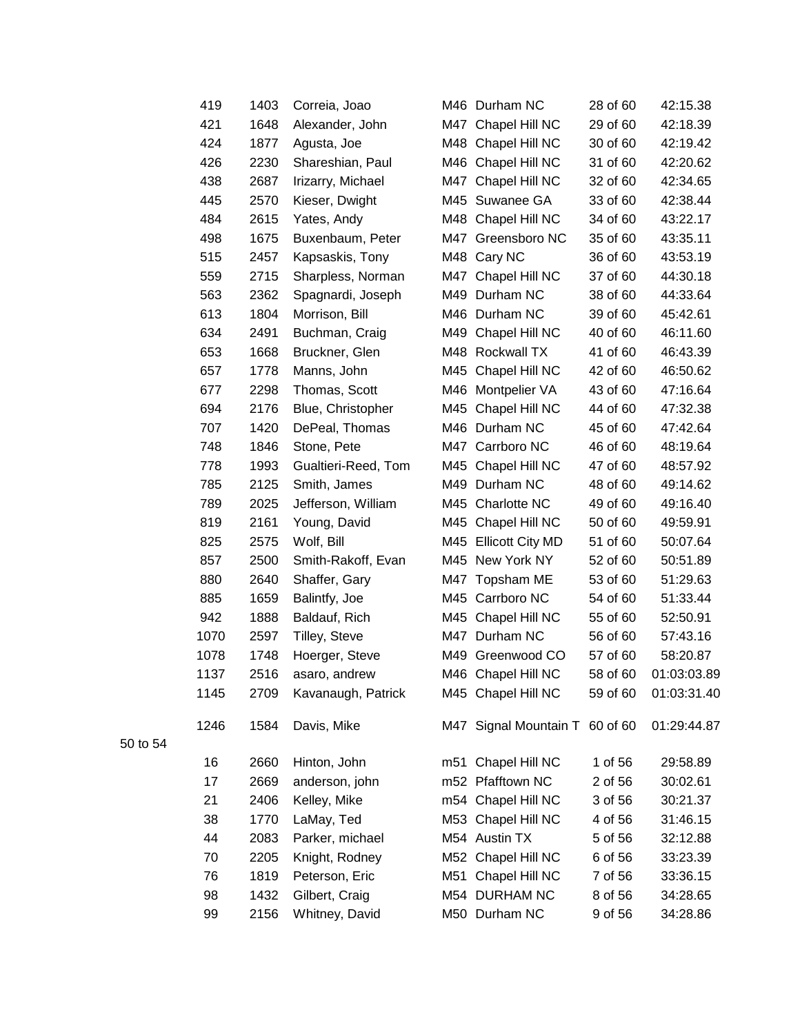| | | | | | | |
|---|---|---|---|---|---|---|
| 419 | 1403 | Correia, Joao | M46 | Durham NC | 28 of 60 | 42:15.38 |
| 421 | 1648 | Alexander, John | M47 | Chapel Hill NC | 29 of 60 | 42:18.39 |
| 424 | 1877 | Agusta, Joe | M48 | Chapel Hill NC | 30 of 60 | 42:19.42 |
| 426 | 2230 | Shareshian, Paul | M46 | Chapel Hill NC | 31 of 60 | 42:20.62 |
| 438 | 2687 | Irizarry, Michael | M47 | Chapel Hill NC | 32 of 60 | 42:34.65 |
| 445 | 2570 | Kieser, Dwight | M45 | Suwanee GA | 33 of 60 | 42:38.44 |
| 484 | 2615 | Yates, Andy | M48 | Chapel Hill NC | 34 of 60 | 43:22.17 |
| 498 | 1675 | Buxenbaum, Peter | M47 | Greensboro NC | 35 of 60 | 43:35.11 |
| 515 | 2457 | Kapsaskis, Tony | M48 | Cary NC | 36 of 60 | 43:53.19 |
| 559 | 2715 | Sharpless, Norman | M47 | Chapel Hill NC | 37 of 60 | 44:30.18 |
| 563 | 2362 | Spagnardi, Joseph | M49 | Durham NC | 38 of 60 | 44:33.64 |
| 613 | 1804 | Morrison, Bill | M46 | Durham NC | 39 of 60 | 45:42.61 |
| 634 | 2491 | Buchman, Craig | M49 | Chapel Hill NC | 40 of 60 | 46:11.60 |
| 653 | 1668 | Bruckner, Glen | M48 | Rockwall TX | 41 of 60 | 46:43.39 |
| 657 | 1778 | Manns, John | M45 | Chapel Hill NC | 42 of 60 | 46:50.62 |
| 677 | 2298 | Thomas, Scott | M46 | Montpelier VA | 43 of 60 | 47:16.64 |
| 694 | 2176 | Blue, Christopher | M45 | Chapel Hill NC | 44 of 60 | 47:32.38 |
| 707 | 1420 | DePeal, Thomas | M46 | Durham NC | 45 of 60 | 47:42.64 |
| 748 | 1846 | Stone, Pete | M47 | Carrboro NC | 46 of 60 | 48:19.64 |
| 778 | 1993 | Gualtieri-Reed, Tom | M45 | Chapel Hill NC | 47 of 60 | 48:57.92 |
| 785 | 2125 | Smith, James | M49 | Durham NC | 48 of 60 | 49:14.62 |
| 789 | 2025 | Jefferson, William | M45 | Charlotte NC | 49 of 60 | 49:16.40 |
| 819 | 2161 | Young, David | M45 | Chapel Hill NC | 50 of 60 | 49:59.91 |
| 825 | 2575 | Wolf, Bill | M45 | Ellicott City MD | 51 of 60 | 50:07.64 |
| 857 | 2500 | Smith-Rakoff, Evan | M45 | New York NY | 52 of 60 | 50:51.89 |
| 880 | 2640 | Shaffer, Gary | M47 | Topsham ME | 53 of 60 | 51:29.63 |
| 885 | 1659 | Balintfy, Joe | M45 | Carrboro NC | 54 of 60 | 51:33.44 |
| 942 | 1888 | Baldauf, Rich | M45 | Chapel Hill NC | 55 of 60 | 52:50.91 |
| 1070 | 2597 | Tilley, Steve | M47 | Durham NC | 56 of 60 | 57:43.16 |
| 1078 | 1748 | Hoerger, Steve | M49 | Greenwood CO | 57 of 60 | 58:20.87 |
| 1137 | 2516 | asaro, andrew | M46 | Chapel Hill NC | 58 of 60 | 01:03:03.89 |
| 1145 | 2709 | Kavanaugh, Patrick | M45 | Chapel Hill NC | 59 of 60 | 01:03:31.40 |
| 1246 | 1584 | Davis, Mike | M47 | Signal Mountain T | 60 of 60 | 01:29:44.87 |

50 to 54

| | | | | | | |
|---|---|---|---|---|---|---|
| 16 | 2660 | Hinton, John | m51 | Chapel Hill NC | 1 of 56 | 29:58.89 |
| 17 | 2669 | anderson, john | m52 | Pfafftown NC | 2 of 56 | 30:02.61 |
| 21 | 2406 | Kelley, Mike | m54 | Chapel Hill NC | 3 of 56 | 30:21.37 |
| 38 | 1770 | LaMay, Ted | M53 | Chapel Hill NC | 4 of 56 | 31:46.15 |
| 44 | 2083 | Parker, michael | M54 | Austin TX | 5 of 56 | 32:12.88 |
| 70 | 2205 | Knight, Rodney | M52 | Chapel Hill NC | 6 of 56 | 33:23.39 |
| 76 | 1819 | Peterson, Eric | M51 | Chapel Hill NC | 7 of 56 | 33:36.15 |
| 98 | 1432 | Gilbert, Craig | M54 | DURHAM NC | 8 of 56 | 34:28.65 |
| 99 | 2156 | Whitney, David | M50 | Durham NC | 9 of 56 | 34:28.86 |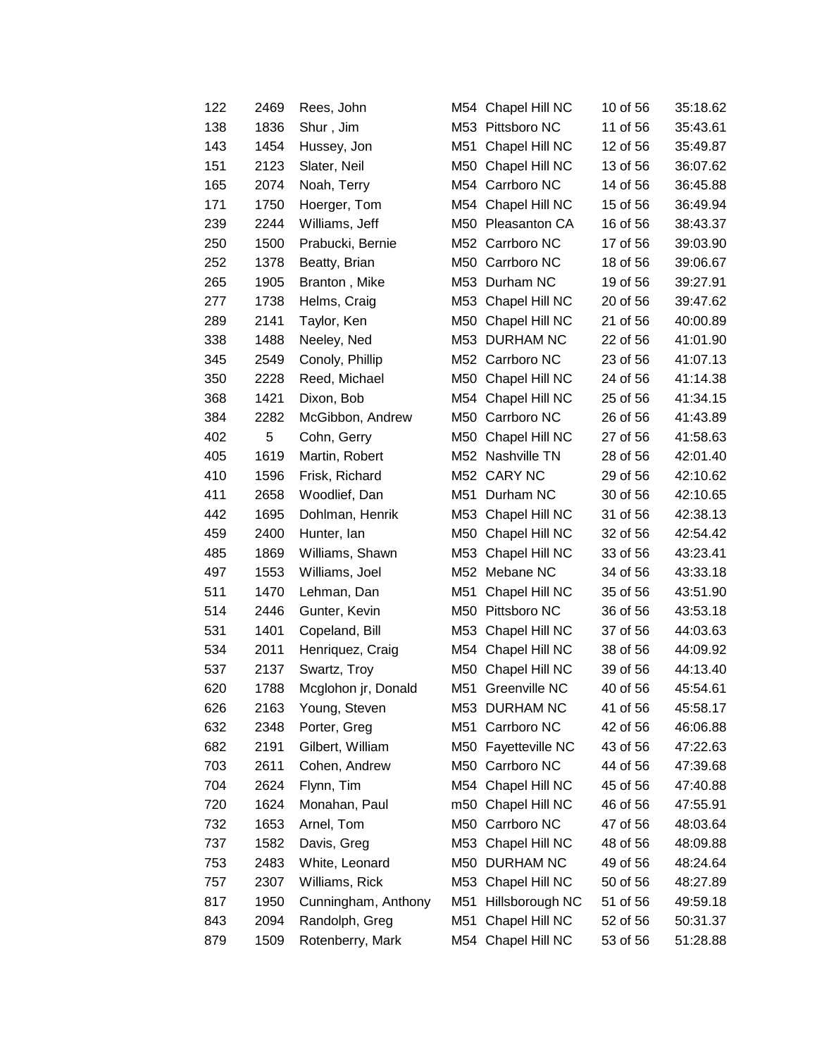| | | | | | | |
|---|---|---|---|---|---|---|
| 122 | 2469 | Rees, John | M54 | Chapel Hill NC | 10 of 56 | 35:18.62 |
| 138 | 1836 | Shur , Jim | M53 | Pittsboro NC | 11 of 56 | 35:43.61 |
| 143 | 1454 | Hussey, Jon | M51 | Chapel Hill NC | 12 of 56 | 35:49.87 |
| 151 | 2123 | Slater, Neil | M50 | Chapel Hill NC | 13 of 56 | 36:07.62 |
| 165 | 2074 | Noah, Terry | M54 | Carrboro NC | 14 of 56 | 36:45.88 |
| 171 | 1750 | Hoerger, Tom | M54 | Chapel Hill NC | 15 of 56 | 36:49.94 |
| 239 | 2244 | Williams, Jeff | M50 | Pleasanton CA | 16 of 56 | 38:43.37 |
| 250 | 1500 | Prabucki, Bernie | M52 | Carrboro NC | 17 of 56 | 39:03.90 |
| 252 | 1378 | Beatty, Brian | M50 | Carrboro NC | 18 of 56 | 39:06.67 |
| 265 | 1905 | Branton , Mike | M53 | Durham NC | 19 of 56 | 39:27.91 |
| 277 | 1738 | Helms, Craig | M53 | Chapel Hill NC | 20 of 56 | 39:47.62 |
| 289 | 2141 | Taylor, Ken | M50 | Chapel Hill NC | 21 of 56 | 40:00.89 |
| 338 | 1488 | Neeley, Ned | M53 | DURHAM NC | 22 of 56 | 41:01.90 |
| 345 | 2549 | Conoly, Phillip | M52 | Carrboro NC | 23 of 56 | 41:07.13 |
| 350 | 2228 | Reed, Michael | M50 | Chapel Hill NC | 24 of 56 | 41:14.38 |
| 368 | 1421 | Dixon, Bob | M54 | Chapel Hill NC | 25 of 56 | 41:34.15 |
| 384 | 2282 | McGibbon, Andrew | M50 | Carrboro NC | 26 of 56 | 41:43.89 |
| 402 | 5 | Cohn, Gerry | M50 | Chapel Hill NC | 27 of 56 | 41:58.63 |
| 405 | 1619 | Martin, Robert | M52 | Nashville TN | 28 of 56 | 42:01.40 |
| 410 | 1596 | Frisk, Richard | M52 | CARY NC | 29 of 56 | 42:10.62 |
| 411 | 2658 | Woodlief, Dan | M51 | Durham NC | 30 of 56 | 42:10.65 |
| 442 | 1695 | Dohlman, Henrik | M53 | Chapel Hill NC | 31 of 56 | 42:38.13 |
| 459 | 2400 | Hunter, Ian | M50 | Chapel Hill NC | 32 of 56 | 42:54.42 |
| 485 | 1869 | Williams, Shawn | M53 | Chapel Hill NC | 33 of 56 | 43:23.41 |
| 497 | 1553 | Williams, Joel | M52 | Mebane NC | 34 of 56 | 43:33.18 |
| 511 | 1470 | Lehman, Dan | M51 | Chapel Hill NC | 35 of 56 | 43:51.90 |
| 514 | 2446 | Gunter, Kevin | M50 | Pittsboro NC | 36 of 56 | 43:53.18 |
| 531 | 1401 | Copeland, Bill | M53 | Chapel Hill NC | 37 of 56 | 44:03.63 |
| 534 | 2011 | Henriquez, Craig | M54 | Chapel Hill NC | 38 of 56 | 44:09.92 |
| 537 | 2137 | Swartz, Troy | M50 | Chapel Hill NC | 39 of 56 | 44:13.40 |
| 620 | 1788 | Mcglohon jr, Donald | M51 | Greenville NC | 40 of 56 | 45:54.61 |
| 626 | 2163 | Young, Steven | M53 | DURHAM NC | 41 of 56 | 45:58.17 |
| 632 | 2348 | Porter, Greg | M51 | Carrboro NC | 42 of 56 | 46:06.88 |
| 682 | 2191 | Gilbert, William | M50 | Fayetteville NC | 43 of 56 | 47:22.63 |
| 703 | 2611 | Cohen, Andrew | M50 | Carrboro NC | 44 of 56 | 47:39.68 |
| 704 | 2624 | Flynn, Tim | M54 | Chapel Hill NC | 45 of 56 | 47:40.88 |
| 720 | 1624 | Monahan, Paul | m50 | Chapel Hill NC | 46 of 56 | 47:55.91 |
| 732 | 1653 | Arnel, Tom | M50 | Carrboro NC | 47 of 56 | 48:03.64 |
| 737 | 1582 | Davis, Greg | M53 | Chapel Hill NC | 48 of 56 | 48:09.88 |
| 753 | 2483 | White, Leonard | M50 | DURHAM NC | 49 of 56 | 48:24.64 |
| 757 | 2307 | Williams, Rick | M53 | Chapel Hill NC | 50 of 56 | 48:27.89 |
| 817 | 1950 | Cunningham, Anthony | M51 | Hillsborough NC | 51 of 56 | 49:59.18 |
| 843 | 2094 | Randolph, Greg | M51 | Chapel Hill NC | 52 of 56 | 50:31.37 |
| 879 | 1509 | Rotenberry, Mark | M54 | Chapel Hill NC | 53 of 56 | 51:28.88 |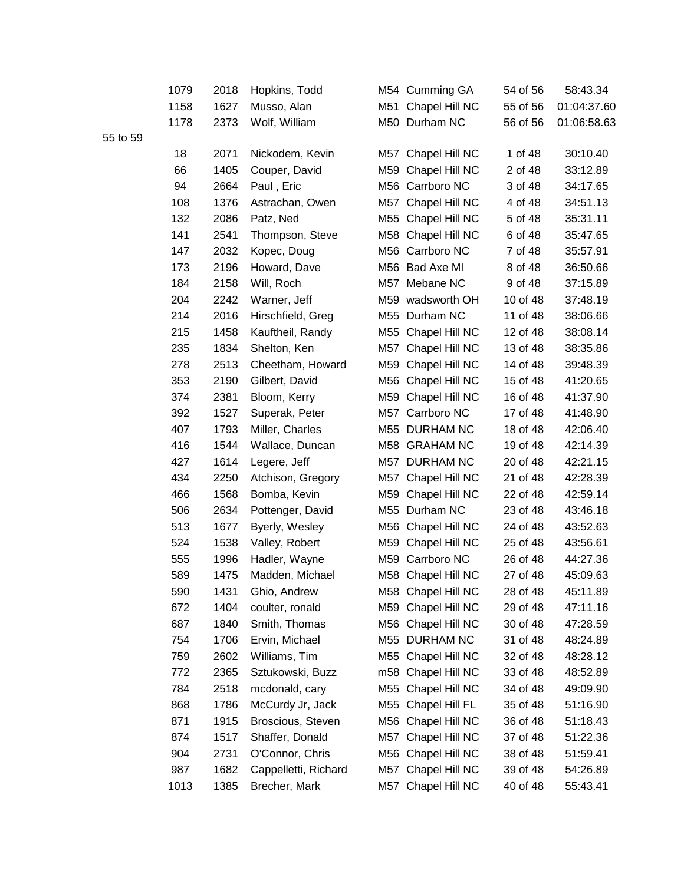| | | | | | | |
|---|---|---|---|---|---|---|
| 1079 | 2018 | Hopkins, Todd | M54 | Cumming GA | 54 of 56 | 58:43.34 |
| 1158 | 1627 | Musso, Alan | M51 | Chapel Hill NC | 55 of 56 | 01:04:37.60 |
| 1178 | 2373 | Wolf, William | M50 | Durham NC | 56 of 56 | 01:06:58.63 |

55 to 59

| | | | | | | |
|---|---|---|---|---|---|---|
| 18 | 2071 | Nickodem, Kevin | M57 | Chapel Hill NC | 1 of 48 | 30:10.40 |
| 66 | 1405 | Couper, David | M59 | Chapel Hill NC | 2 of 48 | 33:12.89 |
| 94 | 2664 | Paul , Eric | M56 | Carrboro NC | 3 of 48 | 34:17.65 |
| 108 | 1376 | Astrachan, Owen | M57 | Chapel Hill NC | 4 of 48 | 34:51.13 |
| 132 | 2086 | Patz, Ned | M55 | Chapel Hill NC | 5 of 48 | 35:31.11 |
| 141 | 2541 | Thompson, Steve | M58 | Chapel Hill NC | 6 of 48 | 35:47.65 |
| 147 | 2032 | Kopec, Doug | M56 | Carrboro NC | 7 of 48 | 35:57.91 |
| 173 | 2196 | Howard, Dave | M56 | Bad Axe MI | 8 of 48 | 36:50.66 |
| 184 | 2158 | Will, Roch | M57 | Mebane NC | 9 of 48 | 37:15.89 |
| 204 | 2242 | Warner, Jeff | M59 | wadsworth OH | 10 of 48 | 37:48.19 |
| 214 | 2016 | Hirschfield, Greg | M55 | Durham NC | 11 of 48 | 38:06.66 |
| 215 | 1458 | Kauftheil, Randy | M55 | Chapel Hill NC | 12 of 48 | 38:08.14 |
| 235 | 1834 | Shelton, Ken | M57 | Chapel Hill NC | 13 of 48 | 38:35.86 |
| 278 | 2513 | Cheetham, Howard | M59 | Chapel Hill NC | 14 of 48 | 39:48.39 |
| 353 | 2190 | Gilbert, David | M56 | Chapel Hill NC | 15 of 48 | 41:20.65 |
| 374 | 2381 | Bloom, Kerry | M59 | Chapel Hill NC | 16 of 48 | 41:37.90 |
| 392 | 1527 | Superak, Peter | M57 | Carrboro NC | 17 of 48 | 41:48.90 |
| 407 | 1793 | Miller, Charles | M55 | DURHAM NC | 18 of 48 | 42:06.40 |
| 416 | 1544 | Wallace, Duncan | M58 | GRAHAM NC | 19 of 48 | 42:14.39 |
| 427 | 1614 | Legere, Jeff | M57 | DURHAM NC | 20 of 48 | 42:21.15 |
| 434 | 2250 | Atchison, Gregory | M57 | Chapel Hill NC | 21 of 48 | 42:28.39 |
| 466 | 1568 | Bomba, Kevin | M59 | Chapel Hill NC | 22 of 48 | 42:59.14 |
| 506 | 2634 | Pottenger, David | M55 | Durham NC | 23 of 48 | 43:46.18 |
| 513 | 1677 | Byerly, Wesley | M56 | Chapel Hill NC | 24 of 48 | 43:52.63 |
| 524 | 1538 | Valley, Robert | M59 | Chapel Hill NC | 25 of 48 | 43:56.61 |
| 555 | 1996 | Hadler, Wayne | M59 | Carrboro NC | 26 of 48 | 44:27.36 |
| 589 | 1475 | Madden, Michael | M58 | Chapel Hill NC | 27 of 48 | 45:09.63 |
| 590 | 1431 | Ghio, Andrew | M58 | Chapel Hill NC | 28 of 48 | 45:11.89 |
| 672 | 1404 | coulter, ronald | M59 | Chapel Hill NC | 29 of 48 | 47:11.16 |
| 687 | 1840 | Smith, Thomas | M56 | Chapel Hill NC | 30 of 48 | 47:28.59 |
| 754 | 1706 | Ervin, Michael | M55 | DURHAM NC | 31 of 48 | 48:24.89 |
| 759 | 2602 | Williams, Tim | M55 | Chapel Hill NC | 32 of 48 | 48:28.12 |
| 772 | 2365 | Sztukowski, Buzz | m58 | Chapel Hill NC | 33 of 48 | 48:52.89 |
| 784 | 2518 | mcdonald, cary | M55 | Chapel Hill NC | 34 of 48 | 49:09.90 |
| 868 | 1786 | McCurdy Jr, Jack | M55 | Chapel Hill FL | 35 of 48 | 51:16.90 |
| 871 | 1915 | Broscious, Steven | M56 | Chapel Hill NC | 36 of 48 | 51:18.43 |
| 874 | 1517 | Shaffer, Donald | M57 | Chapel Hill NC | 37 of 48 | 51:22.36 |
| 904 | 2731 | O'Connor, Chris | M56 | Chapel Hill NC | 38 of 48 | 51:59.41 |
| 987 | 1682 | Cappelletti, Richard | M57 | Chapel Hill NC | 39 of 48 | 54:26.89 |
| 1013 | 1385 | Brecher, Mark | M57 | Chapel Hill NC | 40 of 48 | 55:43.41 |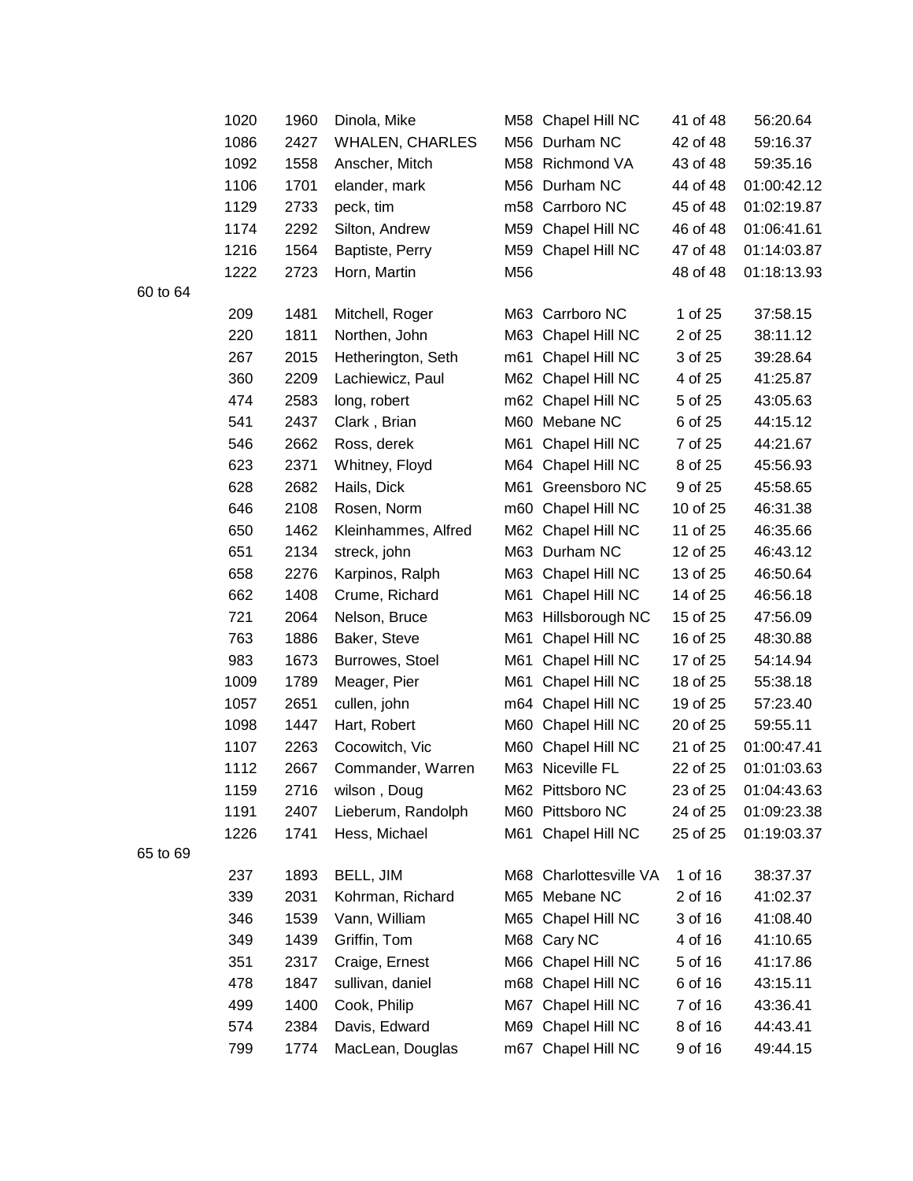| | | | | | | |
|---|---|---|---|---|---|---|
| 1020 | 1960 | Dinola, Mike | M58 | Chapel Hill NC | 41 of 48 | 56:20.64 |
| 1086 | 2427 | WHALEN, CHARLES | M56 | Durham NC | 42 of 48 | 59:16.37 |
| 1092 | 1558 | Anscher, Mitch | M58 | Richmond VA | 43 of 48 | 59:35.16 |
| 1106 | 1701 | elander, mark | M56 | Durham NC | 44 of 48 | 01:00:42.12 |
| 1129 | 2733 | peck, tim | m58 | Carrboro NC | 45 of 48 | 01:02:19.87 |
| 1174 | 2292 | Silton, Andrew | M59 | Chapel Hill NC | 46 of 48 | 01:06:41.61 |
| 1216 | 1564 | Baptiste, Perry | M59 | Chapel Hill NC | 47 of 48 | 01:14:03.87 |
| 1222 | 2723 | Horn, Martin | M56 | | 48 of 48 | 01:18:13.93 |

60 to 64

| | | | | | | |
|---|---|---|---|---|---|---|
| 209 | 1481 | Mitchell, Roger | M63 | Carrboro NC | 1 of 25 | 37:58.15 |
| 220 | 1811 | Northen, John | M63 | Chapel Hill NC | 2 of 25 | 38:11.12 |
| 267 | 2015 | Hetherington, Seth | m61 | Chapel Hill NC | 3 of 25 | 39:28.64 |
| 360 | 2209 | Lachiewicz, Paul | M62 | Chapel Hill NC | 4 of 25 | 41:25.87 |
| 474 | 2583 | long, robert | m62 | Chapel Hill NC | 5 of 25 | 43:05.63 |
| 541 | 2437 | Clark , Brian | M60 | Mebane NC | 6 of 25 | 44:15.12 |
| 546 | 2662 | Ross, derek | M61 | Chapel Hill NC | 7 of 25 | 44:21.67 |
| 623 | 2371 | Whitney, Floyd | M64 | Chapel Hill NC | 8 of 25 | 45:56.93 |
| 628 | 2682 | Hails, Dick | M61 | Greensboro NC | 9 of 25 | 45:58.65 |
| 646 | 2108 | Rosen, Norm | m60 | Chapel Hill NC | 10 of 25 | 46:31.38 |
| 650 | 1462 | Kleinhammes, Alfred | M62 | Chapel Hill NC | 11 of 25 | 46:35.66 |
| 651 | 2134 | streck, john | M63 | Durham NC | 12 of 25 | 46:43.12 |
| 658 | 2276 | Karpinos, Ralph | M63 | Chapel Hill NC | 13 of 25 | 46:50.64 |
| 662 | 1408 | Crume, Richard | M61 | Chapel Hill NC | 14 of 25 | 46:56.18 |
| 721 | 2064 | Nelson, Bruce | M63 | Hillsborough NC | 15 of 25 | 47:56.09 |
| 763 | 1886 | Baker, Steve | M61 | Chapel Hill NC | 16 of 25 | 48:30.88 |
| 983 | 1673 | Burrowes, Stoel | M61 | Chapel Hill NC | 17 of 25 | 54:14.94 |
| 1009 | 1789 | Meager, Pier | M61 | Chapel Hill NC | 18 of 25 | 55:38.18 |
| 1057 | 2651 | cullen, john | m64 | Chapel Hill NC | 19 of 25 | 57:23.40 |
| 1098 | 1447 | Hart, Robert | M60 | Chapel Hill NC | 20 of 25 | 59:55.11 |
| 1107 | 2263 | Cocowitch, Vic | M60 | Chapel Hill NC | 21 of 25 | 01:00:47.41 |
| 1112 | 2667 | Commander, Warren | M63 | Niceville FL | 22 of 25 | 01:01:03.63 |
| 1159 | 2716 | wilson , Doug | M62 | Pittsboro NC | 23 of 25 | 01:04:43.63 |
| 1191 | 2407 | Lieberum, Randolph | M60 | Pittsboro NC | 24 of 25 | 01:09:23.38 |
| 1226 | 1741 | Hess, Michael | M61 | Chapel Hill NC | 25 of 25 | 01:19:03.37 |

65 to 69

| | | | | | | |
|---|---|---|---|---|---|---|
| 237 | 1893 | BELL, JIM | M68 | Charlottesville VA | 1 of 16 | 38:37.37 |
| 339 | 2031 | Kohrman, Richard | M65 | Mebane NC | 2 of 16 | 41:02.37 |
| 346 | 1539 | Vann, William | M65 | Chapel Hill NC | 3 of 16 | 41:08.40 |
| 349 | 1439 | Griffin, Tom | M68 | Cary NC | 4 of 16 | 41:10.65 |
| 351 | 2317 | Craige, Ernest | M66 | Chapel Hill NC | 5 of 16 | 41:17.86 |
| 478 | 1847 | sullivan, daniel | m68 | Chapel Hill NC | 6 of 16 | 43:15.11 |
| 499 | 1400 | Cook, Philip | M67 | Chapel Hill NC | 7 of 16 | 43:36.41 |
| 574 | 2384 | Davis, Edward | M69 | Chapel Hill NC | 8 of 16 | 44:43.41 |
| 799 | 1774 | MacLean, Douglas | m67 | Chapel Hill NC | 9 of 16 | 49:44.15 |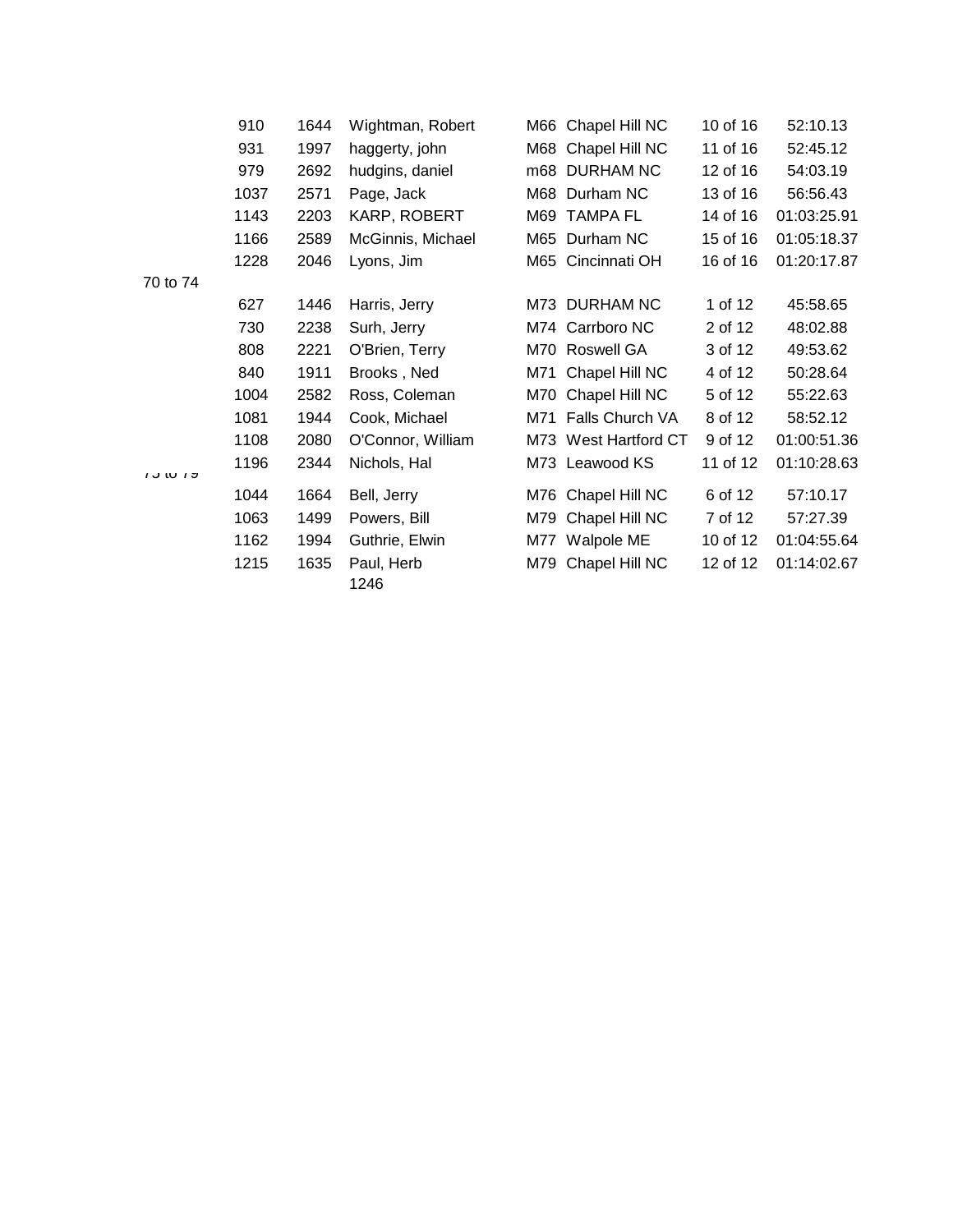| | | | | | | | |
|---|---|---|---|---|---|---|---|
| | 910 | 1644 | Wightman, Robert | M66 | Chapel Hill NC | 10 of 16 | 52:10.13 |
| | 931 | 1997 | haggerty, john | M68 | Chapel Hill NC | 11 of 16 | 52:45.12 |
| | 979 | 2692 | hudgins, daniel | m68 | DURHAM NC | 12 of 16 | 54:03.19 |
| | 1037 | 2571 | Page, Jack | M68 | Durham NC | 13 of 16 | 56:56.43 |
| | 1143 | 2203 | KARP, ROBERT | M69 | TAMPA FL | 14 of 16 | 01:03:25.91 |
| | 1166 | 2589 | McGinnis, Michael | M65 | Durham NC | 15 of 16 | 01:05:18.37 |
| | 1228 | 2046 | Lyons, Jim | M65 | Cincinnati OH | 16 of 16 | 01:20:17.87 |
| 70 to 74 | | | | | | | |
| | 627 | 1446 | Harris, Jerry | M73 | DURHAM NC | 1 of 12 | 45:58.65 |
| | 730 | 2238 | Surh, Jerry | M74 | Carrboro NC | 2 of 12 | 48:02.88 |
| | 808 | 2221 | O'Brien, Terry | M70 | Roswell GA | 3 of 12 | 49:53.62 |
| | 840 | 1911 | Brooks , Ned | M71 | Chapel Hill NC | 4 of 12 | 50:28.64 |
| | 1004 | 2582 | Ross, Coleman | M70 | Chapel Hill NC | 5 of 12 | 55:22.63 |
| | 1081 | 1944 | Cook, Michael | M71 | Falls Church VA | 8 of 12 | 58:52.12 |
| | 1108 | 2080 | O'Connor, William | M73 | West Hartford CT | 9 of 12 | 01:00:51.36 |
| | 1196 | 2344 | Nichols, Hal | M73 | Leawood KS | 11 of 12 | 01:10:28.63 |
| 75 to 79 | | | | | | | |
| | 1044 | 1664 | Bell, Jerry | M76 | Chapel Hill NC | 6 of 12 | 57:10.17 |
| | 1063 | 1499 | Powers, Bill | M79 | Chapel Hill NC | 7 of 12 | 57:27.39 |
| | 1162 | 1994 | Guthrie, Elwin | M77 | Walpole ME | 10 of 12 | 01:04:55.64 |
| | 1215 | 1635 | Paul, Herb | M79 | Chapel Hill NC | 12 of 12 | 01:14:02.67 |
| | | | 1246 | | | | |